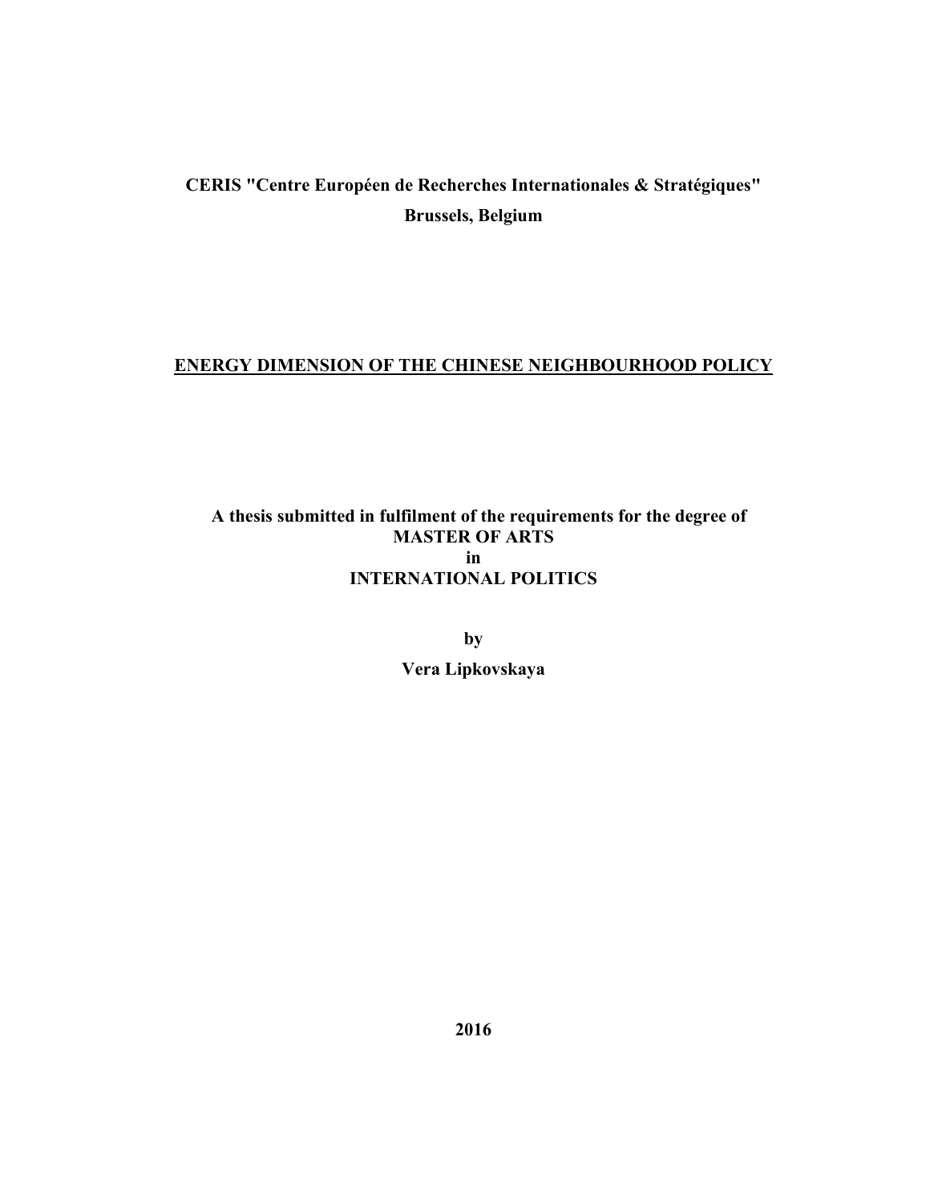**CERIS "Centre Européen de Recherches Internationales & Stratégiques"**
**Brussels, Belgium**

# ENERGY DIMENSION OF THE CHINESE NEIGHBOURHOOD POLICY

**A thesis submitted in fulfilment of the requirements for the degree of**
**MASTER OF ARTS**
**in**
**INTERNATIONAL POLITICS**

**by**

**Vera Lipkovskaya**

**2016**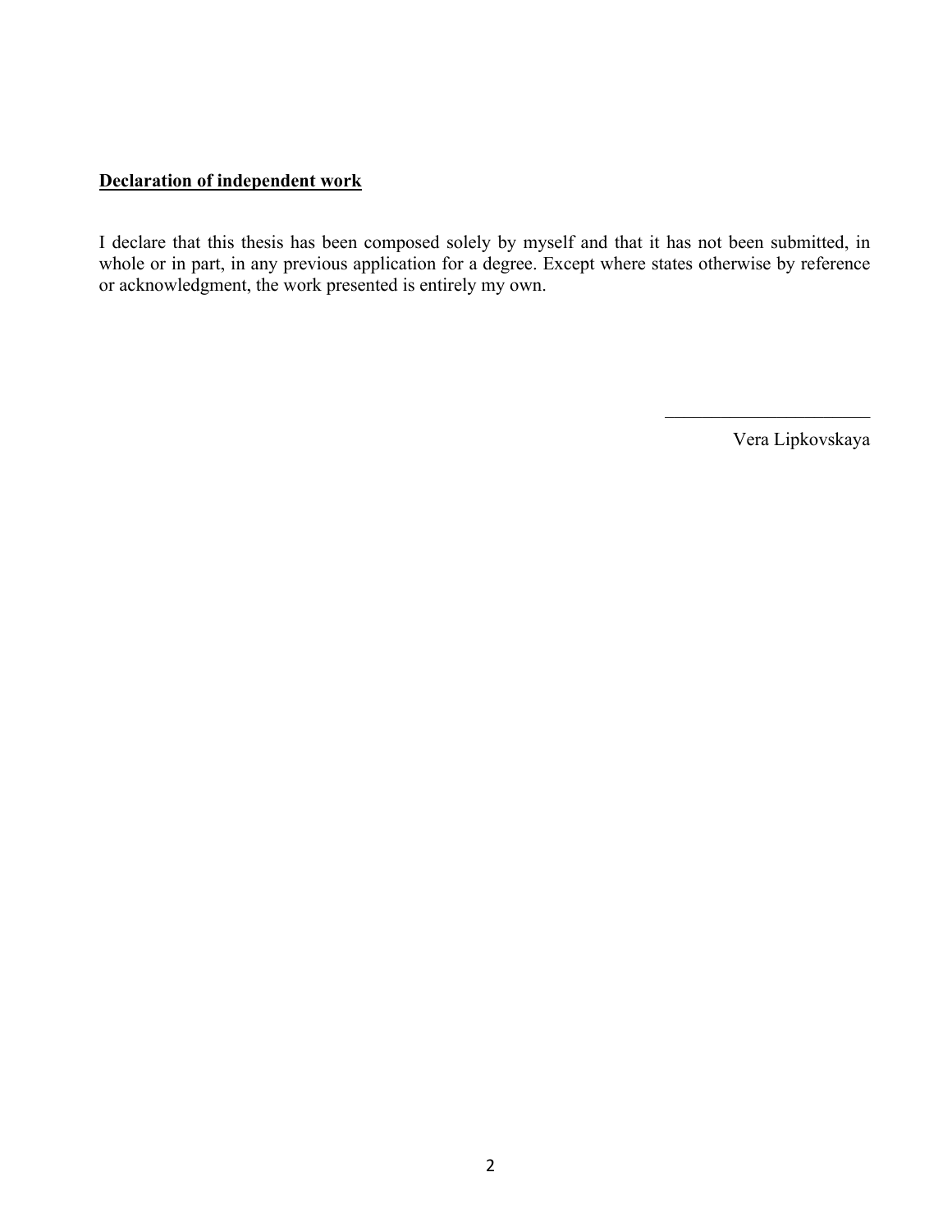**Declaration of independent work**

I declare that this thesis has been composed solely by myself and that it has not been submitted, in whole or in part, in any previous application for a degree. Except where states otherwise by reference or acknowledgment, the work presented is entirely my own.

\_\_\_\_\_\_\_\_\_\_\_\_\_\_\_\_\_\_\_\_\_\_\_\_

Vera Lipkovskaya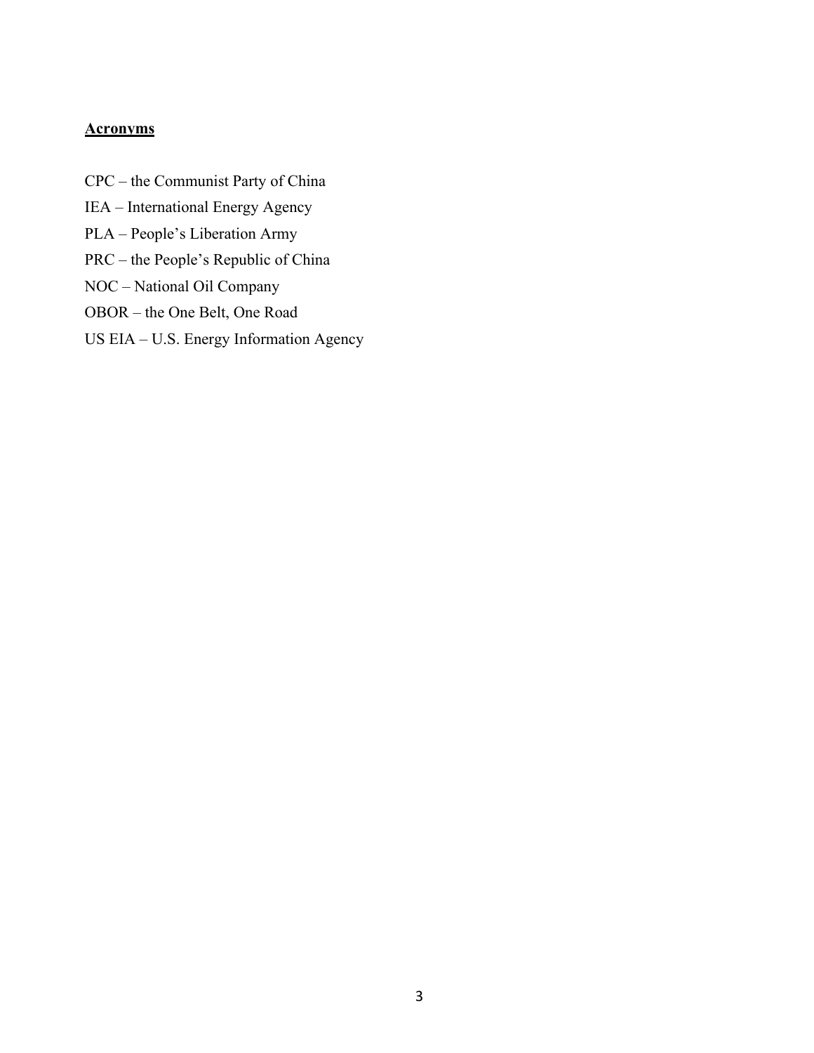## Acronyms

CPC – the Communist Party of China

IEA – International Energy Agency

PLA – People's Liberation Army

PRC – the People's Republic of China

NOC – National Oil Company

OBOR – the One Belt, One Road

US EIA – U.S. Energy Information Agency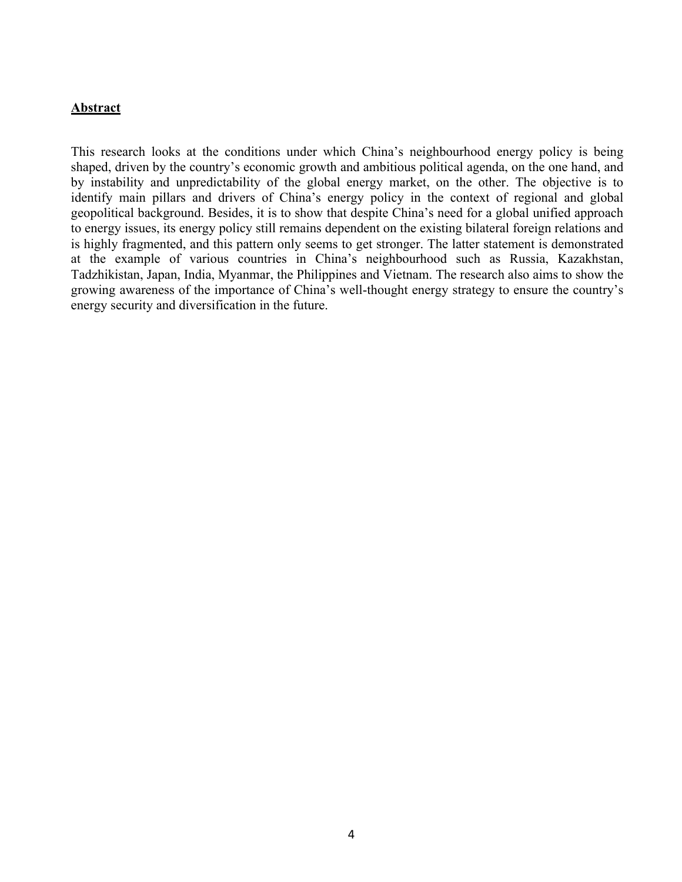## Abstract

This research looks at the conditions under which China's neighbourhood energy policy is being shaped, driven by the country's economic growth and ambitious political agenda, on the one hand, and by instability and unpredictability of the global energy market, on the other. The objective is to identify main pillars and drivers of China's energy policy in the context of regional and global geopolitical background. Besides, it is to show that despite China's need for a global unified approach to energy issues, its energy policy still remains dependent on the existing bilateral foreign relations and is highly fragmented, and this pattern only seems to get stronger. The latter statement is demonstrated at the example of various countries in China's neighbourhood such as Russia, Kazakhstan, Tadzhikistan, Japan, India, Myanmar, the Philippines and Vietnam. The research also aims to show the growing awareness of the importance of China's well-thought energy strategy to ensure the country's energy security and diversification in the future.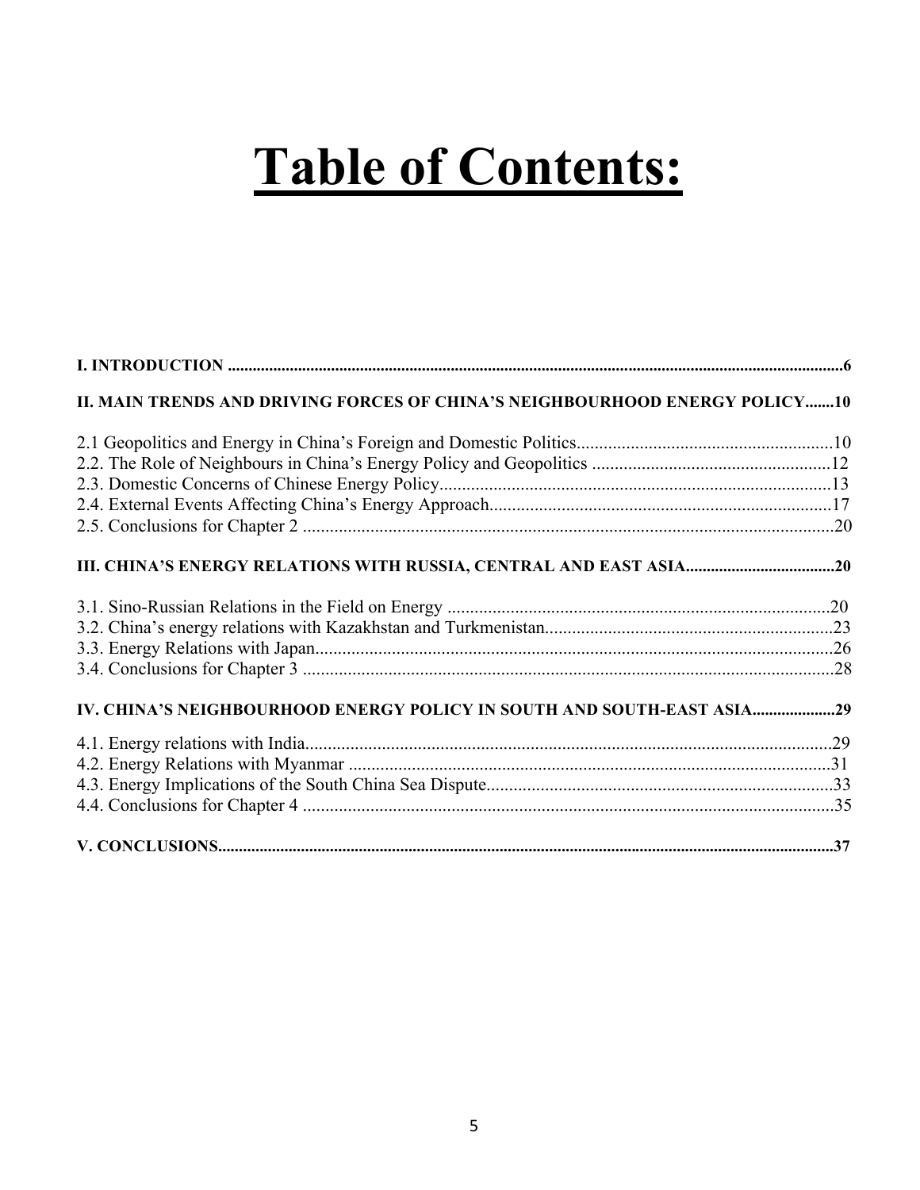# Table of Contents:

**I. INTRODUCTION ........................................................................................................................................6**

**II. MAIN TRENDS AND DRIVING FORCES OF CHINA'S NEIGHBOURHOOD ENERGY POLICY.......10**

2.1 Geopolitics and Energy in China's Foreign and Domestic Politics.........................................................10
2.2. The Role of Neighbours in China's Energy Policy and Geopolitics .....................................................12
2.3. Domestic Concerns of Chinese Energy Policy.......................................................................................13
2.4. External Events Affecting China's Energy Approach............................................................................17
2.5. Conclusions for Chapter 2 ......................................................................................................................20

**III. CHINA'S ENERGY RELATIONS WITH RUSSIA, CENTRAL AND EAST ASIA....................................20**

3.1. Sino-Russian Relations in the Field on Energy .....................................................................................20
3.2. China's energy relations with Kazakhstan and Turkmenistan................................................................23
3.3. Energy Relations with Japan...................................................................................................................26
3.4. Conclusions for Chapter 3 ......................................................................................................................28

**IV. CHINA'S NEIGHBOURHOOD ENERGY POLICY IN SOUTH AND SOUTH-EAST ASIA....................29**

4.1. Energy relations with India.....................................................................................................................29
4.2. Energy Relations with Myanmar ...........................................................................................................31
4.3. Energy Implications of the South China Sea Dispute.............................................................................33
4.4. Conclusions for Chapter 4 ......................................................................................................................35

**V. CONCLUSIONS...........................................................................................................................................37**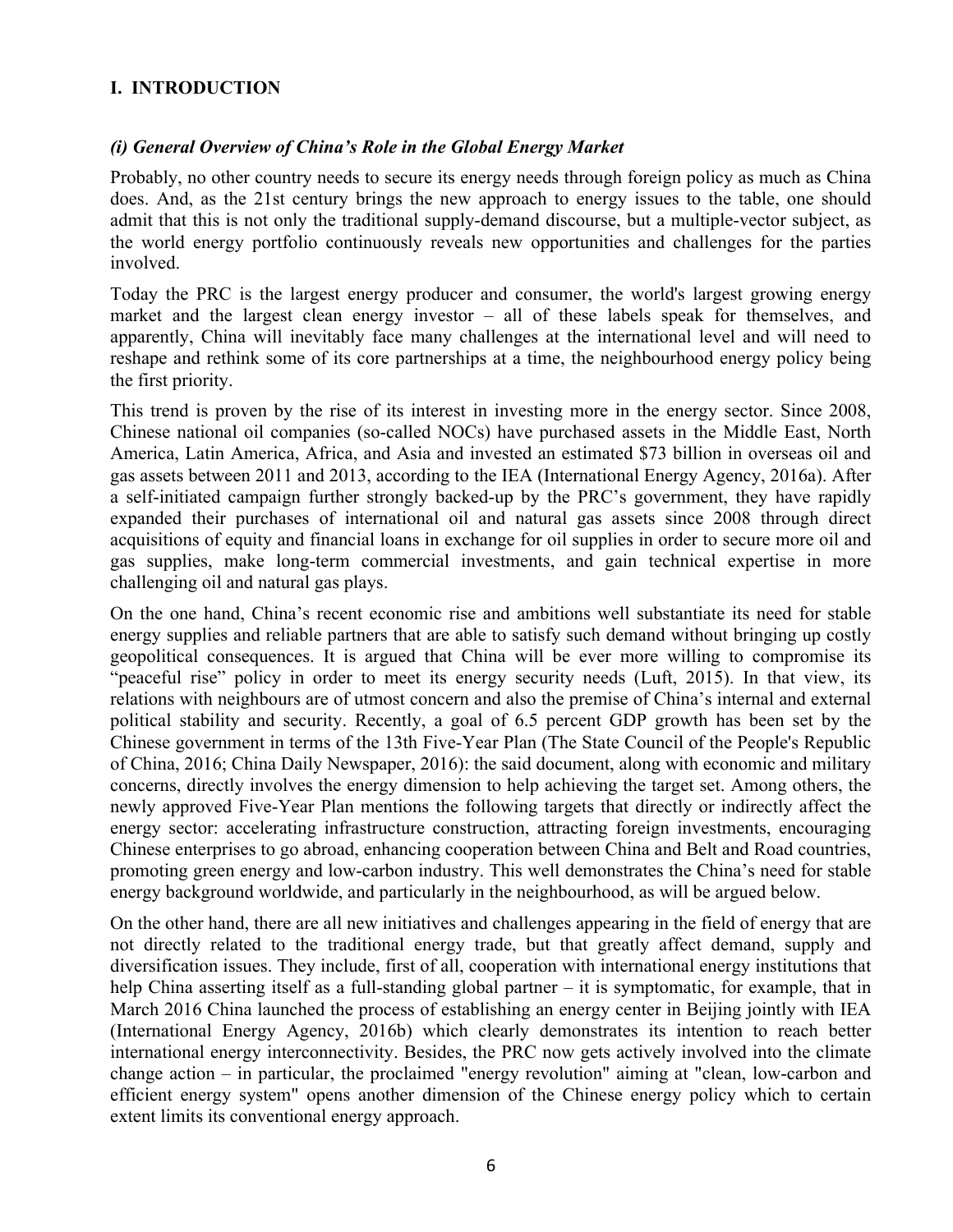## I. INTRODUCTION

### *(i) General Overview of China's Role in the Global Energy Market*

Probably, no other country needs to secure its energy needs through foreign policy as much as China does. And, as the 21st century brings the new approach to energy issues to the table, one should admit that this is not only the traditional supply-demand discourse, but a multiple-vector subject, as the world energy portfolio continuously reveals new opportunities and challenges for the parties involved.

Today the PRC is the largest energy producer and consumer, the world's largest growing energy market and the largest clean energy investor – all of these labels speak for themselves, and apparently, China will inevitably face many challenges at the international level and will need to reshape and rethink some of its core partnerships at a time, the neighbourhood energy policy being the first priority.

This trend is proven by the rise of its interest in investing more in the energy sector. Since 2008, Chinese national oil companies (so-called NOCs) have purchased assets in the Middle East, North America, Latin America, Africa, and Asia and invested an estimated $73 billion in overseas oil and gas assets between 2011 and 2013, according to the IEA (International Energy Agency, 2016a). After a self-initiated campaign further strongly backed-up by the PRC's government, they have rapidly expanded their purchases of international oil and natural gas assets since 2008 through direct acquisitions of equity and financial loans in exchange for oil supplies in order to secure more oil and gas supplies, make long-term commercial investments, and gain technical expertise in more challenging oil and natural gas plays.

On the one hand, China's recent economic rise and ambitions well substantiate its need for stable energy supplies and reliable partners that are able to satisfy such demand without bringing up costly geopolitical consequences. It is argued that China will be ever more willing to compromise its "peaceful rise" policy in order to meet its energy security needs (Luft, 2015). In that view, its relations with neighbours are of utmost concern and also the premise of China's internal and external political stability and security. Recently, a goal of 6.5 percent GDP growth has been set by the Chinese government in terms of the 13th Five-Year Plan (The State Council of the People's Republic of China, 2016; China Daily Newspaper, 2016): the said document, along with economic and military concerns, directly involves the energy dimension to help achieving the target set. Among others, the newly approved Five-Year Plan mentions the following targets that directly or indirectly affect the energy sector: accelerating infrastructure construction, attracting foreign investments, encouraging Chinese enterprises to go abroad, enhancing cooperation between China and Belt and Road countries, promoting green energy and low-carbon industry. This well demonstrates the China's need for stable energy background worldwide, and particularly in the neighbourhood, as will be argued below.

On the other hand, there are all new initiatives and challenges appearing in the field of energy that are not directly related to the traditional energy trade, but that greatly affect demand, supply and diversification issues. They include, first of all, cooperation with international energy institutions that help China asserting itself as a full-standing global partner – it is symptomatic, for example, that in March 2016 China launched the process of establishing an energy center in Beijing jointly with IEA (International Energy Agency, 2016b) which clearly demonstrates its intention to reach better international energy interconnectivity. Besides, the PRC now gets actively involved into the climate change action – in particular, the proclaimed "energy revolution" aiming at "clean, low-carbon and efficient energy system" opens another dimension of the Chinese energy policy which to certain extent limits its conventional energy approach.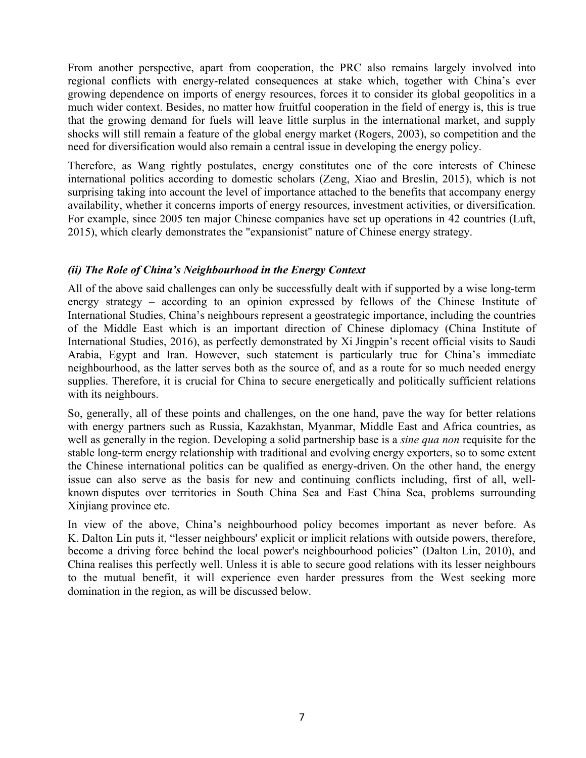From another perspective, apart from cooperation, the PRC also remains largely involved into regional conflicts with energy-related consequences at stake which, together with China's ever growing dependence on imports of energy resources, forces it to consider its global geopolitics in a much wider context. Besides, no matter how fruitful cooperation in the field of energy is, this is true that the growing demand for fuels will leave little surplus in the international market, and supply shocks will still remain a feature of the global energy market (Rogers, 2003), so competition and the need for diversification would also remain a central issue in developing the energy policy.

Therefore, as Wang rightly postulates, energy constitutes one of the core interests of Chinese international politics according to domestic scholars (Zeng, Xiao and Breslin, 2015), which is not surprising taking into account the level of importance attached to the benefits that accompany energy availability, whether it concerns imports of energy resources, investment activities, or diversification. For example, since 2005 ten major Chinese companies have set up operations in 42 countries (Luft, 2015), which clearly demonstrates the "expansionist" nature of Chinese energy strategy.

### *(ii) The Role of China's Neighbourhood in the Energy Context*

All of the above said challenges can only be successfully dealt with if supported by a wise long-term energy strategy – according to an opinion expressed by fellows of the Chinese Institute of International Studies, China's neighbours represent a geostrategic importance, including the countries of the Middle East which is an important direction of Chinese diplomacy (China Institute of International Studies, 2016), as perfectly demonstrated by Xi Jingpin's recent official visits to Saudi Arabia, Egypt and Iran. However, such statement is particularly true for China's immediate neighbourhood, as the latter serves both as the source of, and as a route for so much needed energy supplies. Therefore, it is crucial for China to secure energetically and politically sufficient relations with its neighbours.

So, generally, all of these points and challenges, on the one hand, pave the way for better relations with energy partners such as Russia, Kazakhstan, Myanmar, Middle East and Africa countries, as well as generally in the region. Developing a solid partnership base is a *sine qua non* requisite for the stable long-term energy relationship with traditional and evolving energy exporters, so to some extent the Chinese international politics can be qualified as energy-driven. On the other hand, the energy issue can also serve as the basis for new and continuing conflicts including, first of all, well-known disputes over territories in South China Sea and East China Sea, problems surrounding Xinjiang province etc.

In view of the above, China's neighbourhood policy becomes important as never before. As K. Dalton Lin puts it, "lesser neighbours' explicit or implicit relations with outside powers, therefore, become a driving force behind the local power's neighbourhood policies" (Dalton Lin, 2010), and China realises this perfectly well. Unless it is able to secure good relations with its lesser neighbours to the mutual benefit, it will experience even harder pressures from the West seeking more domination in the region, as will be discussed below.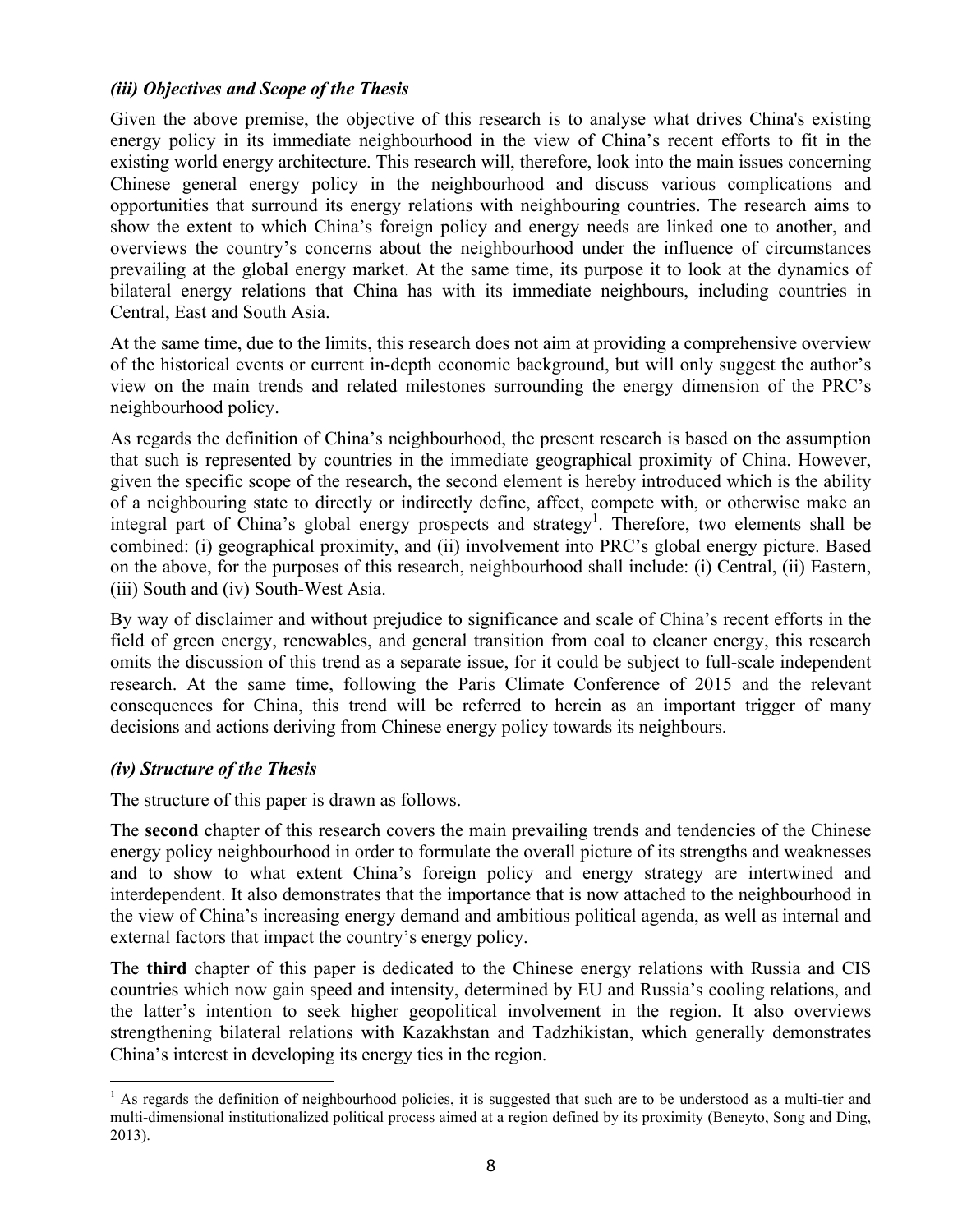### *(iii) Objectives and Scope of the Thesis*

Given the above premise, the objective of this research is to analyse what drives China's existing energy policy in its immediate neighbourhood in the view of China's recent efforts to fit in the existing world energy architecture. This research will, therefore, look into the main issues concerning Chinese general energy policy in the neighbourhood and discuss various complications and opportunities that surround its energy relations with neighbouring countries. The research aims to show the extent to which China's foreign policy and energy needs are linked one to another, and overviews the country's concerns about the neighbourhood under the influence of circumstances prevailing at the global energy market. At the same time, its purpose it to look at the dynamics of bilateral energy relations that China has with its immediate neighbours, including countries in Central, East and South Asia.

At the same time, due to the limits, this research does not aim at providing a comprehensive overview of the historical events or current in-depth economic background, but will only suggest the author's view on the main trends and related milestones surrounding the energy dimension of the PRC's neighbourhood policy.

As regards the definition of China's neighbourhood, the present research is based on the assumption that such is represented by countries in the immediate geographical proximity of China. However, given the specific scope of the research, the second element is hereby introduced which is the ability of a neighbouring state to directly or indirectly define, affect, compete with, or otherwise make an integral part of China's global energy prospects and strategy[1]. Therefore, two elements shall be combined: (i) geographical proximity, and (ii) involvement into PRC's global energy picture. Based on the above, for the purposes of this research, neighbourhood shall include: (i) Central, (ii) Eastern, (iii) South and (iv) South-West Asia.

By way of disclaimer and without prejudice to significance and scale of China's recent efforts in the field of green energy, renewables, and general transition from coal to cleaner energy, this research omits the discussion of this trend as a separate issue, for it could be subject to full-scale independent research. At the same time, following the Paris Climate Conference of 2015 and the relevant consequences for China, this trend will be referred to herein as an important trigger of many decisions and actions deriving from Chinese energy policy towards its neighbours.

### *(iv) Structure of the Thesis*

The structure of this paper is drawn as follows.

The **second** chapter of this research covers the main prevailing trends and tendencies of the Chinese energy policy neighbourhood in order to formulate the overall picture of its strengths and weaknesses and to show to what extent China's foreign policy and energy strategy are intertwined and interdependent. It also demonstrates that the importance that is now attached to the neighbourhood in the view of China's increasing energy demand and ambitious political agenda, as well as internal and external factors that impact the country's energy policy.

The **third** chapter of this paper is dedicated to the Chinese energy relations with Russia and CIS countries which now gain speed and intensity, determined by EU and Russia's cooling relations, and the latter's intention to seek higher geopolitical involvement in the region. It also overviews strengthening bilateral relations with Kazakhstan and Tadzhikistan, which generally demonstrates China's interest in developing its energy ties in the region.

---

[1] As regards the definition of neighbourhood policies, it is suggested that such are to be understood as a multi-tier and multi-dimensional institutionalized political process aimed at a region defined by its proximity (Beneyto, Song and Ding, 2013).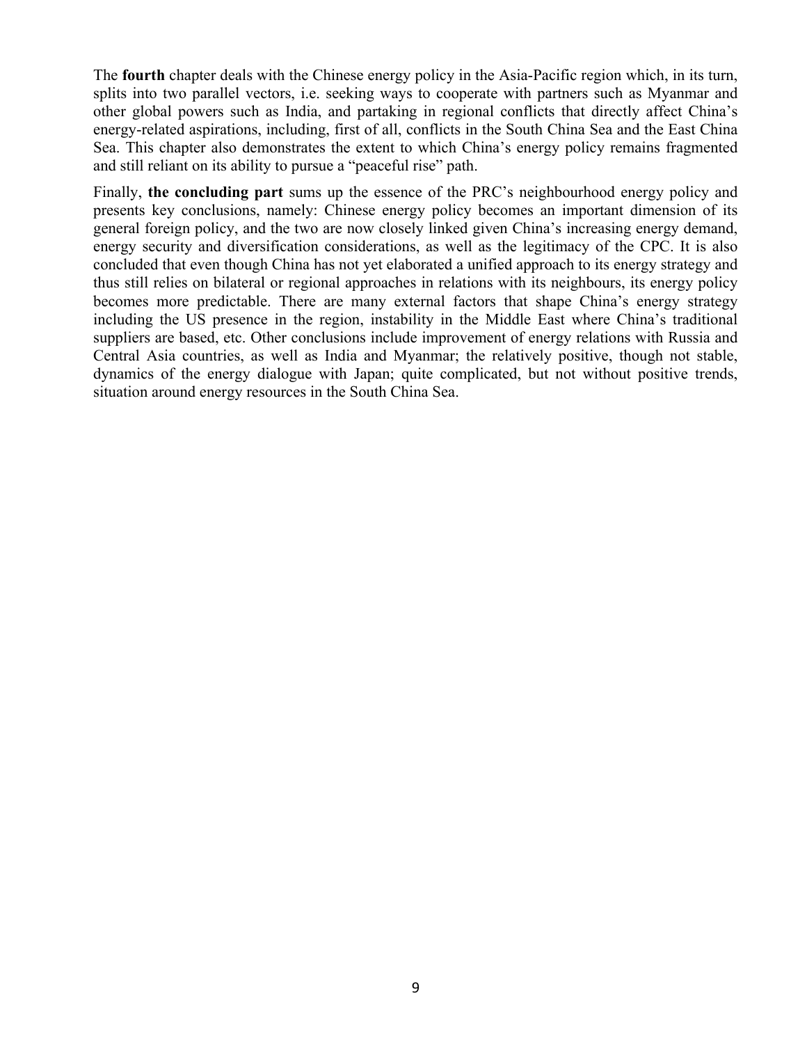The **fourth** chapter deals with the Chinese energy policy in the Asia-Pacific region which, in its turn, splits into two parallel vectors, i.e. seeking ways to cooperate with partners such as Myanmar and other global powers such as India, and partaking in regional conflicts that directly affect China's energy-related aspirations, including, first of all, conflicts in the South China Sea and the East China Sea. This chapter also demonstrates the extent to which China's energy policy remains fragmented and still reliant on its ability to pursue a "peaceful rise" path.

Finally, **the concluding part** sums up the essence of the PRC's neighbourhood energy policy and presents key conclusions, namely: Chinese energy policy becomes an important dimension of its general foreign policy, and the two are now closely linked given China's increasing energy demand, energy security and diversification considerations, as well as the legitimacy of the CPC. It is also concluded that even though China has not yet elaborated a unified approach to its energy strategy and thus still relies on bilateral or regional approaches in relations with its neighbours, its energy policy becomes more predictable. There are many external factors that shape China's energy strategy including the US presence in the region, instability in the Middle East where China's traditional suppliers are based, etc. Other conclusions include improvement of energy relations with Russia and Central Asia countries, as well as India and Myanmar; the relatively positive, though not stable, dynamics of the energy dialogue with Japan; quite complicated, but not without positive trends, situation around energy resources in the South China Sea.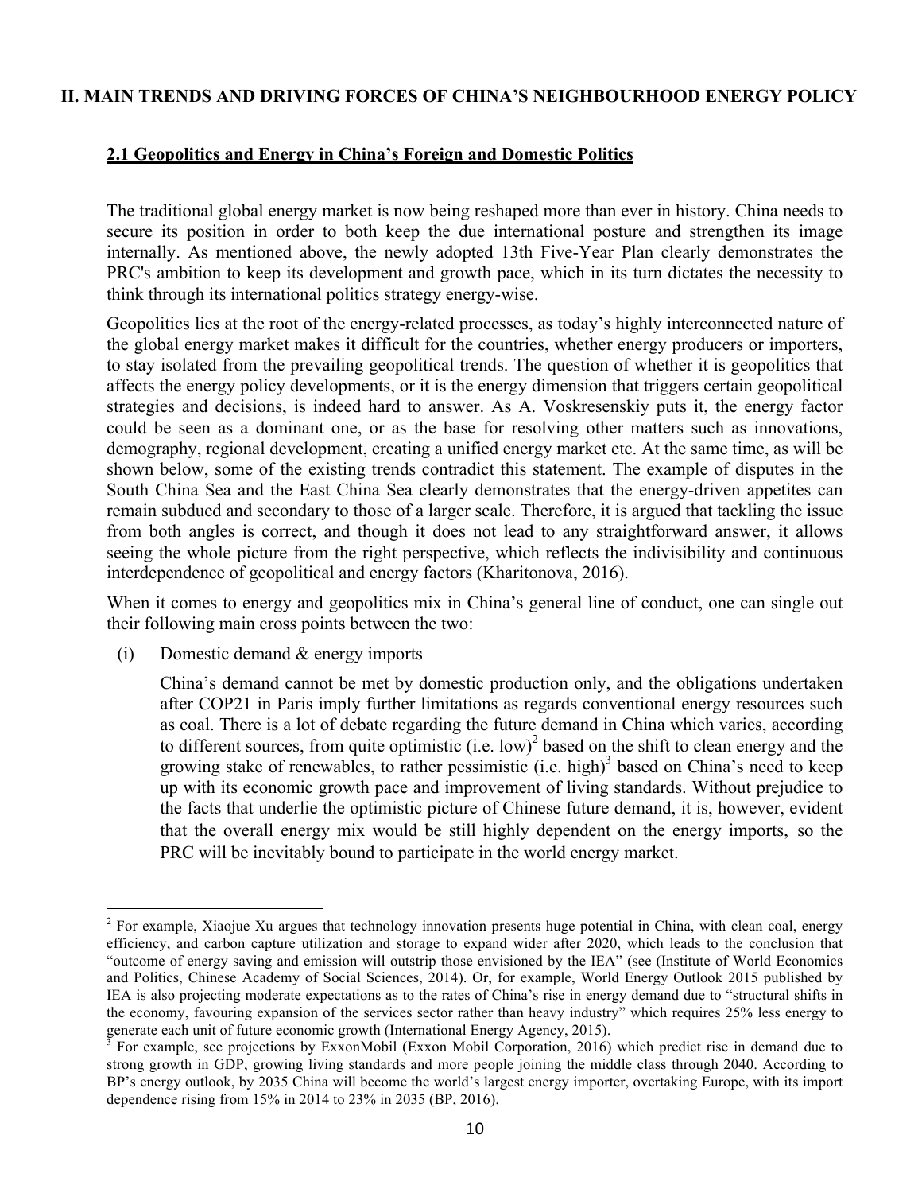## II. MAIN TRENDS AND DRIVING FORCES OF CHINA'S NEIGHBOURHOOD ENERGY POLICY

### 2.1 Geopolitics and Energy in China's Foreign and Domestic Politics

The traditional global energy market is now being reshaped more than ever in history. China needs to secure its position in order to both keep the due international posture and strengthen its image internally. As mentioned above, the newly adopted 13th Five-Year Plan clearly demonstrates the PRC's ambition to keep its development and growth pace, which in its turn dictates the necessity to think through its international politics strategy energy-wise.

Geopolitics lies at the root of the energy-related processes, as today's highly interconnected nature of the global energy market makes it difficult for the countries, whether energy producers or importers, to stay isolated from the prevailing geopolitical trends. The question of whether it is geopolitics that affects the energy policy developments, or it is the energy dimension that triggers certain geopolitical strategies and decisions, is indeed hard to answer. As A. Voskresenskiy puts it, the energy factor could be seen as a dominant one, or as the base for resolving other matters such as innovations, demography, regional development, creating a unified energy market etc. At the same time, as will be shown below, some of the existing trends contradict this statement. The example of disputes in the South China Sea and the East China Sea clearly demonstrates that the energy-driven appetites can remain subdued and secondary to those of a larger scale. Therefore, it is argued that tackling the issue from both angles is correct, and though it does not lead to any straightforward answer, it allows seeing the whole picture from the right perspective, which reflects the indivisibility and continuous interdependence of geopolitical and energy factors (Kharitonova, 2016).

When it comes to energy and geopolitics mix in China's general line of conduct, one can single out their following main cross points between the two:

(i) Domestic demand & energy imports

China's demand cannot be met by domestic production only, and the obligations undertaken after COP21 in Paris imply further limitations as regards conventional energy resources such as coal. There is a lot of debate regarding the future demand in China which varies, according to different sources, from quite optimistic (i.e. low)[2] based on the shift to clean energy and the growing stake of renewables, to rather pessimistic (i.e. high)[3] based on China's need to keep up with its economic growth pace and improvement of living standards. Without prejudice to the facts that underlie the optimistic picture of Chinese future demand, it is, however, evident that the overall energy mix would be still highly dependent on the energy imports, so the PRC will be inevitably bound to participate in the world energy market.

---

[2] For example, Xiaojue Xu argues that technology innovation presents huge potential in China, with clean coal, energy efficiency, and carbon capture utilization and storage to expand wider after 2020, which leads to the conclusion that "outcome of energy saving and emission will outstrip those envisioned by the IEA" (see (Institute of World Economics and Politics, Chinese Academy of Social Sciences, 2014). Or, for example, World Energy Outlook 2015 published by IEA is also projecting moderate expectations as to the rates of China's rise in energy demand due to "structural shifts in the economy, favouring expansion of the services sector rather than heavy industry" which requires 25% less energy to generate each unit of future economic growth (International Energy Agency, 2015).

[3] For example, see projections by ExxonMobil (Exxon Mobil Corporation, 2016) which predict rise in demand due to strong growth in GDP, growing living standards and more people joining the middle class through 2040. According to BP's energy outlook, by 2035 China will become the world's largest energy importer, overtaking Europe, with its import dependence rising from 15% in 2014 to 23% in 2035 (BP, 2016).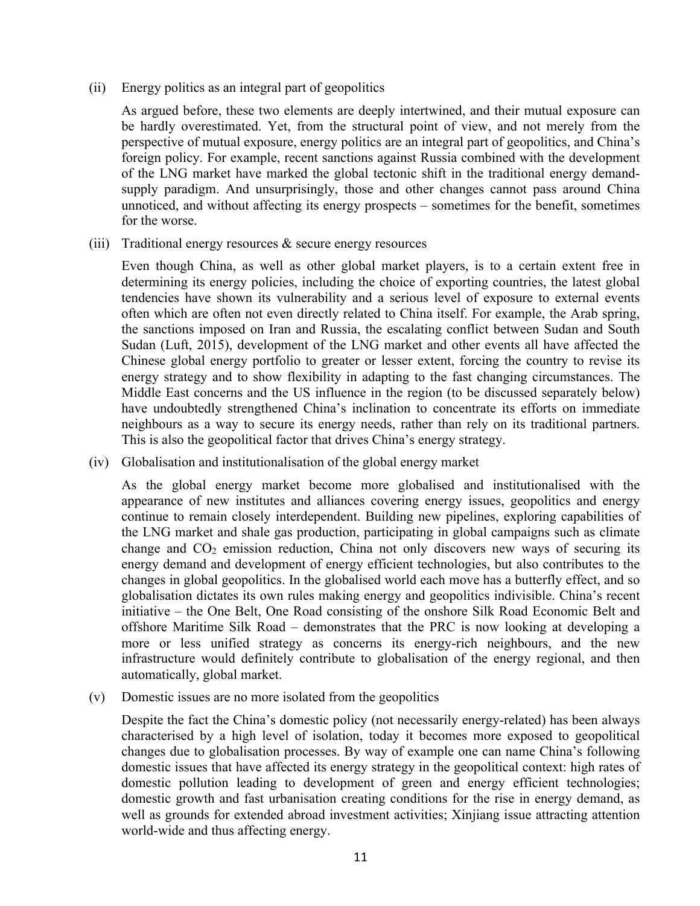(ii) Energy politics as an integral part of geopolitics

As argued before, these two elements are deeply intertwined, and their mutual exposure can be hardly overestimated. Yet, from the structural point of view, and not merely from the perspective of mutual exposure, energy politics are an integral part of geopolitics, and China's foreign policy. For example, recent sanctions against Russia combined with the development of the LNG market have marked the global tectonic shift in the traditional energy demand-supply paradigm. And unsurprisingly, those and other changes cannot pass around China unnoticed, and without affecting its energy prospects – sometimes for the benefit, sometimes for the worse.

(iii) Traditional energy resources & secure energy resources

Even though China, as well as other global market players, is to a certain extent free in determining its energy policies, including the choice of exporting countries, the latest global tendencies have shown its vulnerability and a serious level of exposure to external events often which are often not even directly related to China itself. For example, the Arab spring, the sanctions imposed on Iran and Russia, the escalating conflict between Sudan and South Sudan (Luft, 2015), development of the LNG market and other events all have affected the Chinese global energy portfolio to greater or lesser extent, forcing the country to revise its energy strategy and to show flexibility in adapting to the fast changing circumstances. The Middle East concerns and the US influence in the region (to be discussed separately below) have undoubtedly strengthened China's inclination to concentrate its efforts on immediate neighbours as a way to secure its energy needs, rather than rely on its traditional partners. This is also the geopolitical factor that drives China's energy strategy.

(iv) Globalisation and institutionalisation of the global energy market

As the global energy market become more globalised and institutionalised with the appearance of new institutes and alliances covering energy issues, geopolitics and energy continue to remain closely interdependent. Building new pipelines, exploring capabilities of the LNG market and shale gas production, participating in global campaigns such as climate change and $CO_2$ emission reduction, China not only discovers new ways of securing its energy demand and development of energy efficient technologies, but also contributes to the changes in global geopolitics. In the globalised world each move has a butterfly effect, and so globalisation dictates its own rules making energy and geopolitics indivisible. China's recent initiative – the One Belt, One Road consisting of the onshore Silk Road Economic Belt and offshore Maritime Silk Road – demonstrates that the PRC is now looking at developing a more or less unified strategy as concerns its energy-rich neighbours, and the new infrastructure would definitely contribute to globalisation of the energy regional, and then automatically, global market.

(v) Domestic issues are no more isolated from the geopolitics

Despite the fact the China's domestic policy (not necessarily energy-related) has been always characterised by a high level of isolation, today it becomes more exposed to geopolitical changes due to globalisation processes. By way of example one can name China's following domestic issues that have affected its energy strategy in the geopolitical context: high rates of domestic pollution leading to development of green and energy efficient technologies; domestic growth and fast urbanisation creating conditions for the rise in energy demand, as well as grounds for extended abroad investment activities; Xinjiang issue attracting attention world-wide and thus affecting energy.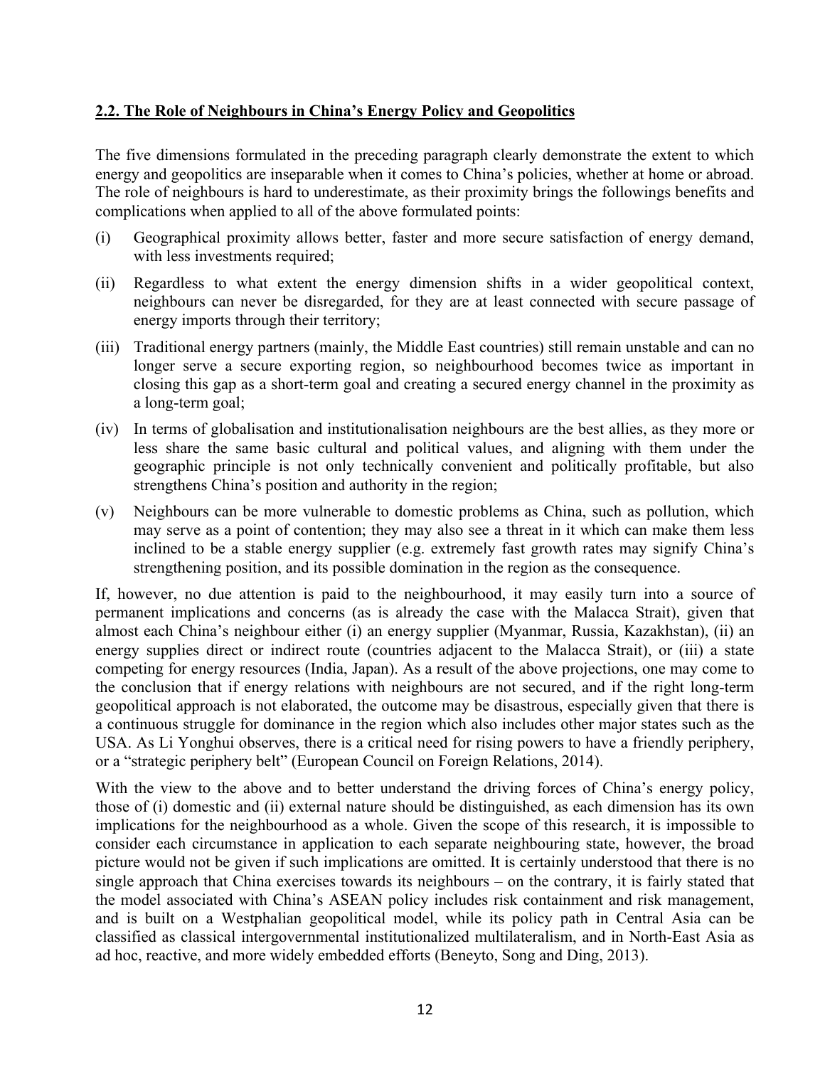## 2.2. The Role of Neighbours in China's Energy Policy and Geopolitics

The five dimensions formulated in the preceding paragraph clearly demonstrate the extent to which energy and geopolitics are inseparable when it comes to China's policies, whether at home or abroad. The role of neighbours is hard to underestimate, as their proximity brings the followings benefits and complications when applied to all of the above formulated points:

(i) Geographical proximity allows better, faster and more secure satisfaction of energy demand, with less investments required;

(ii) Regardless to what extent the energy dimension shifts in a wider geopolitical context, neighbours can never be disregarded, for they are at least connected with secure passage of energy imports through their territory;

(iii) Traditional energy partners (mainly, the Middle East countries) still remain unstable and can no longer serve a secure exporting region, so neighbourhood becomes twice as important in closing this gap as a short-term goal and creating a secured energy channel in the proximity as a long-term goal;

(iv) In terms of globalisation and institutionalisation neighbours are the best allies, as they more or less share the same basic cultural and political values, and aligning with them under the geographic principle is not only technically convenient and politically profitable, but also strengthens China's position and authority in the region;

(v) Neighbours can be more vulnerable to domestic problems as China, such as pollution, which may serve as a point of contention; they may also see a threat in it which can make them less inclined to be a stable energy supplier (e.g. extremely fast growth rates may signify China's strengthening position, and its possible domination in the region as the consequence.

If, however, no due attention is paid to the neighbourhood, it may easily turn into a source of permanent implications and concerns (as is already the case with the Malacca Strait), given that almost each China's neighbour either (i) an energy supplier (Myanmar, Russia, Kazakhstan), (ii) an energy supplies direct or indirect route (countries adjacent to the Malacca Strait), or (iii) a state competing for energy resources (India, Japan). As a result of the above projections, one may come to the conclusion that if energy relations with neighbours are not secured, and if the right long-term geopolitical approach is not elaborated, the outcome may be disastrous, especially given that there is a continuous struggle for dominance in the region which also includes other major states such as the USA. As Li Yonghui observes, there is a critical need for rising powers to have a friendly periphery, or a "strategic periphery belt" (European Council on Foreign Relations, 2014).

With the view to the above and to better understand the driving forces of China's energy policy, those of (i) domestic and (ii) external nature should be distinguished, as each dimension has its own implications for the neighbourhood as a whole. Given the scope of this research, it is impossible to consider each circumstance in application to each separate neighbouring state, however, the broad picture would not be given if such implications are omitted. It is certainly understood that there is no single approach that China exercises towards its neighbours – on the contrary, it is fairly stated that the model associated with China's ASEAN policy includes risk containment and risk management, and is built on a Westphalian geopolitical model, while its policy path in Central Asia can be classified as classical intergovernmental institutionalized multilateralism, and in North-East Asia as ad hoc, reactive, and more widely embedded efforts (Beneyto, Song and Ding, 2013).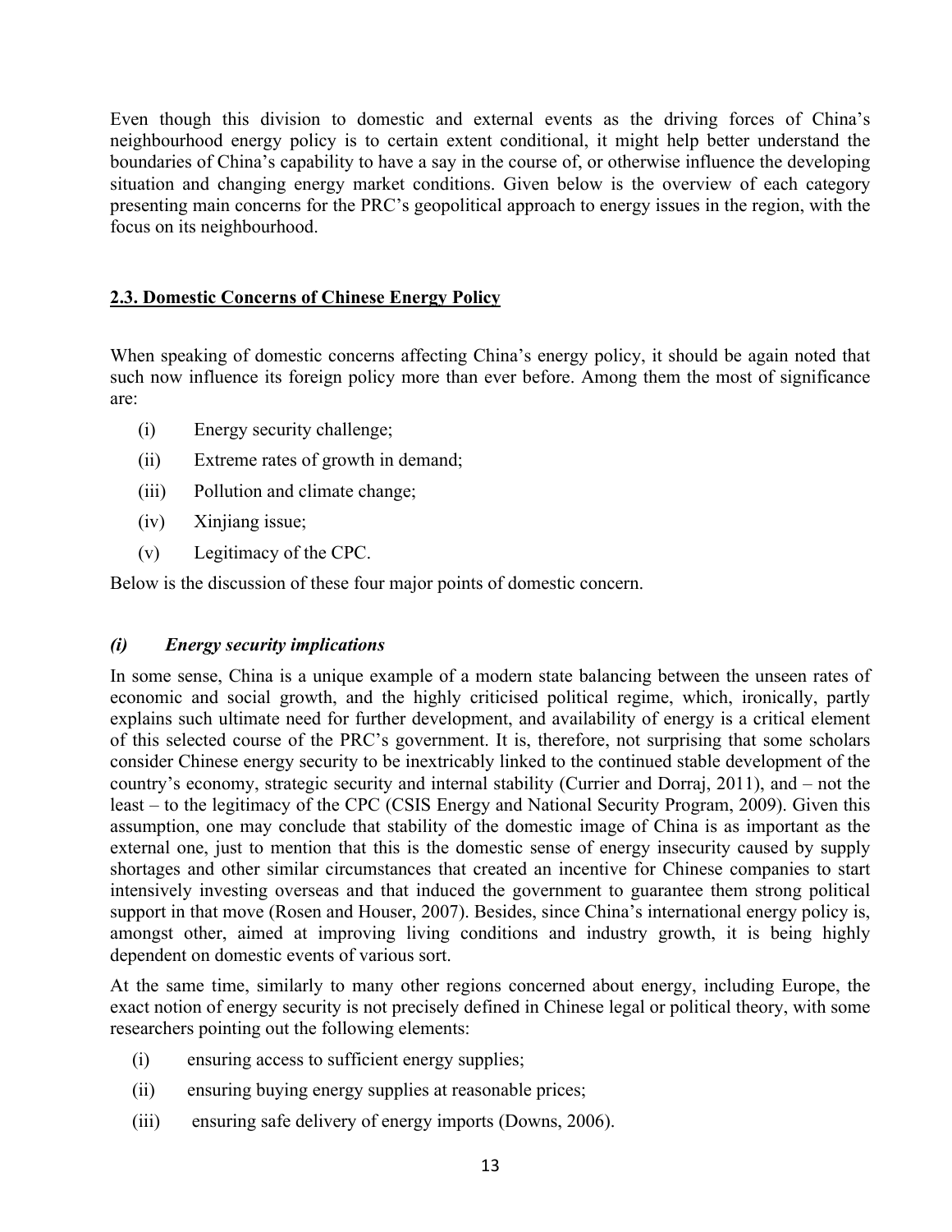Even though this division to domestic and external events as the driving forces of China's neighbourhood energy policy is to certain extent conditional, it might help better understand the boundaries of China's capability to have a say in the course of, or otherwise influence the developing situation and changing energy market conditions. Given below is the overview of each category presenting main concerns for the PRC's geopolitical approach to energy issues in the region, with the focus on its neighbourhood.

## 2.3. Domestic Concerns of Chinese Energy Policy

When speaking of domestic concerns affecting China's energy policy, it should be again noted that such now influence its foreign policy more than ever before. Among them the most of significance are:

(i) Energy security challenge;

(ii) Extreme rates of growth in demand;

(iii) Pollution and climate change;

(iv) Xinjiang issue;

(v) Legitimacy of the CPC.

Below is the discussion of these four major points of domestic concern.

### *(i) Energy security implications*

In some sense, China is a unique example of a modern state balancing between the unseen rates of economic and social growth, and the highly criticised political regime, which, ironically, partly explains such ultimate need for further development, and availability of energy is a critical element of this selected course of the PRC's government. It is, therefore, not surprising that some scholars consider Chinese energy security to be inextricably linked to the continued stable development of the country's economy, strategic security and internal stability (Currier and Dorraj, 2011), and – not the least – to the legitimacy of the CPC (CSIS Energy and National Security Program, 2009). Given this assumption, one may conclude that stability of the domestic image of China is as important as the external one, just to mention that this is the domestic sense of energy insecurity caused by supply shortages and other similar circumstances that created an incentive for Chinese companies to start intensively investing overseas and that induced the government to guarantee them strong political support in that move (Rosen and Houser, 2007). Besides, since China's international energy policy is, amongst other, aimed at improving living conditions and industry growth, it is being highly dependent on domestic events of various sort.

At the same time, similarly to many other regions concerned about energy, including Europe, the exact notion of energy security is not precisely defined in Chinese legal or political theory, with some researchers pointing out the following elements:

(i) ensuring access to sufficient energy supplies;

(ii) ensuring buying energy supplies at reasonable prices;

(iii) ensuring safe delivery of energy imports (Downs, 2006).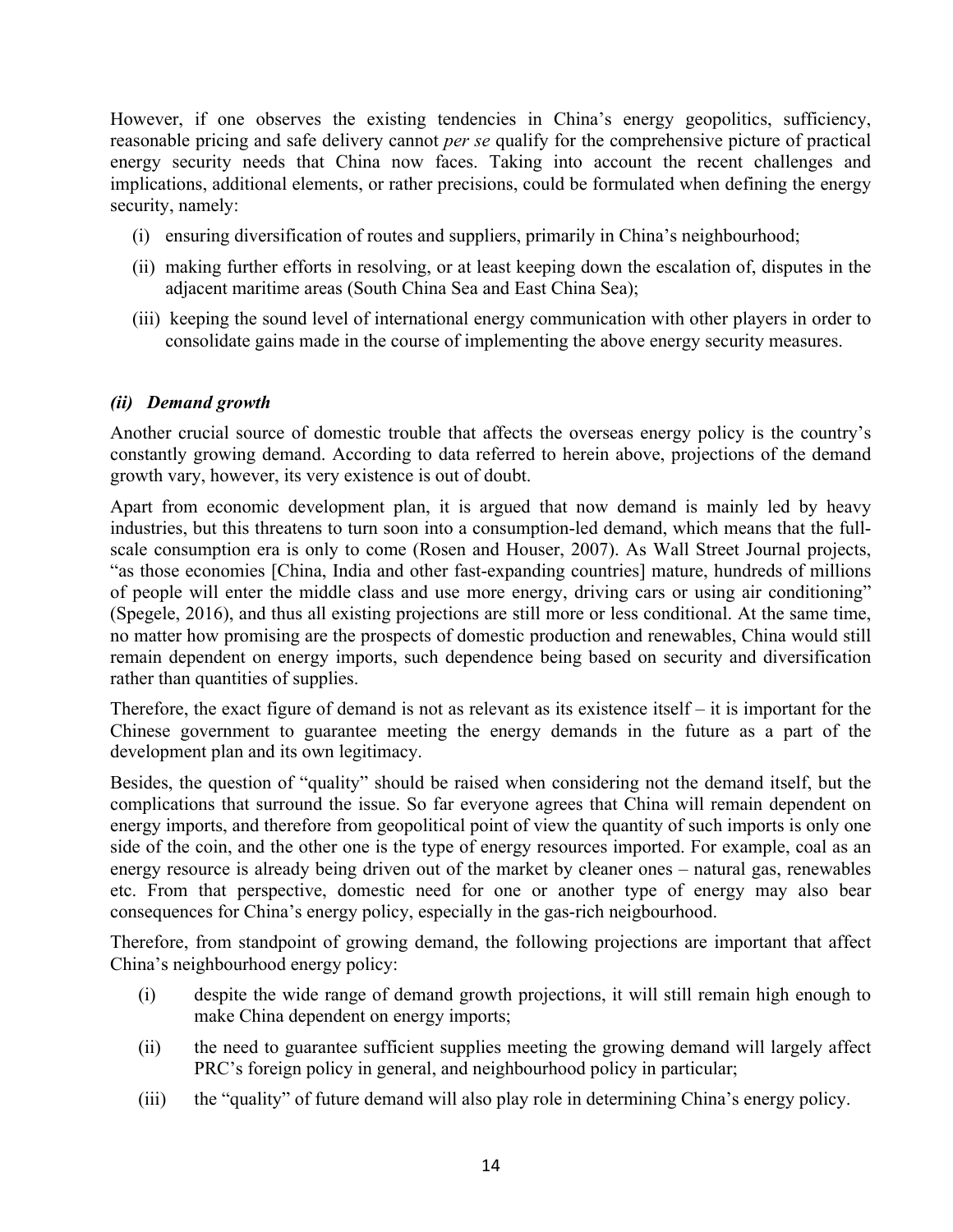However, if one observes the existing tendencies in China's energy geopolitics, sufficiency, reasonable pricing and safe delivery cannot *per se* qualify for the comprehensive picture of practical energy security needs that China now faces. Taking into account the recent challenges and implications, additional elements, or rather precisions, could be formulated when defining the energy security, namely:

(i) ensuring diversification of routes and suppliers, primarily in China's neighbourhood;

(ii) making further efforts in resolving, or at least keeping down the escalation of, disputes in the adjacent maritime areas (South China Sea and East China Sea);

(iii) keeping the sound level of international energy communication with other players in order to consolidate gains made in the course of implementing the above energy security measures.

### *(ii) Demand growth*

Another crucial source of domestic trouble that affects the overseas energy policy is the country's constantly growing demand. According to data referred to herein above, projections of the demand growth vary, however, its very existence is out of doubt.

Apart from economic development plan, it is argued that now demand is mainly led by heavy industries, but this threatens to turn soon into a consumption-led demand, which means that the full-scale consumption era is only to come (Rosen and Houser, 2007). As Wall Street Journal projects, "as those economies [China, India and other fast-expanding countries] mature, hundreds of millions of people will enter the middle class and use more energy, driving cars or using air conditioning" (Spegele, 2016), and thus all existing projections are still more or less conditional. At the same time, no matter how promising are the prospects of domestic production and renewables, China would still remain dependent on energy imports, such dependence being based on security and diversification rather than quantities of supplies.

Therefore, the exact figure of demand is not as relevant as its existence itself – it is important for the Chinese government to guarantee meeting the energy demands in the future as a part of the development plan and its own legitimacy.

Besides, the question of "quality" should be raised when considering not the demand itself, but the complications that surround the issue. So far everyone agrees that China will remain dependent on energy imports, and therefore from geopolitical point of view the quantity of such imports is only one side of the coin, and the other one is the type of energy resources imported. For example, coal as an energy resource is already being driven out of the market by cleaner ones – natural gas, renewables etc. From that perspective, domestic need for one or another type of energy may also bear consequences for China's energy policy, especially in the gas-rich neigbourhood.

Therefore, from standpoint of growing demand, the following projections are important that affect China's neighbourhood energy policy:

(i) despite the wide range of demand growth projections, it will still remain high enough to make China dependent on energy imports;

(ii) the need to guarantee sufficient supplies meeting the growing demand will largely affect PRC's foreign policy in general, and neighbourhood policy in particular;

(iii) the "quality" of future demand will also play role in determining China's energy policy.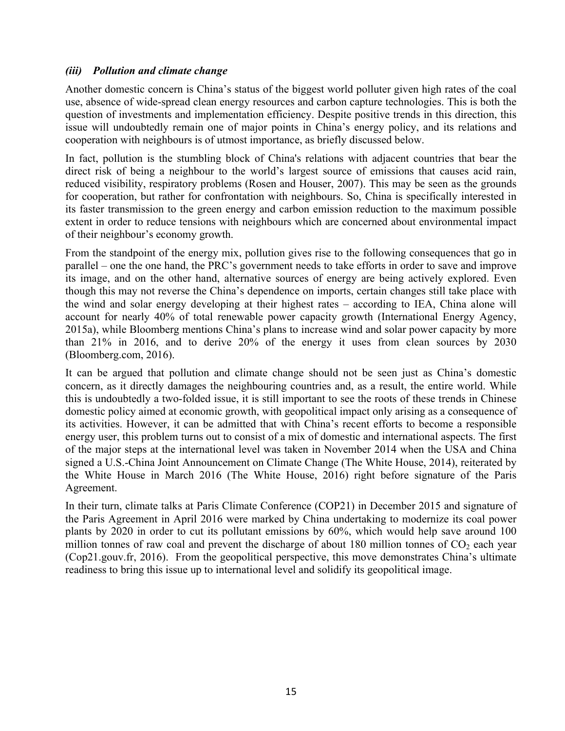### *(iii) Pollution and climate change*

Another domestic concern is China's status of the biggest world polluter given high rates of the coal use, absence of wide-spread clean energy resources and carbon capture technologies. This is both the question of investments and implementation efficiency. Despite positive trends in this direction, this issue will undoubtedly remain one of major points in China's energy policy, and its relations and cooperation with neighbours is of utmost importance, as briefly discussed below.

In fact, pollution is the stumbling block of China's relations with adjacent countries that bear the direct risk of being a neighbour to the world's largest source of emissions that causes acid rain, reduced visibility, respiratory problems (Rosen and Houser, 2007). This may be seen as the grounds for cooperation, but rather for confrontation with neighbours. So, China is specifically interested in its faster transmission to the green energy and carbon emission reduction to the maximum possible extent in order to reduce tensions with neighbours which are concerned about environmental impact of their neighbour's economy growth.

From the standpoint of the energy mix, pollution gives rise to the following consequences that go in parallel – one the one hand, the PRC's government needs to take efforts in order to save and improve its image, and on the other hand, alternative sources of energy are being actively explored. Even though this may not reverse the China's dependence on imports, certain changes still take place with the wind and solar energy developing at their highest rates – according to IEA, China alone will account for nearly 40% of total renewable power capacity growth (International Energy Agency, 2015a), while Bloomberg mentions China's plans to increase wind and solar power capacity by more than 21% in 2016, and to derive 20% of the energy it uses from clean sources by 2030 (Bloomberg.com, 2016).

It can be argued that pollution and climate change should not be seen just as China's domestic concern, as it directly damages the neighbouring countries and, as a result, the entire world. While this is undoubtedly a two-folded issue, it is still important to see the roots of these trends in Chinese domestic policy aimed at economic growth, with geopolitical impact only arising as a consequence of its activities. However, it can be admitted that with China's recent efforts to become a responsible energy user, this problem turns out to consist of a mix of domestic and international aspects. The first of the major steps at the international level was taken in November 2014 when the USA and China signed a U.S.-China Joint Announcement on Climate Change (The White House, 2014), reiterated by the White House in March 2016 (The White House, 2016) right before signature of the Paris Agreement.

In their turn, climate talks at Paris Climate Conference (COP21) in December 2015 and signature of the Paris Agreement in April 2016 were marked by China undertaking to modernize its coal power plants by 2020 in order to cut its pollutant emissions by 60%, which would help save around 100 million tonnes of raw coal and prevent the discharge of about 180 million tonnes of $CO_2$ each year (Cop21.gouv.fr, 2016). From the geopolitical perspective, this move demonstrates China's ultimate readiness to bring this issue up to international level and solidify its geopolitical image.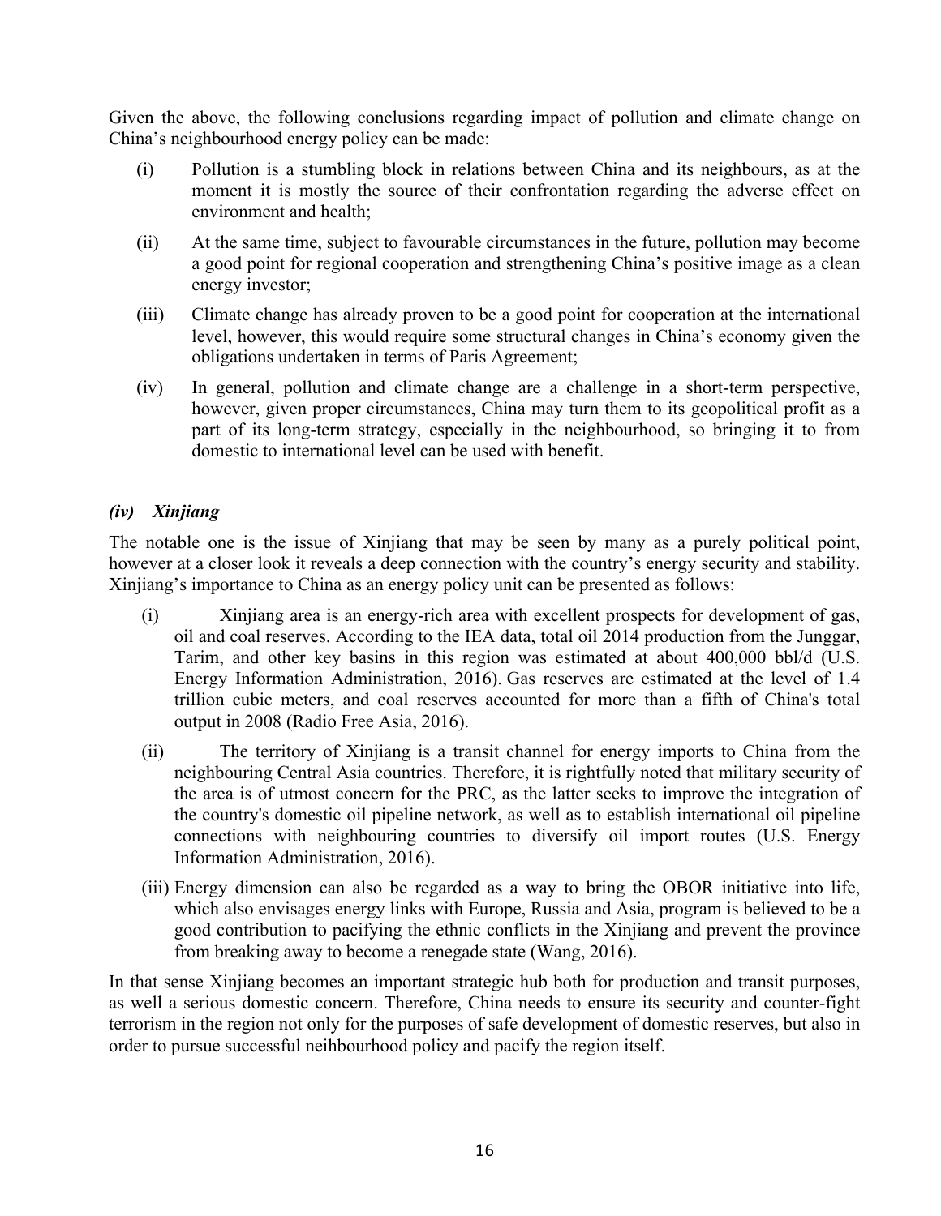Given the above, the following conclusions regarding impact of pollution and climate change on China's neighbourhood energy policy can be made:

(i) Pollution is a stumbling block in relations between China and its neighbours, as at the moment it is mostly the source of their confrontation regarding the adverse effect on environment and health;

(ii) At the same time, subject to favourable circumstances in the future, pollution may become a good point for regional cooperation and strengthening China's positive image as a clean energy investor;

(iii) Climate change has already proven to be a good point for cooperation at the international level, however, this would require some structural changes in China's economy given the obligations undertaken in terms of Paris Agreement;

(iv) In general, pollution and climate change are a challenge in a short-term perspective, however, given proper circumstances, China may turn them to its geopolitical profit as a part of its long-term strategy, especially in the neighbourhood, so bringing it to from domestic to international level can be used with benefit.

### *(iv) Xinjiang*

The notable one is the issue of Xinjiang that may be seen by many as a purely political point, however at a closer look it reveals a deep connection with the country's energy security and stability. Xinjiang's importance to China as an energy policy unit can be presented as follows:

(i) Xinjiang area is an energy-rich area with excellent prospects for development of gas, oil and coal reserves. According to the IEA data, total oil 2014 production from the Junggar, Tarim, and other key basins in this region was estimated at about 400,000 bbl/d (U.S. Energy Information Administration, 2016). Gas reserves are estimated at the level of 1.4 trillion cubic meters, and coal reserves accounted for more than a fifth of China's total output in 2008 (Radio Free Asia, 2016).

(ii) The territory of Xinjiang is a transit channel for energy imports to China from the neighbouring Central Asia countries. Therefore, it is rightfully noted that military security of the area is of utmost concern for the PRC, as the latter seeks to improve the integration of the country's domestic oil pipeline network, as well as to establish international oil pipeline connections with neighbouring countries to diversify oil import routes (U.S. Energy Information Administration, 2016).

(iii) Energy dimension can also be regarded as a way to bring the OBOR initiative into life, which also envisages energy links with Europe, Russia and Asia, program is believed to be a good contribution to pacifying the ethnic conflicts in the Xinjiang and prevent the province from breaking away to become a renegade state (Wang, 2016).

In that sense Xinjiang becomes an important strategic hub both for production and transit purposes, as well a serious domestic concern. Therefore, China needs to ensure its security and counter-fight terrorism in the region not only for the purposes of safe development of domestic reserves, but also in order to pursue successful neihbourhood policy and pacify the region itself.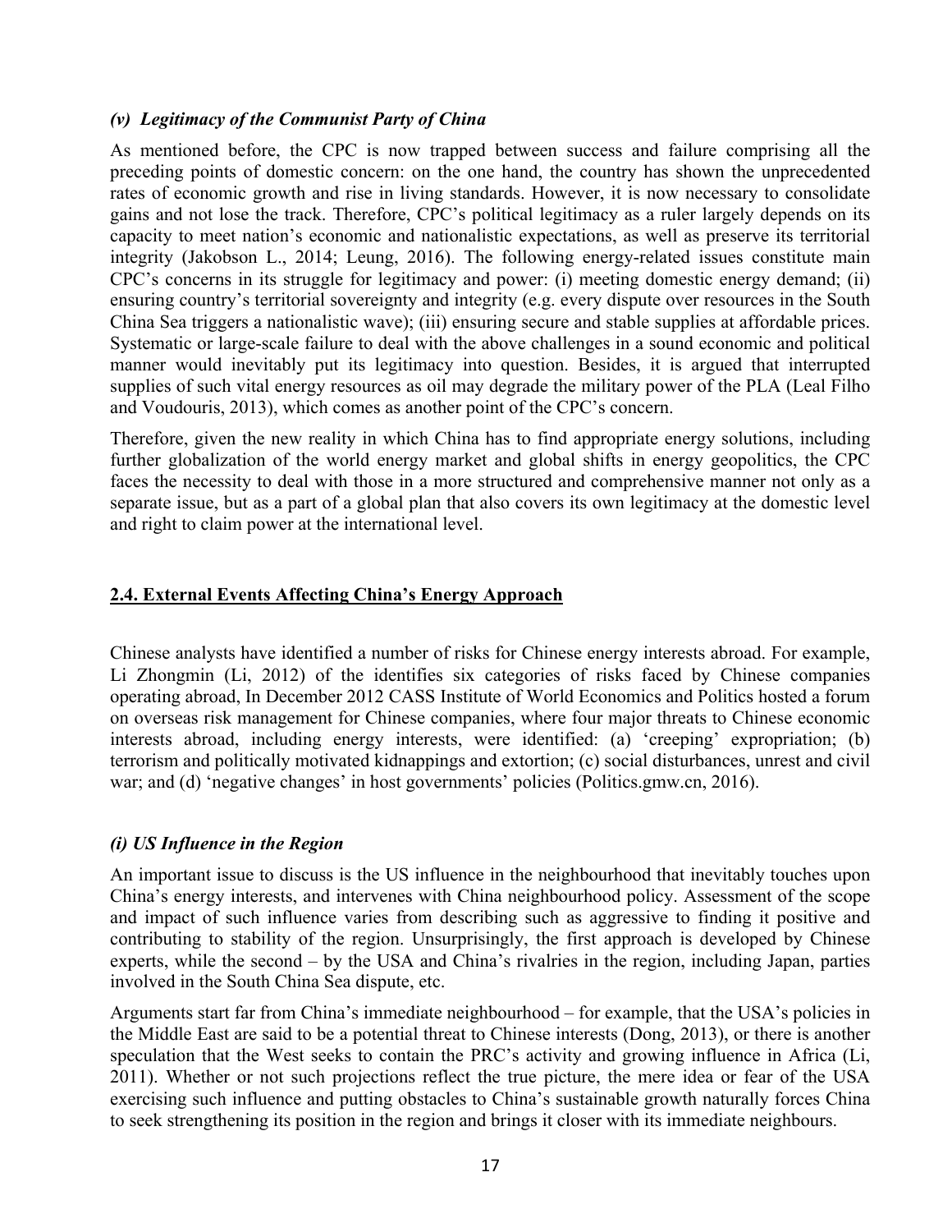### *(v) Legitimacy of the Communist Party of China*

As mentioned before, the CPC is now trapped between success and failure comprising all the preceding points of domestic concern: on the one hand, the country has shown the unprecedented rates of economic growth and rise in living standards. However, it is now necessary to consolidate gains and not lose the track. Therefore, CPC's political legitimacy as a ruler largely depends on its capacity to meet nation's economic and nationalistic expectations, as well as preserve its territorial integrity (Jakobson L., 2014; Leung, 2016). The following energy-related issues constitute main CPC's concerns in its struggle for legitimacy and power: (i) meeting domestic energy demand; (ii) ensuring country's territorial sovereignty and integrity (e.g. every dispute over resources in the South China Sea triggers a nationalistic wave); (iii) ensuring secure and stable supplies at affordable prices. Systematic or large-scale failure to deal with the above challenges in a sound economic and political manner would inevitably put its legitimacy into question. Besides, it is argued that interrupted supplies of such vital energy resources as oil may degrade the military power of the PLA (Leal Filho and Voudouris, 2013), which comes as another point of the CPC's concern.

Therefore, given the new reality in which China has to find appropriate energy solutions, including further globalization of the world energy market and global shifts in energy geopolitics, the CPC faces the necessity to deal with those in a more structured and comprehensive manner not only as a separate issue, but as a part of a global plan that also covers its own legitimacy at the domestic level and right to claim power at the international level.

## 2.4. External Events Affecting China's Energy Approach

Chinese analysts have identified a number of risks for Chinese energy interests abroad. For example, Li Zhongmin (Li, 2012) of the identifies six categories of risks faced by Chinese companies operating abroad, In December 2012 CASS Institute of World Economics and Politics hosted a forum on overseas risk management for Chinese companies, where four major threats to Chinese economic interests abroad, including energy interests, were identified: (a) 'creeping' expropriation; (b) terrorism and politically motivated kidnappings and extortion; (c) social disturbances, unrest and civil war; and (d) 'negative changes' in host governments' policies (Politics.gmw.cn, 2016).

### *(i) US Influence in the Region*

An important issue to discuss is the US influence in the neighbourhood that inevitably touches upon China's energy interests, and intervenes with China neighbourhood policy. Assessment of the scope and impact of such influence varies from describing such as aggressive to finding it positive and contributing to stability of the region. Unsurprisingly, the first approach is developed by Chinese experts, while the second – by the USA and China's rivalries in the region, including Japan, parties involved in the South China Sea dispute, etc.

Arguments start far from China's immediate neighbourhood – for example, that the USA's policies in the Middle East are said to be a potential threat to Chinese interests (Dong, 2013), or there is another speculation that the West seeks to contain the PRC's activity and growing influence in Africa (Li, 2011). Whether or not such projections reflect the true picture, the mere idea or fear of the USA exercising such influence and putting obstacles to China's sustainable growth naturally forces China to seek strengthening its position in the region and brings it closer with its immediate neighbours.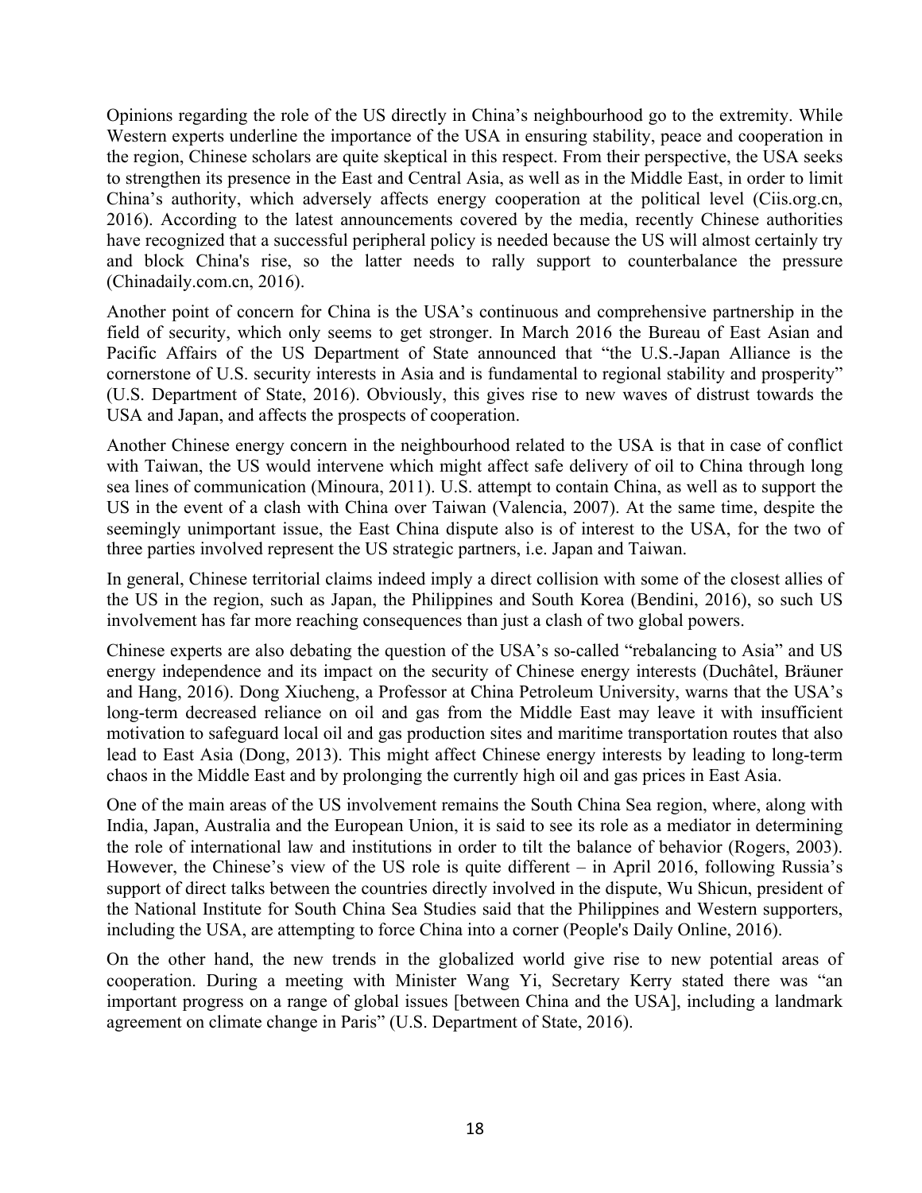Opinions regarding the role of the US directly in China's neighbourhood go to the extremity. While Western experts underline the importance of the USA in ensuring stability, peace and cooperation in the region, Chinese scholars are quite skeptical in this respect. From their perspective, the USA seeks to strengthen its presence in the East and Central Asia, as well as in the Middle East, in order to limit China's authority, which adversely affects energy cooperation at the political level (Ciis.org.cn, 2016). According to the latest announcements covered by the media, recently Chinese authorities have recognized that a successful peripheral policy is needed because the US will almost certainly try and block China's rise, so the latter needs to rally support to counterbalance the pressure (Chinadaily.com.cn, 2016).

Another point of concern for China is the USA's continuous and comprehensive partnership in the field of security, which only seems to get stronger. In March 2016 the Bureau of East Asian and Pacific Affairs of the US Department of State announced that "the U.S.-Japan Alliance is the cornerstone of U.S. security interests in Asia and is fundamental to regional stability and prosperity" (U.S. Department of State, 2016). Obviously, this gives rise to new waves of distrust towards the USA and Japan, and affects the prospects of cooperation.

Another Chinese energy concern in the neighbourhood related to the USA is that in case of conflict with Taiwan, the US would intervene which might affect safe delivery of oil to China through long sea lines of communication (Minoura, 2011). U.S. attempt to contain China, as well as to support the US in the event of a clash with China over Taiwan (Valencia, 2007). At the same time, despite the seemingly unimportant issue, the East China dispute also is of interest to the USA, for the two of three parties involved represent the US strategic partners, i.e. Japan and Taiwan.

In general, Chinese territorial claims indeed imply a direct collision with some of the closest allies of the US in the region, such as Japan, the Philippines and South Korea (Bendini, 2016), so such US involvement has far more reaching consequences than just a clash of two global powers.

Chinese experts are also debating the question of the USA's so-called "rebalancing to Asia" and US energy independence and its impact on the security of Chinese energy interests (Duchâtel, Bräuner and Hang, 2016). Dong Xiucheng, a Professor at China Petroleum University, warns that the USA's long-term decreased reliance on oil and gas from the Middle East may leave it with insufficient motivation to safeguard local oil and gas production sites and maritime transportation routes that also lead to East Asia (Dong, 2013). This might affect Chinese energy interests by leading to long-term chaos in the Middle East and by prolonging the currently high oil and gas prices in East Asia.

One of the main areas of the US involvement remains the South China Sea region, where, along with India, Japan, Australia and the European Union, it is said to see its role as a mediator in determining the role of international law and institutions in order to tilt the balance of behavior (Rogers, 2003). However, the Chinese's view of the US role is quite different – in April 2016, following Russia's support of direct talks between the countries directly involved in the dispute, Wu Shicun, president of the National Institute for South China Sea Studies said that the Philippines and Western supporters, including the USA, are attempting to force China into a corner (People's Daily Online, 2016).

On the other hand, the new trends in the globalized world give rise to new potential areas of cooperation. During a meeting with Minister Wang Yi, Secretary Kerry stated there was "an important progress on a range of global issues [between China and the USA], including a landmark agreement on climate change in Paris" (U.S. Department of State, 2016).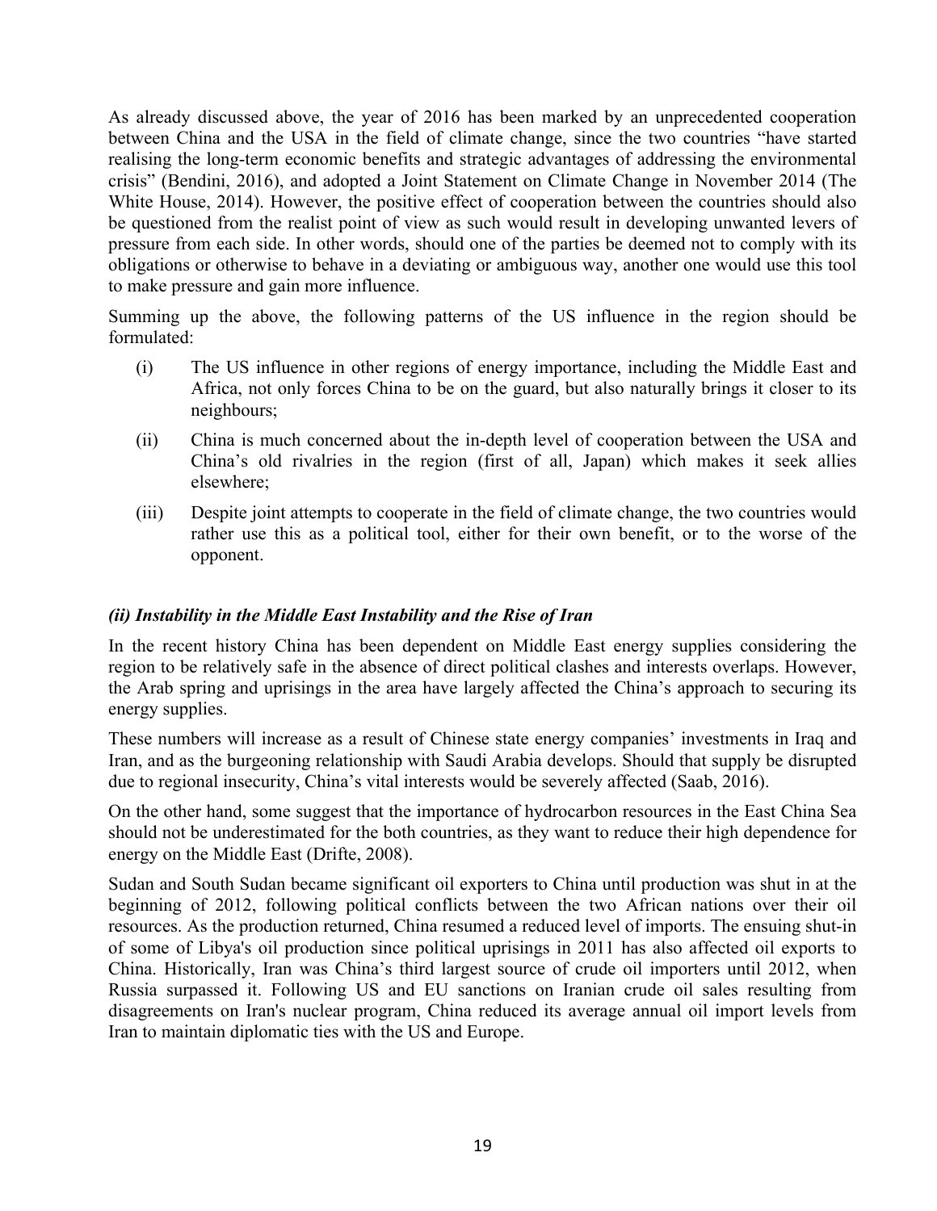As already discussed above, the year of 2016 has been marked by an unprecedented cooperation between China and the USA in the field of climate change, since the two countries "have started realising the long-term economic benefits and strategic advantages of addressing the environmental crisis" (Bendini, 2016), and adopted a Joint Statement on Climate Change in November 2014 (The White House, 2014). However, the positive effect of cooperation between the countries should also be questioned from the realist point of view as such would result in developing unwanted levers of pressure from each side. In other words, should one of the parties be deemed not to comply with its obligations or otherwise to behave in a deviating or ambiguous way, another one would use this tool to make pressure and gain more influence.

Summing up the above, the following patterns of the US influence in the region should be formulated:

(i) The US influence in other regions of energy importance, including the Middle East and Africa, not only forces China to be on the guard, but also naturally brings it closer to its neighbours;

(ii) China is much concerned about the in-depth level of cooperation between the USA and China's old rivalries in the region (first of all, Japan) which makes it seek allies elsewhere;

(iii) Despite joint attempts to cooperate in the field of climate change, the two countries would rather use this as a political tool, either for their own benefit, or to the worse of the opponent.

### *(ii) Instability in the Middle East Instability and the Rise of Iran*

In the recent history China has been dependent on Middle East energy supplies considering the region to be relatively safe in the absence of direct political clashes and interests overlaps. However, the Arab spring and uprisings in the area have largely affected the China's approach to securing its energy supplies.

These numbers will increase as a result of Chinese state energy companies' investments in Iraq and Iran, and as the burgeoning relationship with Saudi Arabia develops. Should that supply be disrupted due to regional insecurity, China's vital interests would be severely affected (Saab, 2016).

On the other hand, some suggest that the importance of hydrocarbon resources in the East China Sea should not be underestimated for the both countries, as they want to reduce their high dependence for energy on the Middle East (Drifte, 2008).

Sudan and South Sudan became significant oil exporters to China until production was shut in at the beginning of 2012, following political conflicts between the two African nations over their oil resources. As the production returned, China resumed a reduced level of imports. The ensuing shut-in of some of Libya's oil production since political uprisings in 2011 has also affected oil exports to China. Historically, Iran was China's third largest source of crude oil importers until 2012, when Russia surpassed it. Following US and EU sanctions on Iranian crude oil sales resulting from disagreements on Iran's nuclear program, China reduced its average annual oil import levels from Iran to maintain diplomatic ties with the US and Europe.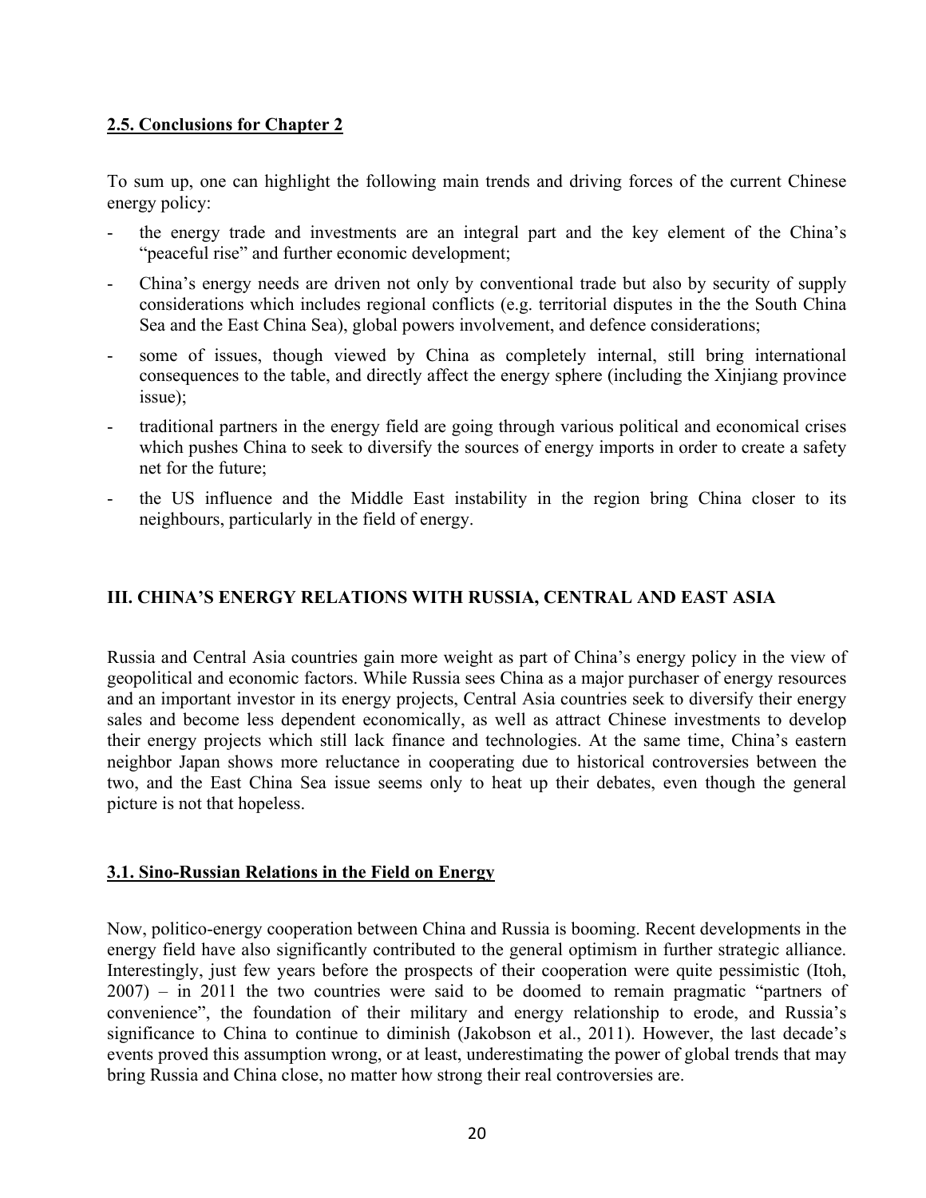### 2.5. Conclusions for Chapter 2

To sum up, one can highlight the following main trends and driving forces of the current Chinese energy policy:

- the energy trade and investments are an integral part and the key element of the China's "peaceful rise" and further economic development;
- China's energy needs are driven not only by conventional trade but also by security of supply considerations which includes regional conflicts (e.g. territorial disputes in the the South China Sea and the East China Sea), global powers involvement, and defence considerations;
- some of issues, though viewed by China as completely internal, still bring international consequences to the table, and directly affect the energy sphere (including the Xinjiang province issue);
- traditional partners in the energy field are going through various political and economical crises which pushes China to seek to diversify the sources of energy imports in order to create a safety net for the future;
- the US influence and the Middle East instability in the region bring China closer to its neighbours, particularly in the field of energy.

## III. CHINA'S ENERGY RELATIONS WITH RUSSIA, CENTRAL AND EAST ASIA

Russia and Central Asia countries gain more weight as part of China's energy policy in the view of geopolitical and economic factors. While Russia sees China as a major purchaser of energy resources and an important investor in its energy projects, Central Asia countries seek to diversify their energy sales and become less dependent economically, as well as attract Chinese investments to develop their energy projects which still lack finance and technologies. At the same time, China's eastern neighbor Japan shows more reluctance in cooperating due to historical controversies between the two, and the East China Sea issue seems only to heat up their debates, even though the general picture is not that hopeless.

### 3.1. Sino-Russian Relations in the Field on Energy

Now, politico-energy cooperation between China and Russia is booming. Recent developments in the energy field have also significantly contributed to the general optimism in further strategic alliance. Interestingly, just few years before the prospects of their cooperation were quite pessimistic (Itoh, 2007) – in 2011 the two countries were said to be doomed to remain pragmatic "partners of convenience", the foundation of their military and energy relationship to erode, and Russia's significance to China to continue to diminish (Jakobson et al., 2011). However, the last decade's events proved this assumption wrong, or at least, underestimating the power of global trends that may bring Russia and China close, no matter how strong their real controversies are.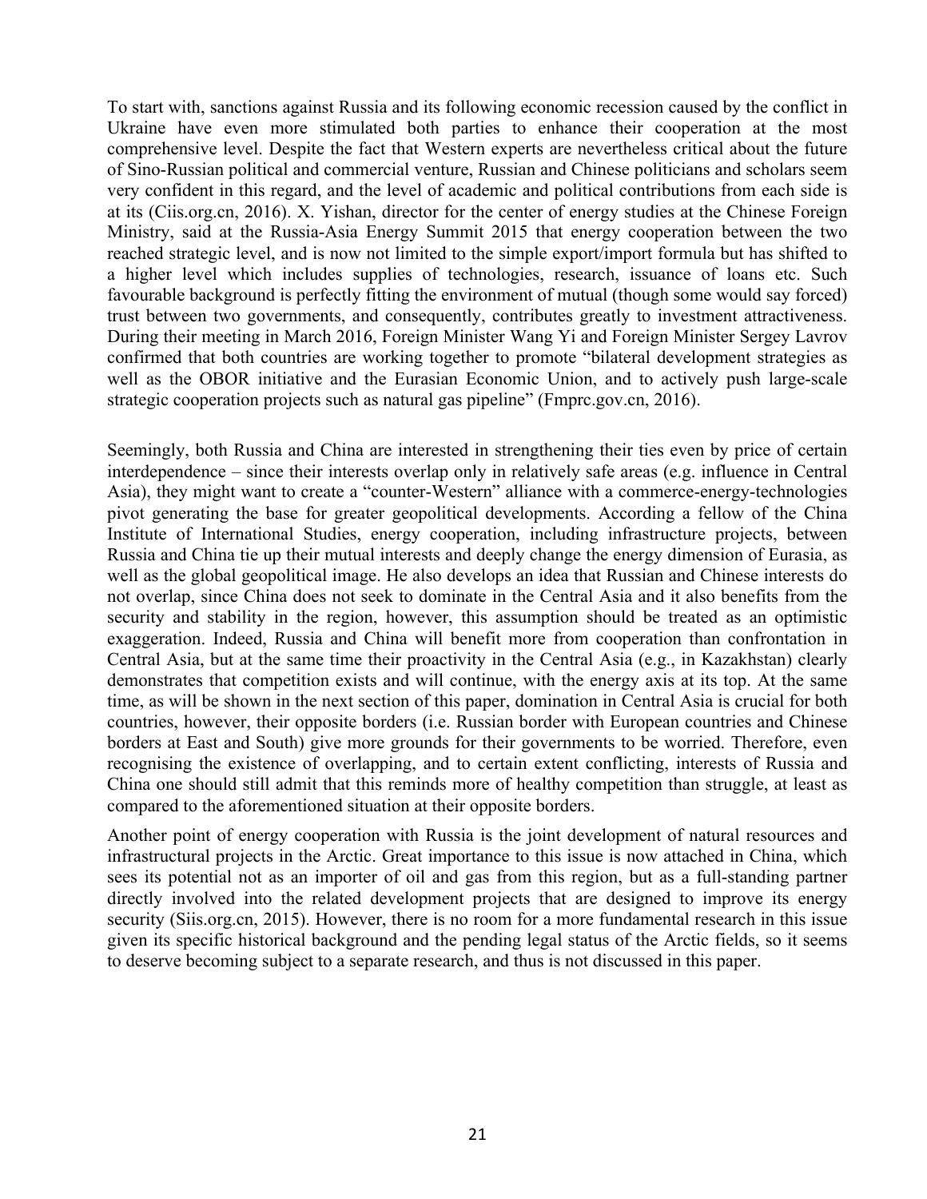To start with, sanctions against Russia and its following economic recession caused by the conflict in Ukraine have even more stimulated both parties to enhance their cooperation at the most comprehensive level. Despite the fact that Western experts are nevertheless critical about the future of Sino-Russian political and commercial venture, Russian and Chinese politicians and scholars seem very confident in this regard, and the level of academic and political contributions from each side is at its (Ciis.org.cn, 2016). X. Yishan, director for the center of energy studies at the Chinese Foreign Ministry, said at the Russia-Asia Energy Summit 2015 that energy cooperation between the two reached strategic level, and is now not limited to the simple export/import formula but has shifted to a higher level which includes supplies of technologies, research, issuance of loans etc. Such favourable background is perfectly fitting the environment of mutual (though some would say forced) trust between two governments, and consequently, contributes greatly to investment attractiveness. During their meeting in March 2016, Foreign Minister Wang Yi and Foreign Minister Sergey Lavrov confirmed that both countries are working together to promote "bilateral development strategies as well as the OBOR initiative and the Eurasian Economic Union, and to actively push large-scale strategic cooperation projects such as natural gas pipeline" (Fmprc.gov.cn, 2016).

Seemingly, both Russia and China are interested in strengthening their ties even by price of certain interdependence – since their interests overlap only in relatively safe areas (e.g. influence in Central Asia), they might want to create a "counter-Western" alliance with a commerce-energy-technologies pivot generating the base for greater geopolitical developments. According a fellow of the China Institute of International Studies, energy cooperation, including infrastructure projects, between Russia and China tie up their mutual interests and deeply change the energy dimension of Eurasia, as well as the global geopolitical image. He also develops an idea that Russian and Chinese interests do not overlap, since China does not seek to dominate in the Central Asia and it also benefits from the security and stability in the region, however, this assumption should be treated as an optimistic exaggeration. Indeed, Russia and China will benefit more from cooperation than confrontation in Central Asia, but at the same time their proactivity in the Central Asia (e.g., in Kazakhstan) clearly demonstrates that competition exists and will continue, with the energy axis at its top. At the same time, as will be shown in the next section of this paper, domination in Central Asia is crucial for both countries, however, their opposite borders (i.e. Russian border with European countries and Chinese borders at East and South) give more grounds for their governments to be worried. Therefore, even recognising the existence of overlapping, and to certain extent conflicting, interests of Russia and China one should still admit that this reminds more of healthy competition than struggle, at least as compared to the aforementioned situation at their opposite borders.

Another point of energy cooperation with Russia is the joint development of natural resources and infrastructural projects in the Arctic. Great importance to this issue is now attached in China, which sees its potential not as an importer of oil and gas from this region, but as a full-standing partner directly involved into the related development projects that are designed to improve its energy security (Siis.org.cn, 2015). However, there is no room for a more fundamental research in this issue given its specific historical background and the pending legal status of the Arctic fields, so it seems to deserve becoming subject to a separate research, and thus is not discussed in this paper.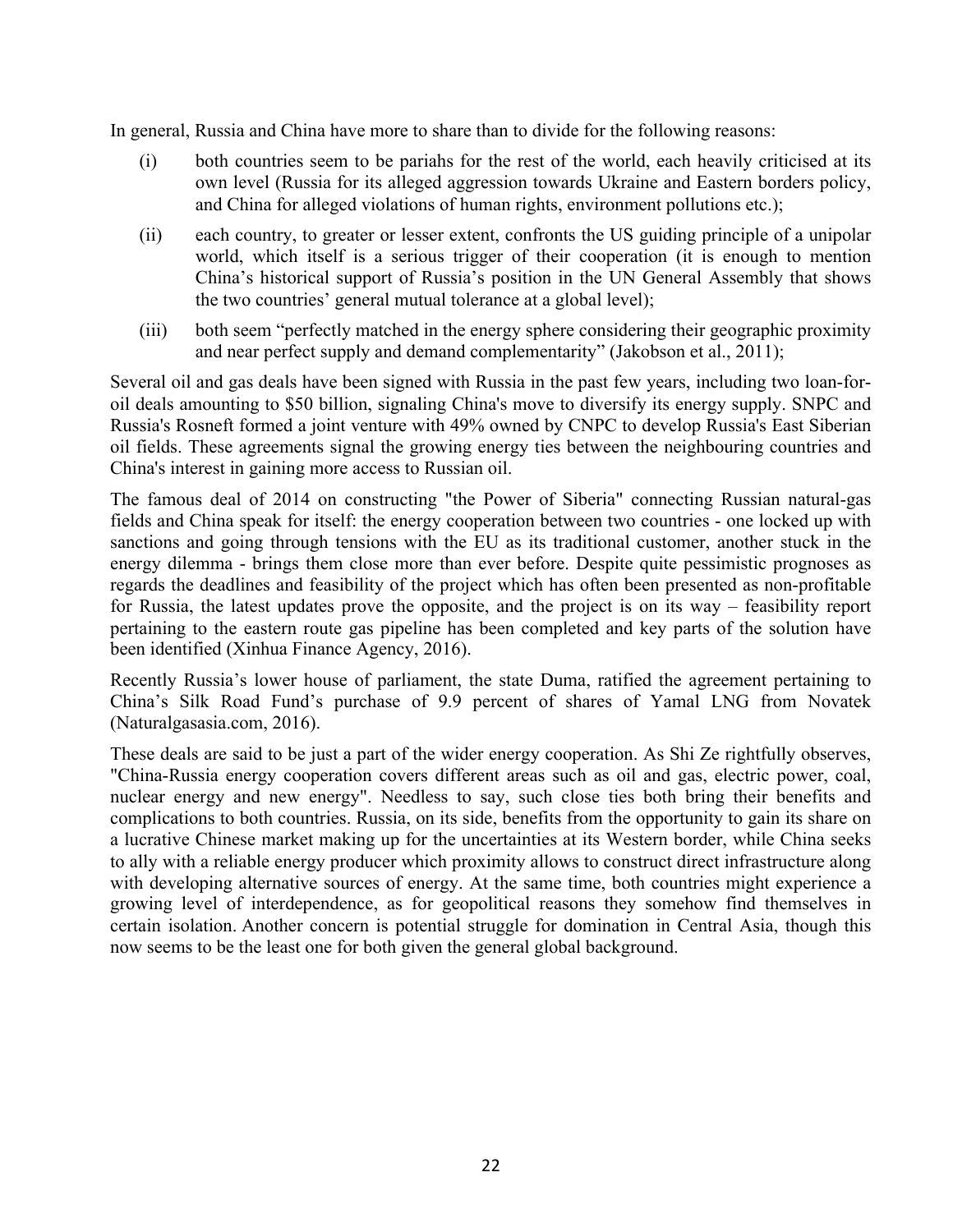In general, Russia and China have more to share than to divide for the following reasons:

(i) both countries seem to be pariahs for the rest of the world, each heavily criticised at its own level (Russia for its alleged aggression towards Ukraine and Eastern borders policy, and China for alleged violations of human rights, environment pollutions etc.);

(ii) each country, to greater or lesser extent, confronts the US guiding principle of a unipolar world, which itself is a serious trigger of their cooperation (it is enough to mention China's historical support of Russia's position in the UN General Assembly that shows the two countries' general mutual tolerance at a global level);

(iii) both seem "perfectly matched in the energy sphere considering their geographic proximity and near perfect supply and demand complementarity" (Jakobson et al., 2011);

Several oil and gas deals have been signed with Russia in the past few years, including two loan-for-oil deals amounting to $50 billion, signaling China's move to diversify its energy supply. SNPC and Russia's Rosneft formed a joint venture with 49% owned by CNPC to develop Russia's East Siberian oil fields. These agreements signal the growing energy ties between the neighbouring countries and China's interest in gaining more access to Russian oil.

The famous deal of 2014 on constructing "the Power of Siberia" connecting Russian natural-gas fields and China speak for itself: the energy cooperation between two countries - one locked up with sanctions and going through tensions with the EU as its traditional customer, another stuck in the energy dilemma - brings them close more than ever before. Despite quite pessimistic prognoses as regards the deadlines and feasibility of the project which has often been presented as non-profitable for Russia, the latest updates prove the opposite, and the project is on its way – feasibility report pertaining to the eastern route gas pipeline has been completed and key parts of the solution have been identified (Xinhua Finance Agency, 2016).

Recently Russia's lower house of parliament, the state Duma, ratified the agreement pertaining to China's Silk Road Fund's purchase of 9.9 percent of shares of Yamal LNG from Novatek (Naturalgasasia.com, 2016).

These deals are said to be just a part of the wider energy cooperation. As Shi Ze rightfully observes, "China-Russia energy cooperation covers different areas such as oil and gas, electric power, coal, nuclear energy and new energy". Needless to say, such close ties both bring their benefits and complications to both countries. Russia, on its side, benefits from the opportunity to gain its share on a lucrative Chinese market making up for the uncertainties at its Western border, while China seeks to ally with a reliable energy producer which proximity allows to construct direct infrastructure along with developing alternative sources of energy. At the same time, both countries might experience a growing level of interdependence, as for geopolitical reasons they somehow find themselves in certain isolation. Another concern is potential struggle for domination in Central Asia, though this now seems to be the least one for both given the general global background.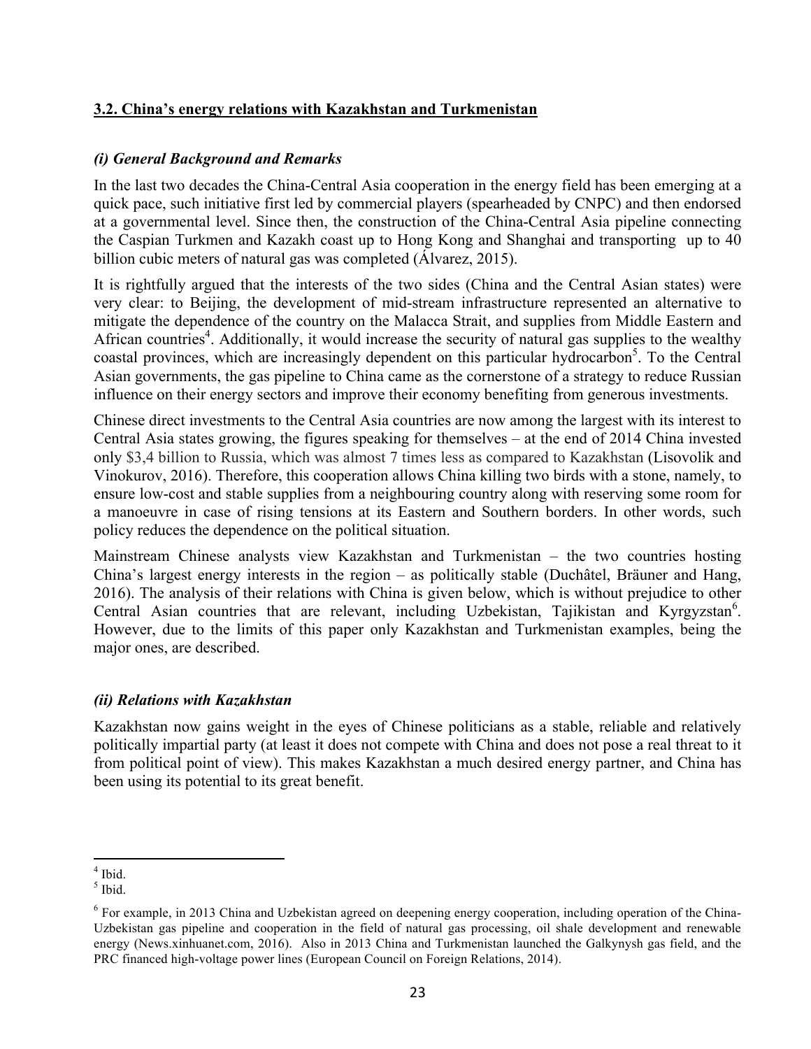### 3.2. China's energy relations with Kazakhstan and Turkmenistan

#### *(i) General Background and Remarks*

In the last two decades the China-Central Asia cooperation in the energy field has been emerging at a quick pace, such initiative first led by commercial players (spearheaded by CNPC) and then endorsed at a governmental level. Since then, the construction of the China-Central Asia pipeline connecting the Caspian Turkmen and Kazakh coast up to Hong Kong and Shanghai and transporting up to 40 billion cubic meters of natural gas was completed (Álvarez, 2015).

It is rightfully argued that the interests of the two sides (China and the Central Asian states) were very clear: to Beijing, the development of mid-stream infrastructure represented an alternative to mitigate the dependence of the country on the Malacca Strait, and supplies from Middle Eastern and African countries[4]. Additionally, it would increase the security of natural gas supplies to the wealthy coastal provinces, which are increasingly dependent on this particular hydrocarbon[5]. To the Central Asian governments, the gas pipeline to China came as the cornerstone of a strategy to reduce Russian influence on their energy sectors and improve their economy benefiting from generous investments.

Chinese direct investments to the Central Asia countries are now among the largest with its interest to Central Asia states growing, the figures speaking for themselves – at the end of 2014 China invested only $3,4 billion to Russia, which was almost 7 times less as compared to Kazakhstan (Lisovolik and Vinokurov, 2016). Therefore, this cooperation allows China killing two birds with a stone, namely, to ensure low-cost and stable supplies from a neighbouring country along with reserving some room for a manoeuvre in case of rising tensions at its Eastern and Southern borders. In other words, such policy reduces the dependence on the political situation.

Mainstream Chinese analysts view Kazakhstan and Turkmenistan – the two countries hosting China's largest energy interests in the region – as politically stable (Duchâtel, Bräuner and Hang, 2016). The analysis of their relations with China is given below, which is without prejudice to other Central Asian countries that are relevant, including Uzbekistan, Tajikistan and Kyrgyzstan[6]. However, due to the limits of this paper only Kazakhstan and Turkmenistan examples, being the major ones, are described.

#### *(ii) Relations with Kazakhstan*

Kazakhstan now gains weight in the eyes of Chinese politicians as a stable, reliable and relatively politically impartial party (at least it does not compete with China and does not pose a real threat to it from political point of view). This makes Kazakhstan a much desired energy partner, and China has been using its potential to its great benefit.

---

[4] Ibid.

[5] Ibid.

[6] For example, in 2013 China and Uzbekistan agreed on deepening energy cooperation, including operation of the China-Uzbekistan gas pipeline and cooperation in the field of natural gas processing, oil shale development and renewable energy (News.xinhuanet.com, 2016). Also in 2013 China and Turkmenistan launched the Galkynysh gas field, and the PRC financed high-voltage power lines (European Council on Foreign Relations, 2014).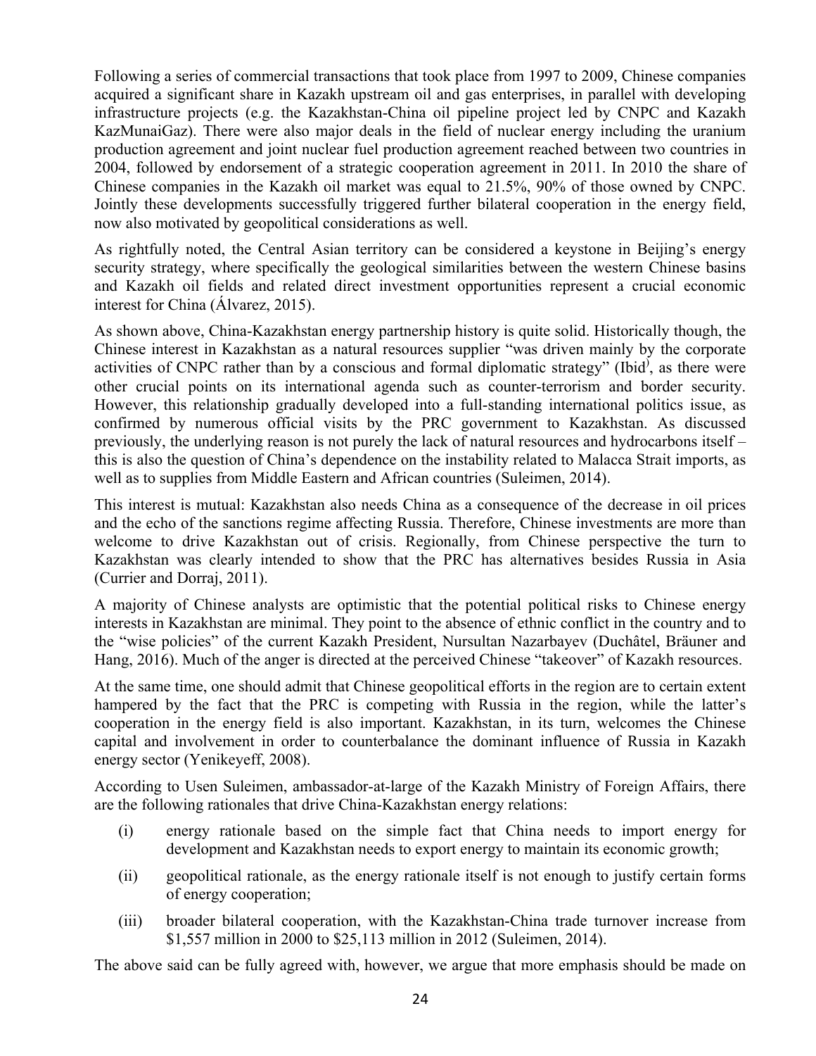Following a series of commercial transactions that took place from 1997 to 2009, Chinese companies acquired a significant share in Kazakh upstream oil and gas enterprises, in parallel with developing infrastructure projects (e.g. the Kazakhstan-China oil pipeline project led by CNPC and Kazakh KazMunaiGaz). There were also major deals in the field of nuclear energy including the uranium production agreement and joint nuclear fuel production agreement reached between two countries in 2004, followed by endorsement of a strategic cooperation agreement in 2011. In 2010 the share of Chinese companies in the Kazakh oil market was equal to 21.5%, 90% of those owned by CNPC. Jointly these developments successfully triggered further bilateral cooperation in the energy field, now also motivated by geopolitical considerations as well.

As rightfully noted, the Central Asian territory can be considered a keystone in Beijing's energy security strategy, where specifically the geological similarities between the western Chinese basins and Kazakh oil fields and related direct investment opportunities represent a crucial economic interest for China (Álvarez, 2015).

As shown above, China-Kazakhstan energy partnership history is quite solid. Historically though, the Chinese interest in Kazakhstan as a natural resources supplier "was driven mainly by the corporate activities of CNPC rather than by a conscious and formal diplomatic strategy" (Ibid), as there were other crucial points on its international agenda such as counter-terrorism and border security. However, this relationship gradually developed into a full-standing international politics issue, as confirmed by numerous official visits by the PRC government to Kazakhstan. As discussed previously, the underlying reason is not purely the lack of natural resources and hydrocarbons itself – this is also the question of China's dependence on the instability related to Malacca Strait imports, as well as to supplies from Middle Eastern and African countries (Suleimen, 2014).

This interest is mutual: Kazakhstan also needs China as a consequence of the decrease in oil prices and the echo of the sanctions regime affecting Russia. Therefore, Chinese investments are more than welcome to drive Kazakhstan out of crisis. Regionally, from Chinese perspective the turn to Kazakhstan was clearly intended to show that the PRC has alternatives besides Russia in Asia (Currier and Dorraj, 2011).

A majority of Chinese analysts are optimistic that the potential political risks to Chinese energy interests in Kazakhstan are minimal. They point to the absence of ethnic conflict in the country and to the "wise policies" of the current Kazakh President, Nursultan Nazarbayev (Duchâtel, Bräuner and Hang, 2016). Much of the anger is directed at the perceived Chinese "takeover" of Kazakh resources.

At the same time, one should admit that Chinese geopolitical efforts in the region are to certain extent hampered by the fact that the PRC is competing with Russia in the region, while the latter's cooperation in the energy field is also important. Kazakhstan, in its turn, welcomes the Chinese capital and involvement in order to counterbalance the dominant influence of Russia in Kazakh energy sector (Yenikeyeff, 2008).

According to Usen Suleimen, ambassador-at-large of the Kazakh Ministry of Foreign Affairs, there are the following rationales that drive China-Kazakhstan energy relations:

(i) energy rationale based on the simple fact that China needs to import energy for development and Kazakhstan needs to export energy to maintain its economic growth;

(ii) geopolitical rationale, as the energy rationale itself is not enough to justify certain forms of energy cooperation;

(iii) broader bilateral cooperation, with the Kazakhstan-China trade turnover increase from \$1,557 million in 2000 to \$25,113 million in 2012 (Suleimen, 2014).

The above said can be fully agreed with, however, we argue that more emphasis should be made on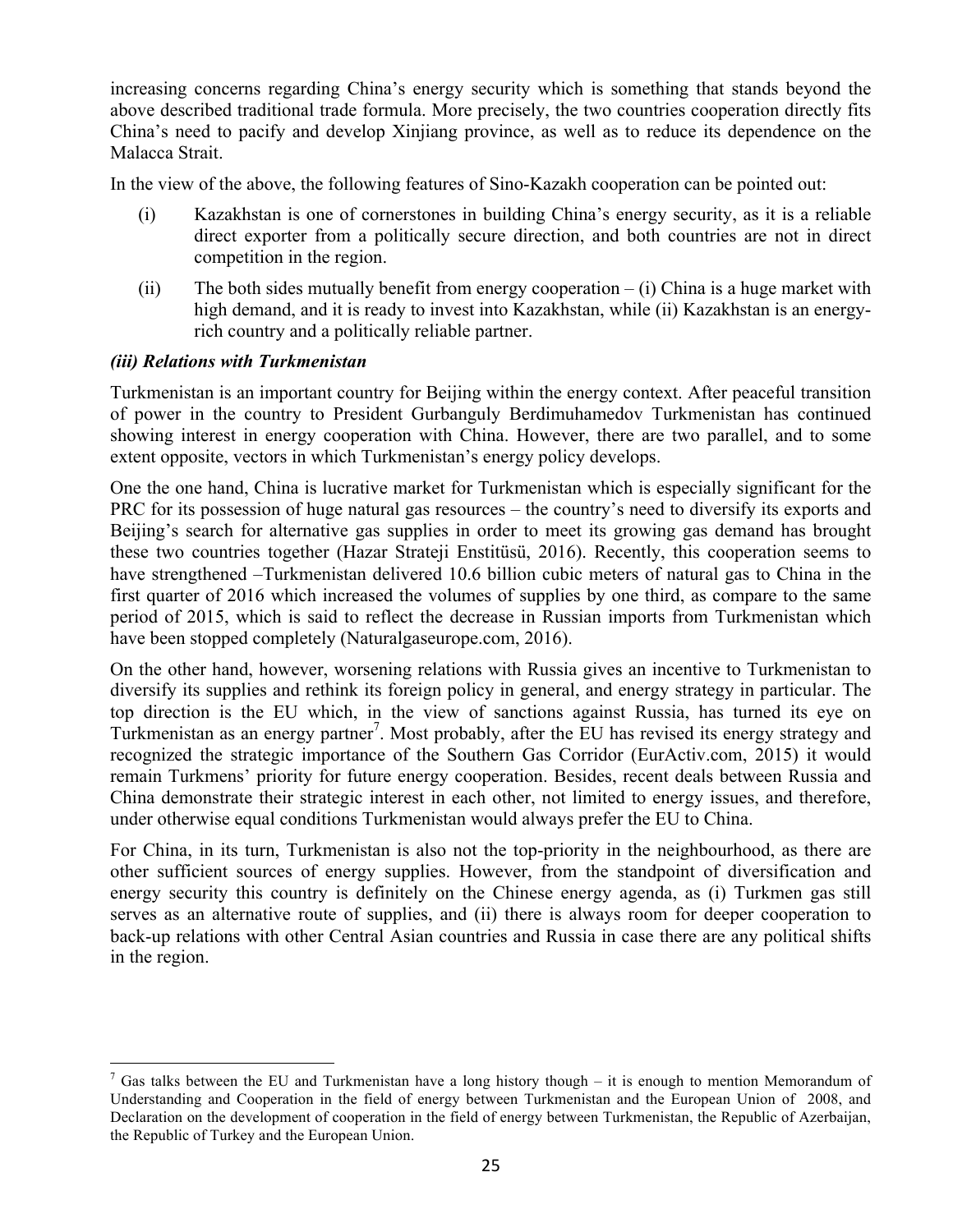increasing concerns regarding China's energy security which is something that stands beyond the above described traditional trade formula. More precisely, the two countries cooperation directly fits China's need to pacify and develop Xinjiang province, as well as to reduce its dependence on the Malacca Strait.

In the view of the above, the following features of Sino-Kazakh cooperation can be pointed out:

(i) Kazakhstan is one of cornerstones in building China's energy security, as it is a reliable direct exporter from a politically secure direction, and both countries are not in direct competition in the region.

(ii) The both sides mutually benefit from energy cooperation – (i) China is a huge market with high demand, and it is ready to invest into Kazakhstan, while (ii) Kazakhstan is an energy-rich country and a politically reliable partner.

***(iii) Relations with Turkmenistan***

Turkmenistan is an important country for Beijing within the energy context. After peaceful transition of power in the country to President Gurbanguly Berdimuhamedov Turkmenistan has continued showing interest in energy cooperation with China. However, there are two parallel, and to some extent opposite, vectors in which Turkmenistan's energy policy develops.

One the one hand, China is lucrative market for Turkmenistan which is especially significant for the PRC for its possession of huge natural gas resources – the country's need to diversify its exports and Beijing's search for alternative gas supplies in order to meet its growing gas demand has brought these two countries together (Hazar Strateji Enstitüsü, 2016). Recently, this cooperation seems to have strengthened –Turkmenistan delivered 10.6 billion cubic meters of natural gas to China in the first quarter of 2016 which increased the volumes of supplies by one third, as compare to the same period of 2015, which is said to reflect the decrease in Russian imports from Turkmenistan which have been stopped completely (Naturalgaseurope.com, 2016).

On the other hand, however, worsening relations with Russia gives an incentive to Turkmenistan to diversify its supplies and rethink its foreign policy in general, and energy strategy in particular. The top direction is the EU which, in the view of sanctions against Russia, has turned its eye on Turkmenistan as an energy partner[7]. Most probably, after the EU has revised its energy strategy and recognized the strategic importance of the Southern Gas Corridor (EurActiv.com, 2015) it would remain Turkmens' priority for future energy cooperation. Besides, recent deals between Russia and China demonstrate their strategic interest in each other, not limited to energy issues, and therefore, under otherwise equal conditions Turkmenistan would always prefer the EU to China.

For China, in its turn, Turkmenistan is also not the top-priority in the neighbourhood, as there are other sufficient sources of energy supplies. However, from the standpoint of diversification and energy security this country is definitely on the Chinese energy agenda, as (i) Turkmen gas still serves as an alternative route of supplies, and (ii) there is always room for deeper cooperation to back-up relations with other Central Asian countries and Russia in case there are any political shifts in the region.

---

[7] Gas talks between the EU and Turkmenistan have a long history though – it is enough to mention Memorandum of Understanding and Cooperation in the field of energy between Turkmenistan and the European Union of 2008, and Declaration on the development of cooperation in the field of energy between Turkmenistan, the Republic of Azerbaijan, the Republic of Turkey and the European Union.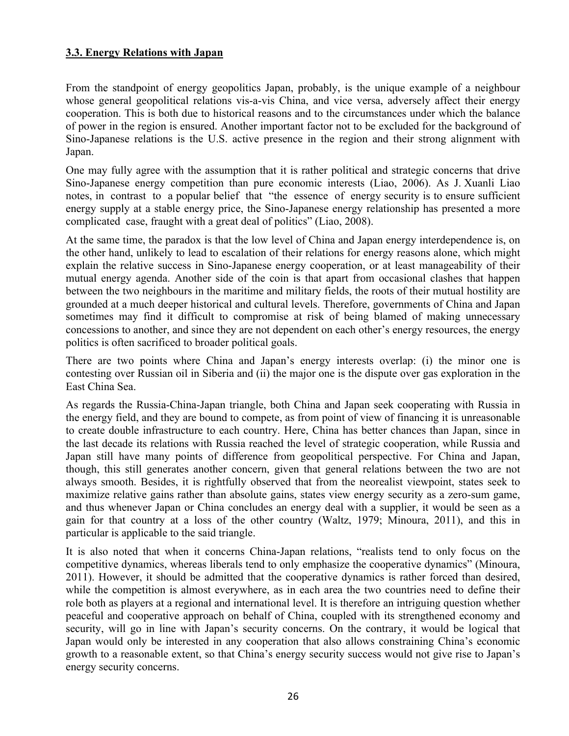### 3.3. Energy Relations with Japan

From the standpoint of energy geopolitics Japan, probably, is the unique example of a neighbour whose general geopolitical relations vis-a-vis China, and vice versa, adversely affect their energy cooperation. This is both due to historical reasons and to the circumstances under which the balance of power in the region is ensured. Another important factor not to be excluded for the background of Sino-Japanese relations is the U.S. active presence in the region and their strong alignment with Japan.

One may fully agree with the assumption that it is rather political and strategic concerns that drive Sino-Japanese energy competition than pure economic interests (Liao, 2006). As J. Xuanli Liao notes, in contrast to a popular belief that "the essence of energy security is to ensure sufficient energy supply at a stable energy price, the Sino-Japanese energy relationship has presented a more complicated case, fraught with a great deal of politics" (Liao, 2008).

At the same time, the paradox is that the low level of China and Japan energy interdependence is, on the other hand, unlikely to lead to escalation of their relations for energy reasons alone, which might explain the relative success in Sino-Japanese energy cooperation, or at least manageability of their mutual energy agenda. Another side of the coin is that apart from occasional clashes that happen between the two neighbours in the maritime and military fields, the roots of their mutual hostility are grounded at a much deeper historical and cultural levels. Therefore, governments of China and Japan sometimes may find it difficult to compromise at risk of being blamed of making unnecessary concessions to another, and since they are not dependent on each other's energy resources, the energy politics is often sacrificed to broader political goals.

There are two points where China and Japan's energy interests overlap: (i) the minor one is contesting over Russian oil in Siberia and (ii) the major one is the dispute over gas exploration in the East China Sea.

As regards the Russia-China-Japan triangle, both China and Japan seek cooperating with Russia in the energy field, and they are bound to compete, as from point of view of financing it is unreasonable to create double infrastructure to each country. Here, China has better chances than Japan, since in the last decade its relations with Russia reached the level of strategic cooperation, while Russia and Japan still have many points of difference from geopolitical perspective. For China and Japan, though, this still generates another concern, given that general relations between the two are not always smooth. Besides, it is rightfully observed that from the neorealist viewpoint, states seek to maximize relative gains rather than absolute gains, states view energy security as a zero-sum game, and thus whenever Japan or China concludes an energy deal with a supplier, it would be seen as a gain for that country at a loss of the other country (Waltz, 1979; Minoura, 2011), and this in particular is applicable to the said triangle.

It is also noted that when it concerns China-Japan relations, "realists tend to only focus on the competitive dynamics, whereas liberals tend to only emphasize the cooperative dynamics" (Minoura, 2011). However, it should be admitted that the cooperative dynamics is rather forced than desired, while the competition is almost everywhere, as in each area the two countries need to define their role both as players at a regional and international level. It is therefore an intriguing question whether peaceful and cooperative approach on behalf of China, coupled with its strengthened economy and security, will go in line with Japan's security concerns. On the contrary, it would be logical that Japan would only be interested in any cooperation that also allows constraining China's economic growth to a reasonable extent, so that China's energy security success would not give rise to Japan's energy security concerns.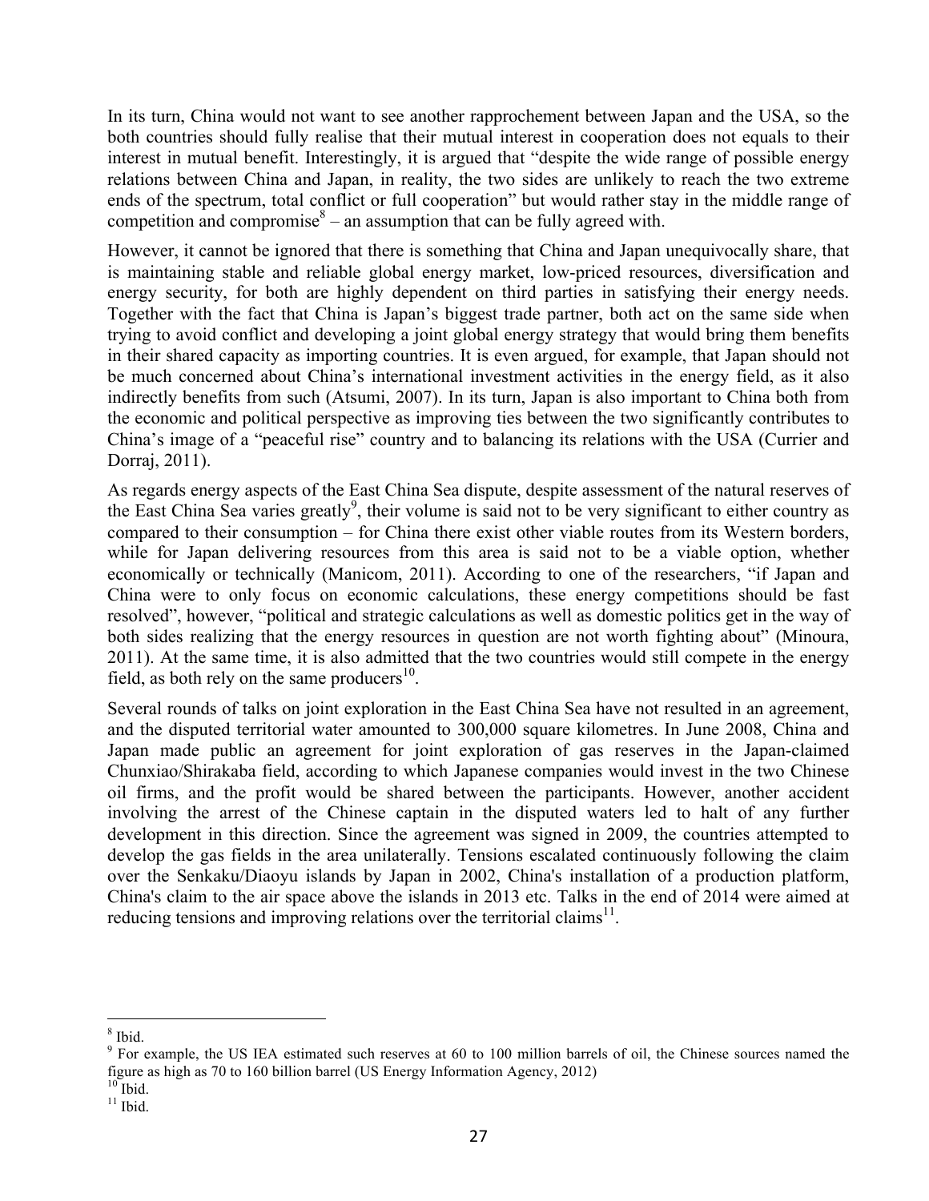In its turn, China would not want to see another rapprochement between Japan and the USA, so the both countries should fully realise that their mutual interest in cooperation does not equals to their interest in mutual benefit. Interestingly, it is argued that "despite the wide range of possible energy relations between China and Japan, in reality, the two sides are unlikely to reach the two extreme ends of the spectrum, total conflict or full cooperation" but would rather stay in the middle range of competition and compromise[8] – an assumption that can be fully agreed with.

However, it cannot be ignored that there is something that China and Japan unequivocally share, that is maintaining stable and reliable global energy market, low-priced resources, diversification and energy security, for both are highly dependent on third parties in satisfying their energy needs. Together with the fact that China is Japan's biggest trade partner, both act on the same side when trying to avoid conflict and developing a joint global energy strategy that would bring them benefits in their shared capacity as importing countries. It is even argued, for example, that Japan should not be much concerned about China's international investment activities in the energy field, as it also indirectly benefits from such (Atsumi, 2007). In its turn, Japan is also important to China both from the economic and political perspective as improving ties between the two significantly contributes to China's image of a "peaceful rise" country and to balancing its relations with the USA (Currier and Dorraj, 2011).

As regards energy aspects of the East China Sea dispute, despite assessment of the natural reserves of the East China Sea varies greatly[9], their volume is said not to be very significant to either country as compared to their consumption – for China there exist other viable routes from its Western borders, while for Japan delivering resources from this area is said not to be a viable option, whether economically or technically (Manicom, 2011). According to one of the researchers, "if Japan and China were to only focus on economic calculations, these energy competitions should be fast resolved", however, "political and strategic calculations as well as domestic politics get in the way of both sides realizing that the energy resources in question are not worth fighting about" (Minoura, 2011). At the same time, it is also admitted that the two countries would still compete in the energy field, as both rely on the same producers[10].

Several rounds of talks on joint exploration in the East China Sea have not resulted in an agreement, and the disputed territorial water amounted to 300,000 square kilometres. In June 2008, China and Japan made public an agreement for joint exploration of gas reserves in the Japan-claimed Chunxiao/Shirakaba field, according to which Japanese companies would invest in the two Chinese oil firms, and the profit would be shared between the participants. However, another accident involving the arrest of the Chinese captain in the disputed waters led to halt of any further development in this direction. Since the agreement was signed in 2009, the countries attempted to develop the gas fields in the area unilaterally. Tensions escalated continuously following the claim over the Senkaku/Diaoyu islands by Japan in 2002, China's installation of a production platform, China's claim to the air space above the islands in 2013 etc. Talks in the end of 2014 were aimed at reducing tensions and improving relations over the territorial claims[11].

---

[8] Ibid.

[9] For example, the US IEA estimated such reserves at 60 to 100 million barrels of oil, the Chinese sources named the figure as high as 70 to 160 billion barrel (US Energy Information Agency, 2012)

[10] Ibid.

[11] Ibid.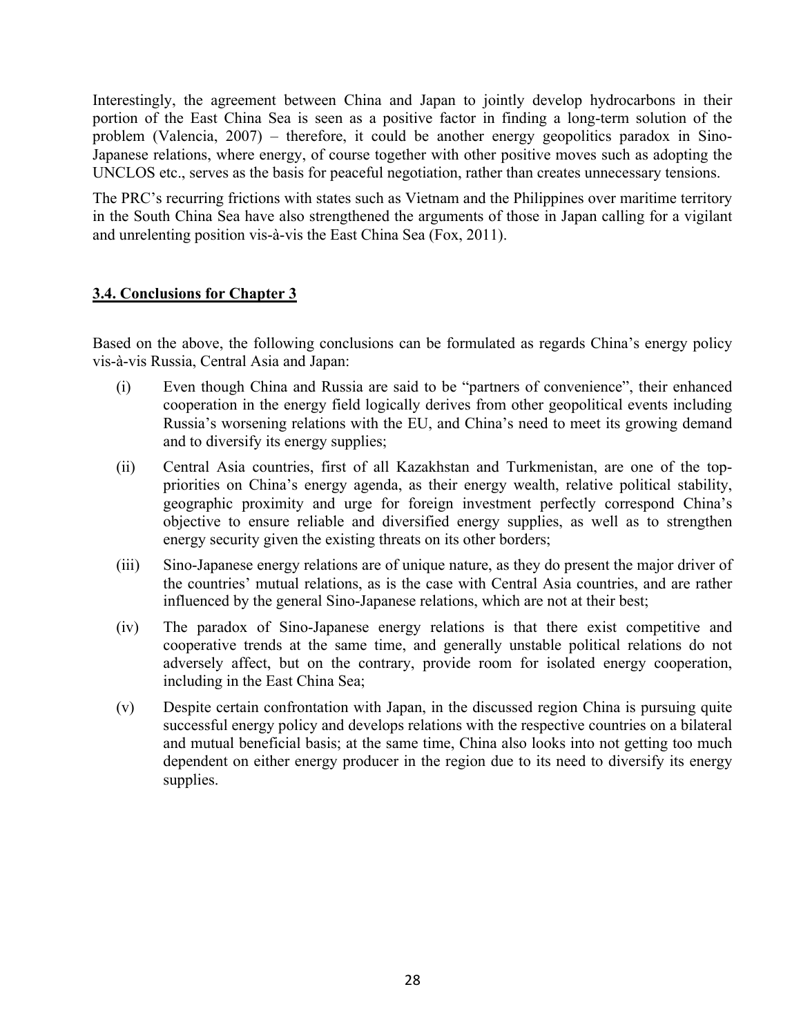Interestingly, the agreement between China and Japan to jointly develop hydrocarbons in their portion of the East China Sea is seen as a positive factor in finding a long-term solution of the problem (Valencia, 2007) – therefore, it could be another energy geopolitics paradox in Sino-Japanese relations, where energy, of course together with other positive moves such as adopting the UNCLOS etc., serves as the basis for peaceful negotiation, rather than creates unnecessary tensions.

The PRC's recurring frictions with states such as Vietnam and the Philippines over maritime territory in the South China Sea have also strengthened the arguments of those in Japan calling for a vigilant and unrelenting position vis-à-vis the East China Sea (Fox, 2011).

## 3.4. Conclusions for Chapter 3

Based on the above, the following conclusions can be formulated as regards China's energy policy vis-à-vis Russia, Central Asia and Japan:

(i) Even though China and Russia are said to be "partners of convenience", their enhanced cooperation in the energy field logically derives from other geopolitical events including Russia's worsening relations with the EU, and China's need to meet its growing demand and to diversify its energy supplies;

(ii) Central Asia countries, first of all Kazakhstan and Turkmenistan, are one of the top-priorities on China's energy agenda, as their energy wealth, relative political stability, geographic proximity and urge for foreign investment perfectly correspond China's objective to ensure reliable and diversified energy supplies, as well as to strengthen energy security given the existing threats on its other borders;

(iii) Sino-Japanese energy relations are of unique nature, as they do present the major driver of the countries' mutual relations, as is the case with Central Asia countries, and are rather influenced by the general Sino-Japanese relations, which are not at their best;

(iv) The paradox of Sino-Japanese energy relations is that there exist competitive and cooperative trends at the same time, and generally unstable political relations do not adversely affect, but on the contrary, provide room for isolated energy cooperation, including in the East China Sea;

(v) Despite certain confrontation with Japan, in the discussed region China is pursuing quite successful energy policy and develops relations with the respective countries on a bilateral and mutual beneficial basis; at the same time, China also looks into not getting too much dependent on either energy producer in the region due to its need to diversify its energy supplies.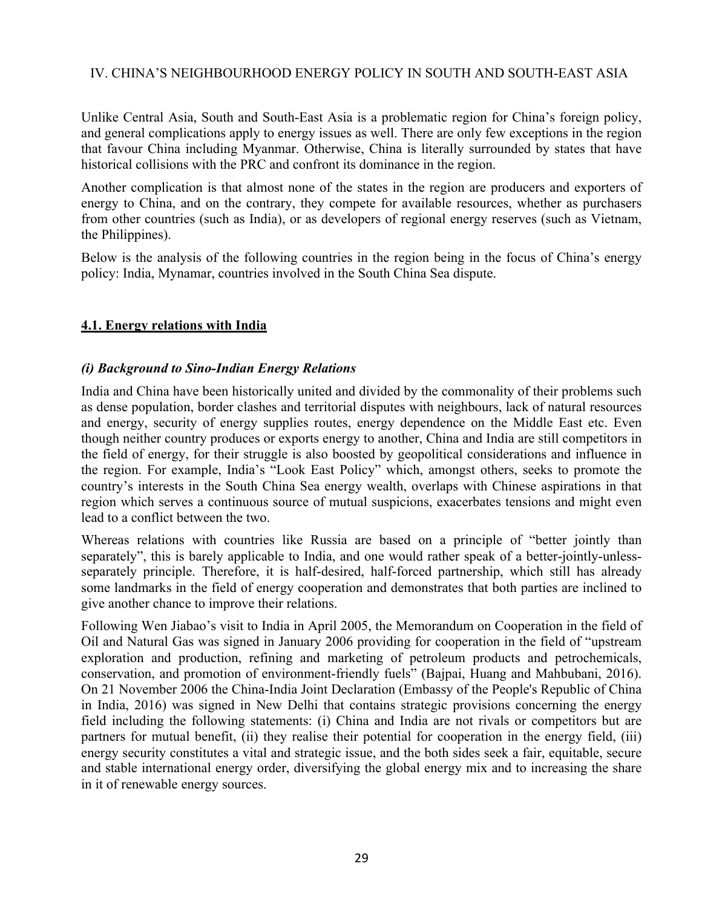## IV. CHINA'S NEIGHBOURHOOD ENERGY POLICY IN SOUTH AND SOUTH-EAST ASIA

Unlike Central Asia, South and South-East Asia is a problematic region for China's foreign policy, and general complications apply to energy issues as well. There are only few exceptions in the region that favour China including Myanmar. Otherwise, China is literally surrounded by states that have historical collisions with the PRC and confront its dominance in the region.

Another complication is that almost none of the states in the region are producers and exporters of energy to China, and on the contrary, they compete for available resources, whether as purchasers from other countries (such as India), or as developers of regional energy reserves (such as Vietnam, the Philippines).

Below is the analysis of the following countries in the region being in the focus of China's energy policy: India, Mynamar, countries involved in the South China Sea dispute.

### **4.1. Energy relations with India**

#### *(i) Background to Sino-Indian Energy Relations*

India and China have been historically united and divided by the commonality of their problems such as dense population, border clashes and territorial disputes with neighbours, lack of natural resources and energy, security of energy supplies routes, energy dependence on the Middle East etc. Even though neither country produces or exports energy to another, China and India are still competitors in the field of energy, for their struggle is also boosted by geopolitical considerations and influence in the region. For example, India's "Look East Policy" which, amongst others, seeks to promote the country's interests in the South China Sea energy wealth, overlaps with Chinese aspirations in that region which serves a continuous source of mutual suspicions, exacerbates tensions and might even lead to a conflict between the two.

Whereas relations with countries like Russia are based on a principle of "better jointly than separately", this is barely applicable to India, and one would rather speak of a better-jointly-unless-separately principle. Therefore, it is half-desired, half-forced partnership, which still has already some landmarks in the field of energy cooperation and demonstrates that both parties are inclined to give another chance to improve their relations.

Following Wen Jiabao's visit to India in April 2005, the Memorandum on Cooperation in the field of Oil and Natural Gas was signed in January 2006 providing for cooperation in the field of "upstream exploration and production, refining and marketing of petroleum products and petrochemicals, conservation, and promotion of environment-friendly fuels" (Bajpai, Huang and Mahbubani, 2016). On 21 November 2006 the China-India Joint Declaration (Embassy of the People's Republic of China in India, 2016) was signed in New Delhi that contains strategic provisions concerning the energy field including the following statements: (i) China and India are not rivals or competitors but are partners for mutual benefit, (ii) they realise their potential for cooperation in the energy field, (iii) energy security constitutes a vital and strategic issue, and the both sides seek a fair, equitable, secure and stable international energy order, diversifying the global energy mix and to increasing the share in it of renewable energy sources.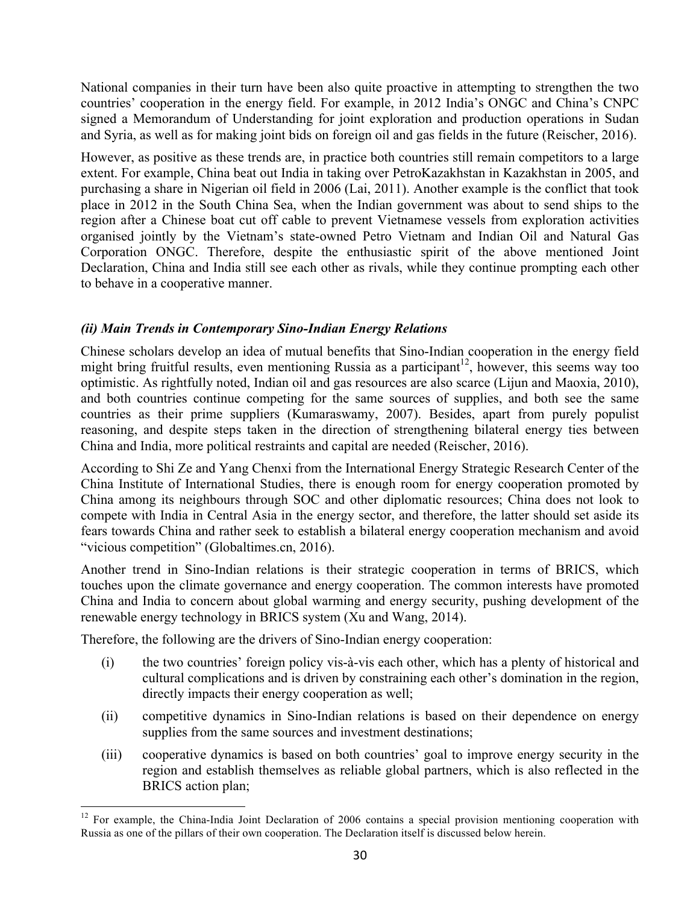National companies in their turn have been also quite proactive in attempting to strengthen the two countries' cooperation in the energy field. For example, in 2012 India's ONGC and China's CNPC signed a Memorandum of Understanding for joint exploration and production operations in Sudan and Syria, as well as for making joint bids on foreign oil and gas fields in the future (Reischer, 2016).

However, as positive as these trends are, in practice both countries still remain competitors to a large extent. For example, China beat out India in taking over PetroKazakhstan in Kazakhstan in 2005, and purchasing a share in Nigerian oil field in 2006 (Lai, 2011). Another example is the conflict that took place in 2012 in the South China Sea, when the Indian government was about to send ships to the region after a Chinese boat cut off cable to prevent Vietnamese vessels from exploration activities organised jointly by the Vietnam's state-owned Petro Vietnam and Indian Oil and Natural Gas Corporation ONGC. Therefore, despite the enthusiastic spirit of the above mentioned Joint Declaration, China and India still see each other as rivals, while they continue prompting each other to behave in a cooperative manner.

### *(ii) Main Trends in Contemporary Sino-Indian Energy Relations*

Chinese scholars develop an idea of mutual benefits that Sino-Indian cooperation in the energy field might bring fruitful results, even mentioning Russia as a participant[12], however, this seems way too optimistic. As rightfully noted, Indian oil and gas resources are also scarce (Lijun and Maoxia, 2010), and both countries continue competing for the same sources of supplies, and both see the same countries as their prime suppliers (Kumaraswamy, 2007). Besides, apart from purely populist reasoning, and despite steps taken in the direction of strengthening bilateral energy ties between China and India, more political restraints and capital are needed (Reischer, 2016).

According to Shi Ze and Yang Chenxi from the International Energy Strategic Research Center of the China Institute of International Studies, there is enough room for energy cooperation promoted by China among its neighbours through SOC and other diplomatic resources; China does not look to compete with India in Central Asia in the energy sector, and therefore, the latter should set aside its fears towards China and rather seek to establish a bilateral energy cooperation mechanism and avoid "vicious competition" (Globaltimes.cn, 2016).

Another trend in Sino-Indian relations is their strategic cooperation in terms of BRICS, which touches upon the climate governance and energy cooperation. The common interests have promoted China and India to concern about global warming and energy security, pushing development of the renewable energy technology in BRICS system (Xu and Wang, 2014).

Therefore, the following are the drivers of Sino-Indian energy cooperation:

(i) the two countries' foreign policy vis-à-vis each other, which has a plenty of historical and cultural complications and is driven by constraining each other's domination in the region, directly impacts their energy cooperation as well;

(ii) competitive dynamics in Sino-Indian relations is based on their dependence on energy supplies from the same sources and investment destinations;

(iii) cooperative dynamics is based on both countries' goal to improve energy security in the region and establish themselves as reliable global partners, which is also reflected in the BRICS action plan;

---

[12] For example, the China-India Joint Declaration of 2006 contains a special provision mentioning cooperation with Russia as one of the pillars of their own cooperation. The Declaration itself is discussed below herein.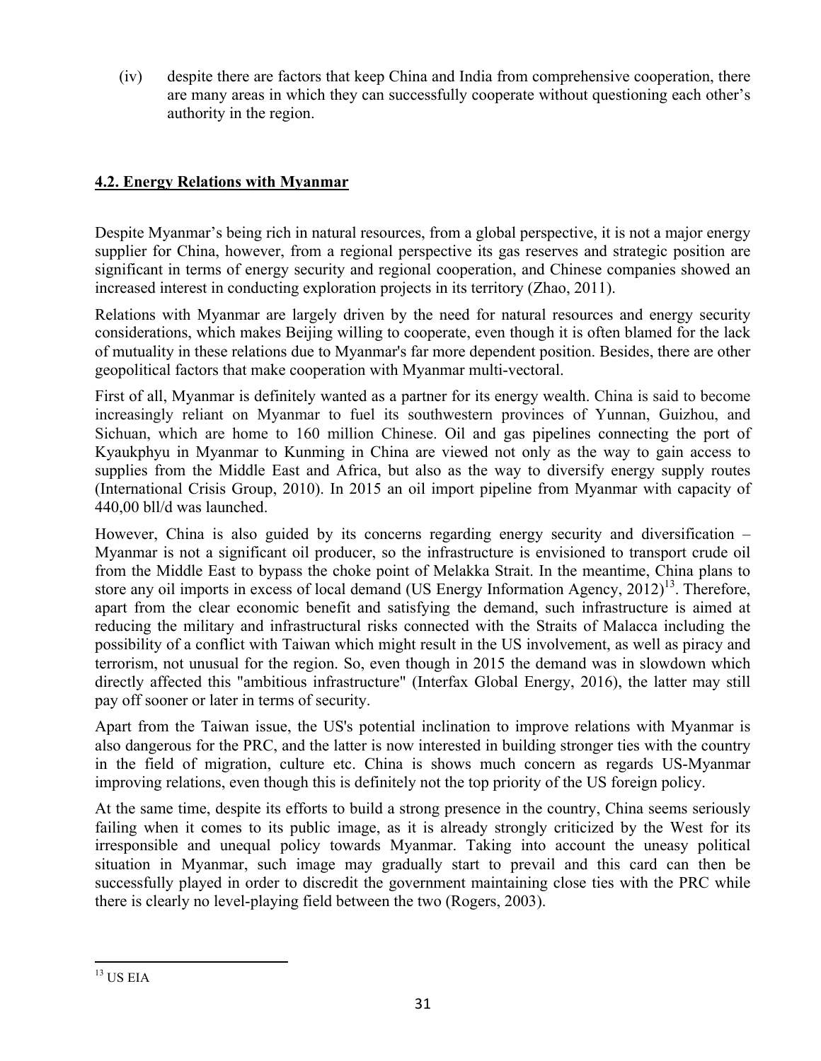(iv) despite there are factors that keep China and India from comprehensive cooperation, there are many areas in which they can successfully cooperate without questioning each other's authority in the region.

## 4.2. Energy Relations with Myanmar

Despite Myanmar's being rich in natural resources, from a global perspective, it is not a major energy supplier for China, however, from a regional perspective its gas reserves and strategic position are significant in terms of energy security and regional cooperation, and Chinese companies showed an increased interest in conducting exploration projects in its territory (Zhao, 2011).

Relations with Myanmar are largely driven by the need for natural resources and energy security considerations, which makes Beijing willing to cooperate, even though it is often blamed for the lack of mutuality in these relations due to Myanmar's far more dependent position. Besides, there are other geopolitical factors that make cooperation with Myanmar multi-vectoral.

First of all, Myanmar is definitely wanted as a partner for its energy wealth. China is said to become increasingly reliant on Myanmar to fuel its southwestern provinces of Yunnan, Guizhou, and Sichuan, which are home to 160 million Chinese. Oil and gas pipelines connecting the port of Kyaukphyu in Myanmar to Kunming in China are viewed not only as the way to gain access to supplies from the Middle East and Africa, but also as the way to diversify energy supply routes (International Crisis Group, 2010). In 2015 an oil import pipeline from Myanmar with capacity of 440,00 bll/d was launched.

However, China is also guided by its concerns regarding energy security and diversification – Myanmar is not a significant oil producer, so the infrastructure is envisioned to transport crude oil from the Middle East to bypass the choke point of Melakka Strait. In the meantime, China plans to store any oil imports in excess of local demand (US Energy Information Agency, 2012)[13]. Therefore, apart from the clear economic benefit and satisfying the demand, such infrastructure is aimed at reducing the military and infrastructural risks connected with the Straits of Malacca including the possibility of a conflict with Taiwan which might result in the US involvement, as well as piracy and terrorism, not unusual for the region. So, even though in 2015 the demand was in slowdown which directly affected this "ambitious infrastructure" (Interfax Global Energy, 2016), the latter may still pay off sooner or later in terms of security.

Apart from the Taiwan issue, the US's potential inclination to improve relations with Myanmar is also dangerous for the PRC, and the latter is now interested in building stronger ties with the country in the field of migration, culture etc. China is shows much concern as regards US-Myanmar improving relations, even though this is definitely not the top priority of the US foreign policy.

At the same time, despite its efforts to build a strong presence in the country, China seems seriously failing when it comes to its public image, as it is already strongly criticized by the West for its irresponsible and unequal policy towards Myanmar. Taking into account the uneasy political situation in Myanmar, such image may gradually start to prevail and this card can then be successfully played in order to discredit the government maintaining close ties with the PRC while there is clearly no level-playing field between the two (Rogers, 2003).

[13] US EIA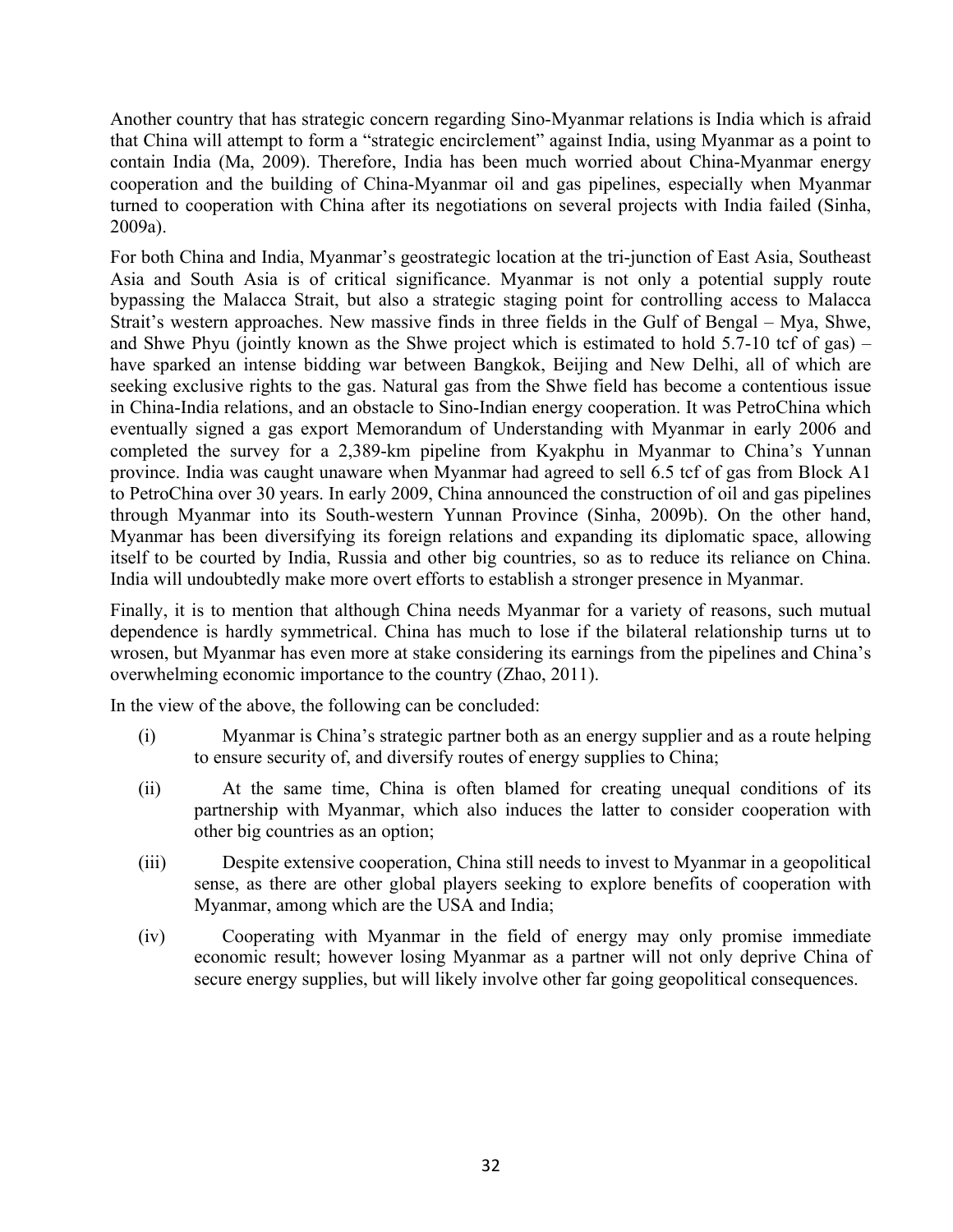Another country that has strategic concern regarding Sino-Myanmar relations is India which is afraid that China will attempt to form a "strategic encirclement" against India, using Myanmar as a point to contain India (Ma, 2009). Therefore, India has been much worried about China-Myanmar energy cooperation and the building of China-Myanmar oil and gas pipelines, especially when Myanmar turned to cooperation with China after its negotiations on several projects with India failed (Sinha, 2009a).

For both China and India, Myanmar's geostrategic location at the tri-junction of East Asia, Southeast Asia and South Asia is of critical significance. Myanmar is not only a potential supply route bypassing the Malacca Strait, but also a strategic staging point for controlling access to Malacca Strait's western approaches. New massive finds in three fields in the Gulf of Bengal – Mya, Shwe, and Shwe Phyu (jointly known as the Shwe project which is estimated to hold 5.7-10 tcf of gas) – have sparked an intense bidding war between Bangkok, Beijing and New Delhi, all of which are seeking exclusive rights to the gas. Natural gas from the Shwe field has become a contentious issue in China-India relations, and an obstacle to Sino-Indian energy cooperation. It was PetroChina which eventually signed a gas export Memorandum of Understanding with Myanmar in early 2006 and completed the survey for a 2,389-km pipeline from Kyakphu in Myanmar to China's Yunnan province. India was caught unaware when Myanmar had agreed to sell 6.5 tcf of gas from Block A1 to PetroChina over 30 years. In early 2009, China announced the construction of oil and gas pipelines through Myanmar into its South-western Yunnan Province (Sinha, 2009b). On the other hand, Myanmar has been diversifying its foreign relations and expanding its diplomatic space, allowing itself to be courted by India, Russia and other big countries, so as to reduce its reliance on China. India will undoubtedly make more overt efforts to establish a stronger presence in Myanmar.

Finally, it is to mention that although China needs Myanmar for a variety of reasons, such mutual dependence is hardly symmetrical. China has much to lose if the bilateral relationship turns ut to wrosen, but Myanmar has even more at stake considering its earnings from the pipelines and China's overwhelming economic importance to the country (Zhao, 2011).

In the view of the above, the following can be concluded:

(i) Myanmar is China's strategic partner both as an energy supplier and as a route helping to ensure security of, and diversify routes of energy supplies to China;

(ii) At the same time, China is often blamed for creating unequal conditions of its partnership with Myanmar, which also induces the latter to consider cooperation with other big countries as an option;

(iii) Despite extensive cooperation, China still needs to invest to Myanmar in a geopolitical sense, as there are other global players seeking to explore benefits of cooperation with Myanmar, among which are the USA and India;

(iv) Cooperating with Myanmar in the field of energy may only promise immediate economic result; however losing Myanmar as a partner will not only deprive China of secure energy supplies, but will likely involve other far going geopolitical consequences.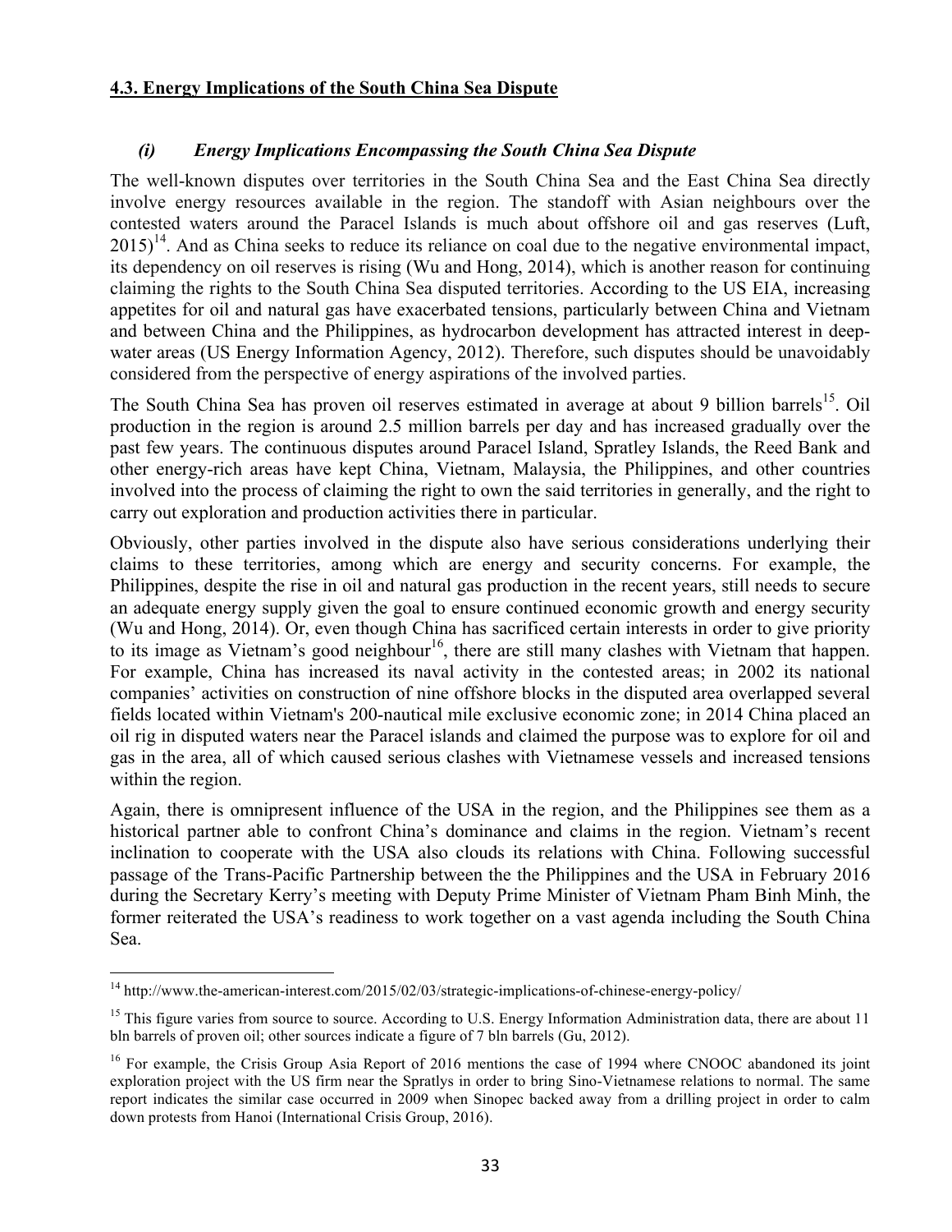#### **4.3. Energy Implications of the South China Sea Dispute**

***(i) Energy Implications Encompassing the South China Sea Dispute***

The well-known disputes over territories in the South China Sea and the East China Sea directly involve energy resources available in the region. The standoff with Asian neighbours over the contested waters around the Paracel Islands is much about offshore oil and gas reserves (Luft, 2015)[14]. And as China seeks to reduce its reliance on coal due to the negative environmental impact, its dependency on oil reserves is rising (Wu and Hong, 2014), which is another reason for continuing claiming the rights to the South China Sea disputed territories. According to the US EIA, increasing appetites for oil and natural gas have exacerbated tensions, particularly between China and Vietnam and between China and the Philippines, as hydrocarbon development has attracted interest in deep-water areas (US Energy Information Agency, 2012). Therefore, such disputes should be unavoidably considered from the perspective of energy aspirations of the involved parties.

The South China Sea has proven oil reserves estimated in average at about 9 billion barrels[15]. Oil production in the region is around 2.5 million barrels per day and has increased gradually over the past few years. The continuous disputes around Paracel Island, Spratley Islands, the Reed Bank and other energy-rich areas have kept China, Vietnam, Malaysia, the Philippines, and other countries involved into the process of claiming the right to own the said territories in generally, and the right to carry out exploration and production activities there in particular.

Obviously, other parties involved in the dispute also have serious considerations underlying their claims to these territories, among which are energy and security concerns. For example, the Philippines, despite the rise in oil and natural gas production in the recent years, still needs to secure an adequate energy supply given the goal to ensure continued economic growth and energy security (Wu and Hong, 2014). Or, even though China has sacrificed certain interests in order to give priority to its image as Vietnam's good neighbour[16], there are still many clashes with Vietnam that happen. For example, China has increased its naval activity in the contested areas; in 2002 its national companies' activities on construction of nine offshore blocks in the disputed area overlapped several fields located within Vietnam's 200-nautical mile exclusive economic zone; in 2014 China placed an oil rig in disputed waters near the Paracel islands and claimed the purpose was to explore for oil and gas in the area, all of which caused serious clashes with Vietnamese vessels and increased tensions within the region.

Again, there is omnipresent influence of the USA in the region, and the Philippines see them as a historical partner able to confront China's dominance and claims in the region. Vietnam's recent inclination to cooperate with the USA also clouds its relations with China. Following successful passage of the Trans-Pacific Partnership between the the Philippines and the USA in February 2016 during the Secretary Kerry's meeting with Deputy Prime Minister of Vietnam Pham Binh Minh, the former reiterated the USA's readiness to work together on a vast agenda including the South China Sea.

---

[14] http://www.the-american-interest.com/2015/02/03/strategic-implications-of-chinese-energy-policy/

[15] This figure varies from source to source. According to U.S. Energy Information Administration data, there are about 11 bln barrels of proven oil; other sources indicate a figure of 7 bln barrels (Gu, 2012).

[16] For example, the Crisis Group Asia Report of 2016 mentions the case of 1994 where CNOOC abandoned its joint exploration project with the US firm near the Spratlys in order to bring Sino-Vietnamese relations to normal. The same report indicates the similar case occurred in 2009 when Sinopec backed away from a drilling project in order to calm down protests from Hanoi (International Crisis Group, 2016).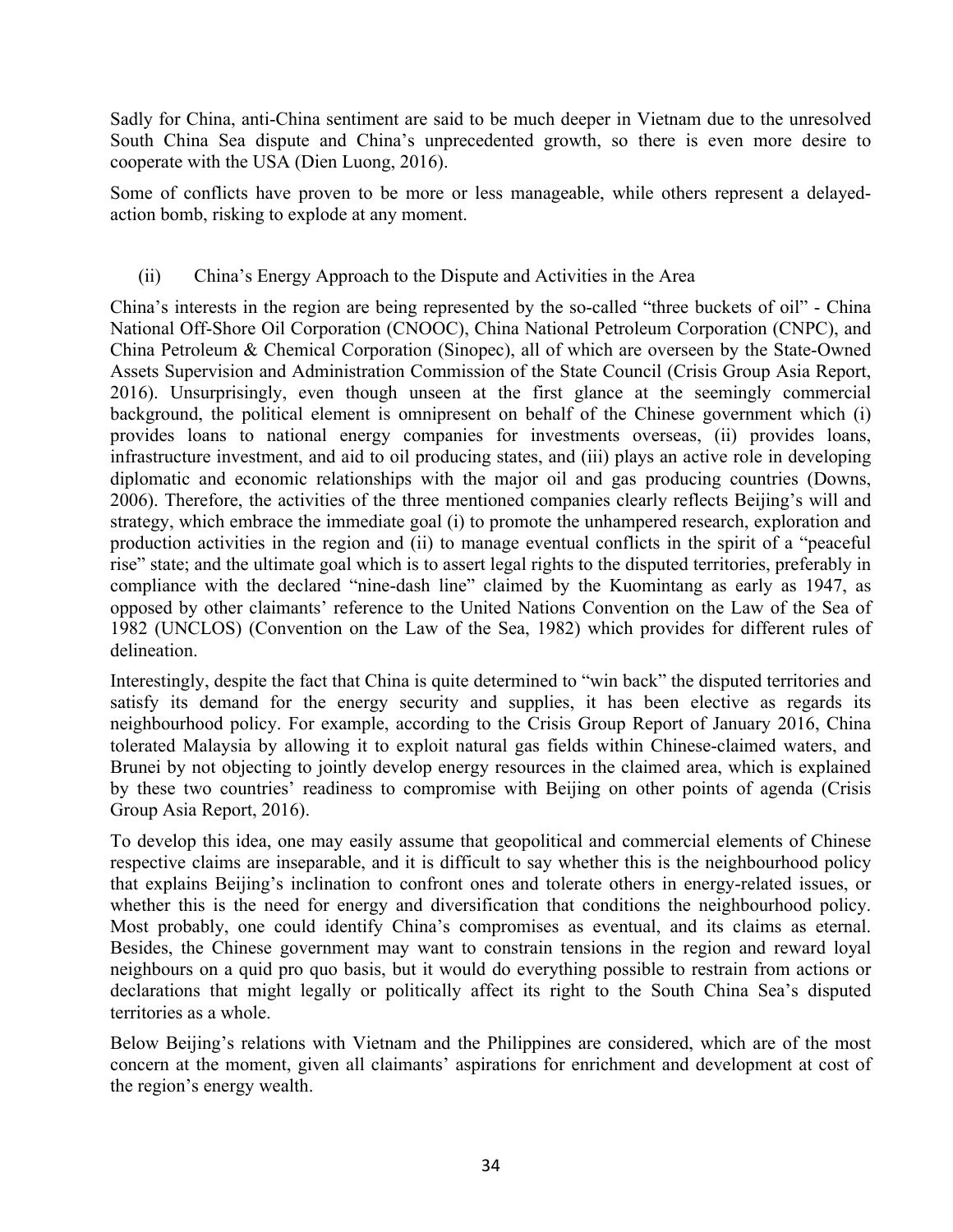Sadly for China, anti-China sentiment are said to be much deeper in Vietnam due to the unresolved South China Sea dispute and China's unprecedented growth, so there is even more desire to cooperate with the USA (Dien Luong, 2016).

Some of conflicts have proven to be more or less manageable, while others represent a delayed-action bomb, risking to explode at any moment.

### (ii) China's Energy Approach to the Dispute and Activities in the Area

China's interests in the region are being represented by the so-called "three buckets of oil" - China National Off-Shore Oil Corporation (CNOOC), China National Petroleum Corporation (CNPC), and China Petroleum & Chemical Corporation (Sinopec), all of which are overseen by the State-Owned Assets Supervision and Administration Commission of the State Council (Crisis Group Asia Report, 2016). Unsurprisingly, even though unseen at the first glance at the seemingly commercial background, the political element is omnipresent on behalf of the Chinese government which (i) provides loans to national energy companies for investments overseas, (ii) provides loans, infrastructure investment, and aid to oil producing states, and (iii) plays an active role in developing diplomatic and economic relationships with the major oil and gas producing countries (Downs, 2006). Therefore, the activities of the three mentioned companies clearly reflects Beijing's will and strategy, which embrace the immediate goal (i) to promote the unhampered research, exploration and production activities in the region and (ii) to manage eventual conflicts in the spirit of a "peaceful rise" state; and the ultimate goal which is to assert legal rights to the disputed territories, preferably in compliance with the declared "nine-dash line" claimed by the Kuomintang as early as 1947, as opposed by other claimants' reference to the United Nations Convention on the Law of the Sea of 1982 (UNCLOS) (Convention on the Law of the Sea, 1982) which provides for different rules of delineation.

Interestingly, despite the fact that China is quite determined to "win back" the disputed territories and satisfy its demand for the energy security and supplies, it has been elective as regards its neighbourhood policy. For example, according to the Crisis Group Report of January 2016, China tolerated Malaysia by allowing it to exploit natural gas fields within Chinese-claimed waters, and Brunei by not objecting to jointly develop energy resources in the claimed area, which is explained by these two countries' readiness to compromise with Beijing on other points of agenda (Crisis Group Asia Report, 2016).

To develop this idea, one may easily assume that geopolitical and commercial elements of Chinese respective claims are inseparable, and it is difficult to say whether this is the neighbourhood policy that explains Beijing's inclination to confront ones and tolerate others in energy-related issues, or whether this is the need for energy and diversification that conditions the neighbourhood policy. Most probably, one could identify China's compromises as eventual, and its claims as eternal. Besides, the Chinese government may want to constrain tensions in the region and reward loyal neighbours on a quid pro quo basis, but it would do everything possible to restrain from actions or declarations that might legally or politically affect its right to the South China Sea's disputed territories as a whole.

Below Beijing's relations with Vietnam and the Philippines are considered, which are of the most concern at the moment, given all claimants' aspirations for enrichment and development at cost of the region's energy wealth.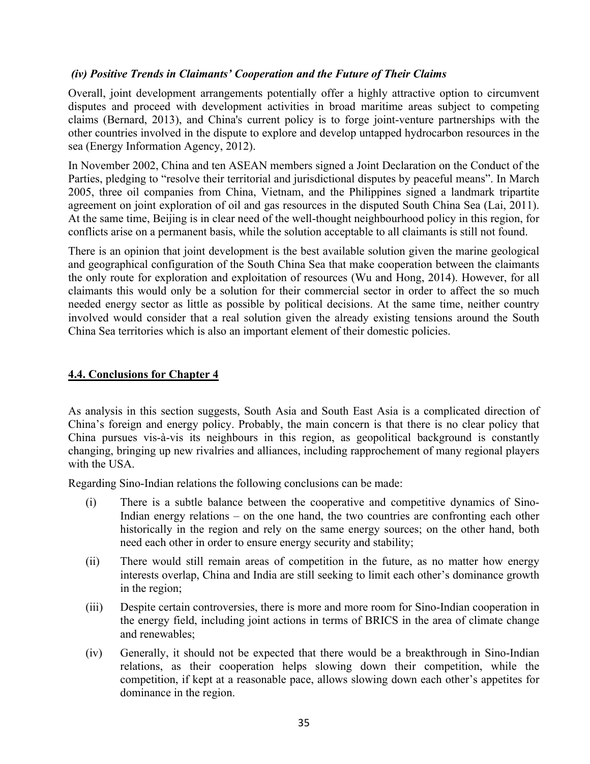*(iv) Positive Trends in Claimants' Cooperation and the Future of Their Claims*

Overall, joint development arrangements potentially offer a highly attractive option to circumvent disputes and proceed with development activities in broad maritime areas subject to competing claims (Bernard, 2013), and China's current policy is to forge joint-venture partnerships with the other countries involved in the dispute to explore and develop untapped hydrocarbon resources in the sea (Energy Information Agency, 2012).

In November 2002, China and ten ASEAN members signed a Joint Declaration on the Conduct of the Parties, pledging to "resolve their territorial and jurisdictional disputes by peaceful means". In March 2005, three oil companies from China, Vietnam, and the Philippines signed a landmark tripartite agreement on joint exploration of oil and gas resources in the disputed South China Sea (Lai, 2011). At the same time, Beijing is in clear need of the well-thought neighbourhood policy in this region, for conflicts arise on a permanent basis, while the solution acceptable to all claimants is still not found.

There is an opinion that joint development is the best available solution given the marine geological and geographical configuration of the South China Sea that make cooperation between the claimants the only route for exploration and exploitation of resources (Wu and Hong, 2014). However, for all claimants this would only be a solution for their commercial sector in order to affect the so much needed energy sector as little as possible by political decisions. At the same time, neither country involved would consider that a real solution given the already existing tensions around the South China Sea territories which is also an important element of their domestic policies.

## 4.4. Conclusions for Chapter 4

As analysis in this section suggests, South Asia and South East Asia is a complicated direction of China's foreign and energy policy. Probably, the main concern is that there is no clear policy that China pursues vis-à-vis its neighbours in this region, as geopolitical background is constantly changing, bringing up new rivalries and alliances, including rapprochement of many regional players with the USA.

Regarding Sino-Indian relations the following conclusions can be made:

(i) There is a subtle balance between the cooperative and competitive dynamics of Sino-Indian energy relations – on the one hand, the two countries are confronting each other historically in the region and rely on the same energy sources; on the other hand, both need each other in order to ensure energy security and stability;

(ii) There would still remain areas of competition in the future, as no matter how energy interests overlap, China and India are still seeking to limit each other's dominance growth in the region;

(iii) Despite certain controversies, there is more and more room for Sino-Indian cooperation in the energy field, including joint actions in terms of BRICS in the area of climate change and renewables;

(iv) Generally, it should not be expected that there would be a breakthrough in Sino-Indian relations, as their cooperation helps slowing down their competition, while the competition, if kept at a reasonable pace, allows slowing down each other's appetites for dominance in the region.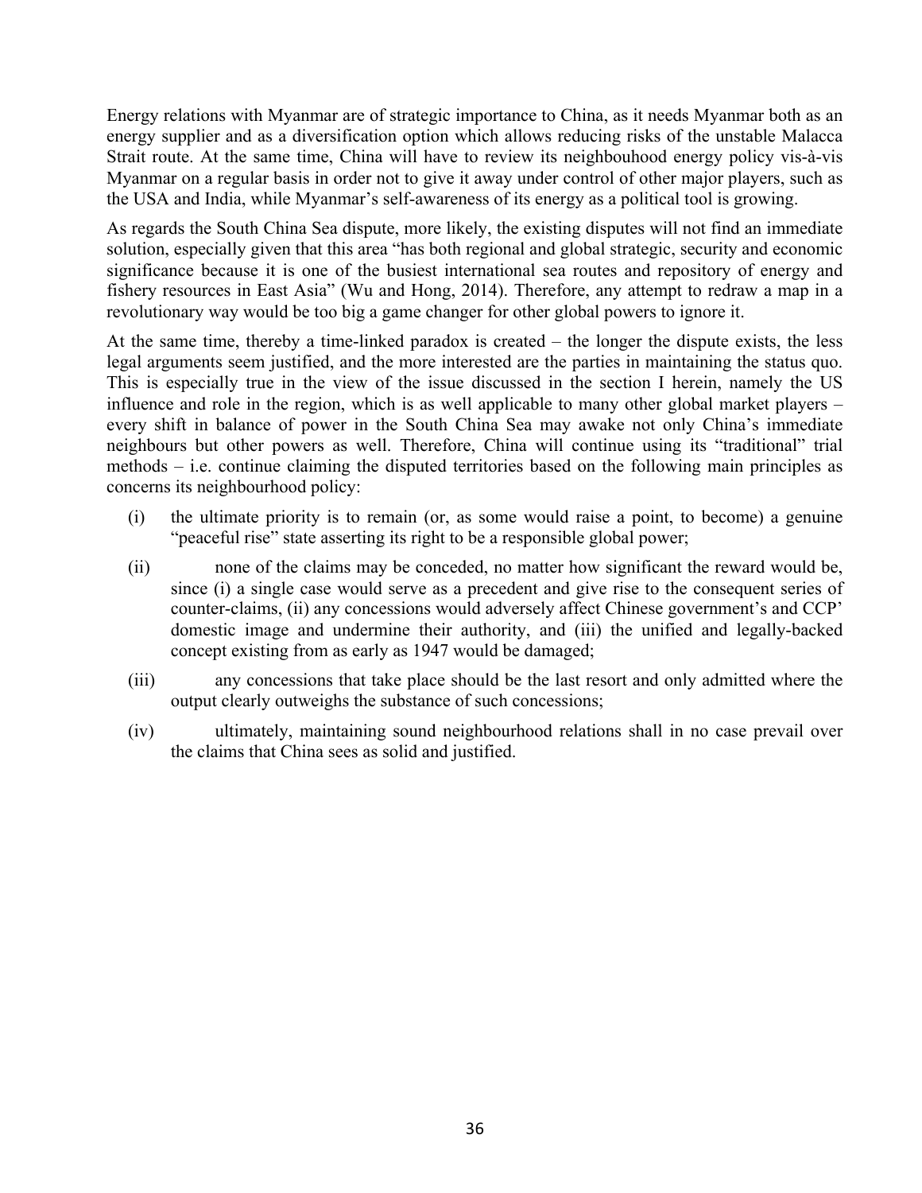Energy relations with Myanmar are of strategic importance to China, as it needs Myanmar both as an energy supplier and as a diversification option which allows reducing risks of the unstable Malacca Strait route. At the same time, China will have to review its neighbouhood energy policy vis-à-vis Myanmar on a regular basis in order not to give it away under control of other major players, such as the USA and India, while Myanmar's self-awareness of its energy as a political tool is growing.

As regards the South China Sea dispute, more likely, the existing disputes will not find an immediate solution, especially given that this area "has both regional and global strategic, security and economic significance because it is one of the busiest international sea routes and repository of energy and fishery resources in East Asia" (Wu and Hong, 2014). Therefore, any attempt to redraw a map in a revolutionary way would be too big a game changer for other global powers to ignore it.

At the same time, thereby a time-linked paradox is created – the longer the dispute exists, the less legal arguments seem justified, and the more interested are the parties in maintaining the status quo. This is especially true in the view of the issue discussed in the section I herein, namely the US influence and role in the region, which is as well applicable to many other global market players – every shift in balance of power in the South China Sea may awake not only China's immediate neighbours but other powers as well. Therefore, China will continue using its "traditional" trial methods – i.e. continue claiming the disputed territories based on the following main principles as concerns its neighbourhood policy:

(i) the ultimate priority is to remain (or, as some would raise a point, to become) a genuine "peaceful rise" state asserting its right to be a responsible global power;

(ii) none of the claims may be conceded, no matter how significant the reward would be, since (i) a single case would serve as a precedent and give rise to the consequent series of counter-claims, (ii) any concessions would adversely affect Chinese government's and CCP' domestic image and undermine their authority, and (iii) the unified and legally-backed concept existing from as early as 1947 would be damaged;

(iii) any concessions that take place should be the last resort and only admitted where the output clearly outweighs the substance of such concessions;

(iv) ultimately, maintaining sound neighbourhood relations shall in no case prevail over the claims that China sees as solid and justified.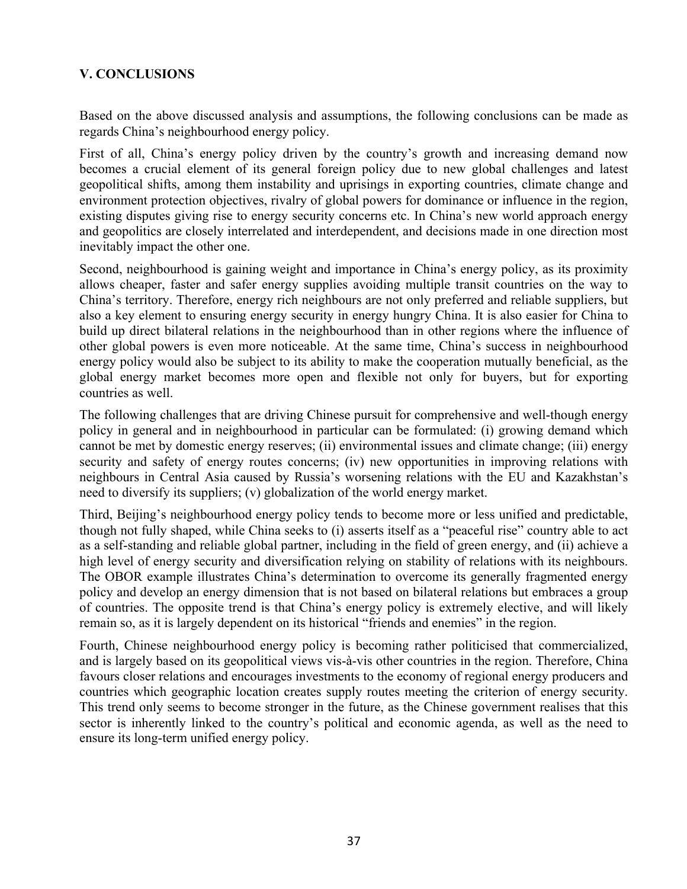## V. CONCLUSIONS

Based on the above discussed analysis and assumptions, the following conclusions can be made as regards China's neighbourhood energy policy.

First of all, China's energy policy driven by the country's growth and increasing demand now becomes a crucial element of its general foreign policy due to new global challenges and latest geopolitical shifts, among them instability and uprisings in exporting countries, climate change and environment protection objectives, rivalry of global powers for dominance or influence in the region, existing disputes giving rise to energy security concerns etc. In China's new world approach energy and geopolitics are closely interrelated and interdependent, and decisions made in one direction most inevitably impact the other one.

Second, neighbourhood is gaining weight and importance in China's energy policy, as its proximity allows cheaper, faster and safer energy supplies avoiding multiple transit countries on the way to China's territory. Therefore, energy rich neighbours are not only preferred and reliable suppliers, but also a key element to ensuring energy security in energy hungry China. It is also easier for China to build up direct bilateral relations in the neighbourhood than in other regions where the influence of other global powers is even more noticeable. At the same time, China's success in neighbourhood energy policy would also be subject to its ability to make the cooperation mutually beneficial, as the global energy market becomes more open and flexible not only for buyers, but for exporting countries as well.

The following challenges that are driving Chinese pursuit for comprehensive and well-though energy policy in general and in neighbourhood in particular can be formulated: (i) growing demand which cannot be met by domestic energy reserves; (ii) environmental issues and climate change; (iii) energy security and safety of energy routes concerns; (iv) new opportunities in improving relations with neighbours in Central Asia caused by Russia's worsening relations with the EU and Kazakhstan's need to diversify its suppliers; (v) globalization of the world energy market.

Third, Beijing's neighbourhood energy policy tends to become more or less unified and predictable, though not fully shaped, while China seeks to (i) asserts itself as a "peaceful rise" country able to act as a self-standing and reliable global partner, including in the field of green energy, and (ii) achieve a high level of energy security and diversification relying on stability of relations with its neighbours. The OBOR example illustrates China's determination to overcome its generally fragmented energy policy and develop an energy dimension that is not based on bilateral relations but embraces a group of countries. The opposite trend is that China's energy policy is extremely elective, and will likely remain so, as it is largely dependent on its historical "friends and enemies" in the region.

Fourth, Chinese neighbourhood energy policy is becoming rather politicised that commercialized, and is largely based on its geopolitical views vis-à-vis other countries in the region. Therefore, China favours closer relations and encourages investments to the economy of regional energy producers and countries which geographic location creates supply routes meeting the criterion of energy security. This trend only seems to become stronger in the future, as the Chinese government realises that this sector is inherently linked to the country's political and economic agenda, as well as the need to ensure its long-term unified energy policy.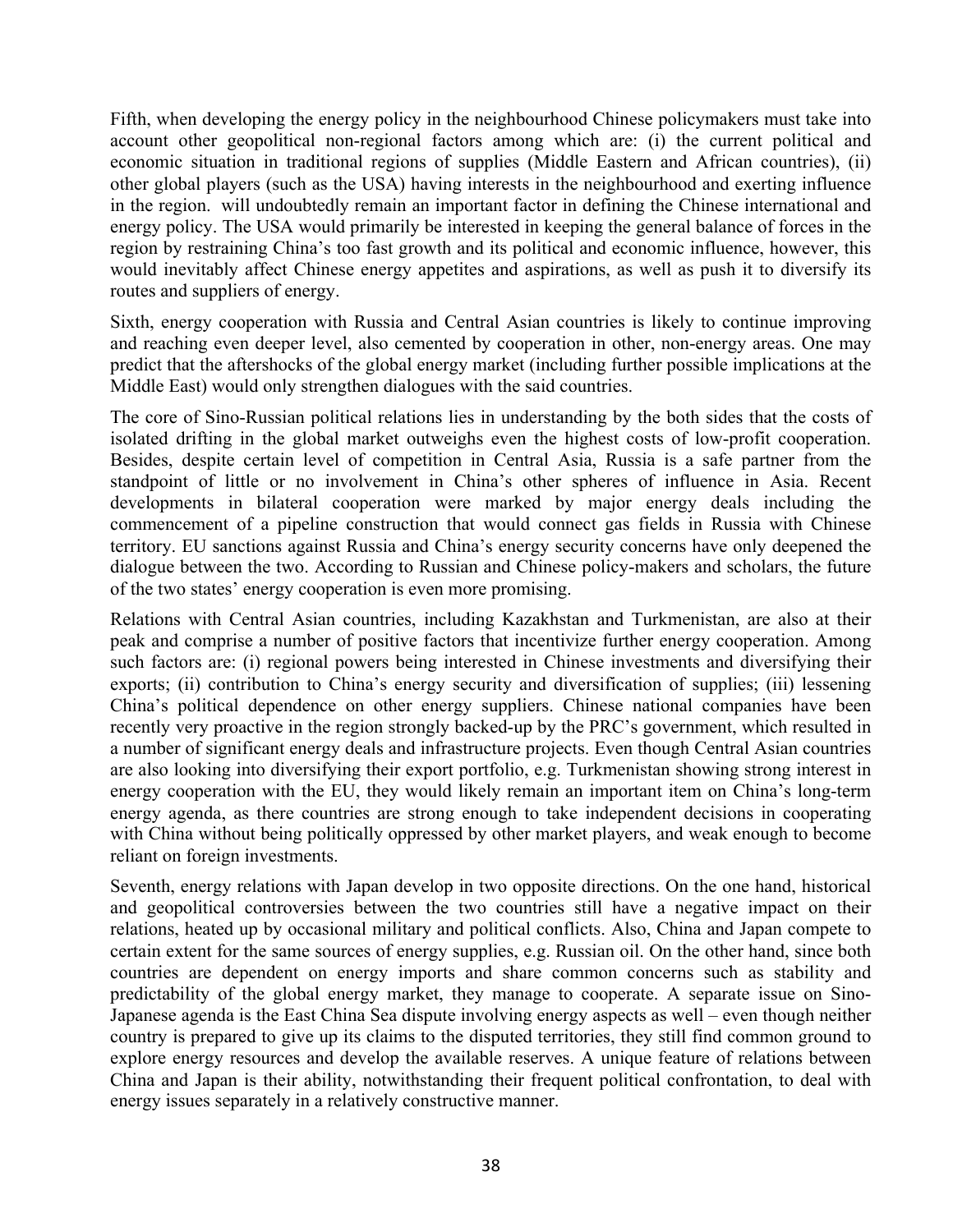Fifth, when developing the energy policy in the neighbourhood Chinese policymakers must take into account other geopolitical non-regional factors among which are: (i) the current political and economic situation in traditional regions of supplies (Middle Eastern and African countries), (ii) other global players (such as the USA) having interests in the neighbourhood and exerting influence in the region.  will undoubtedly remain an important factor in defining the Chinese international and energy policy. The USA would primarily be interested in keeping the general balance of forces in the region by restraining China's too fast growth and its political and economic influence, however, this would inevitably affect Chinese energy appetites and aspirations, as well as push it to diversify its routes and suppliers of energy.

Sixth, energy cooperation with Russia and Central Asian countries is likely to continue improving and reaching even deeper level, also cemented by cooperation in other, non-energy areas. One may predict that the aftershocks of the global energy market (including further possible implications at the Middle East) would only strengthen dialogues with the said countries.

The core of Sino-Russian political relations lies in understanding by the both sides that the costs of isolated drifting in the global market outweighs even the highest costs of low-profit cooperation. Besides, despite certain level of competition in Central Asia, Russia is a safe partner from the standpoint of little or no involvement in China's other spheres of influence in Asia. Recent developments in bilateral cooperation were marked by major energy deals including the commencement of a pipeline construction that would connect gas fields in Russia with Chinese territory. EU sanctions against Russia and China's energy security concerns have only deepened the dialogue between the two. According to Russian and Chinese policy-makers and scholars, the future of the two states' energy cooperation is even more promising.

Relations with Central Asian countries, including Kazakhstan and Turkmenistan, are also at their peak and comprise a number of positive factors that incentivize further energy cooperation. Among such factors are: (i) regional powers being interested in Chinese investments and diversifying their exports; (ii) contribution to China's energy security and diversification of supplies; (iii) lessening China's political dependence on other energy suppliers. Chinese national companies have been recently very proactive in the region strongly backed-up by the PRC's government, which resulted in a number of significant energy deals and infrastructure projects. Even though Central Asian countries are also looking into diversifying their export portfolio, e.g. Turkmenistan showing strong interest in energy cooperation with the EU, they would likely remain an important item on China's long-term energy agenda, as there countries are strong enough to take independent decisions in cooperating with China without being politically oppressed by other market players, and weak enough to become reliant on foreign investments.

Seventh, energy relations with Japan develop in two opposite directions. On the one hand, historical and geopolitical controversies between the two countries still have a negative impact on their relations, heated up by occasional military and political conflicts. Also, China and Japan compete to certain extent for the same sources of energy supplies, e.g. Russian oil. On the other hand, since both countries are dependent on energy imports and share common concerns such as stability and predictability of the global energy market, they manage to cooperate. A separate issue on Sino-Japanese agenda is the East China Sea dispute involving energy aspects as well – even though neither country is prepared to give up its claims to the disputed territories, they still find common ground to explore energy resources and develop the available reserves. A unique feature of relations between China and Japan is their ability, notwithstanding their frequent political confrontation, to deal with energy issues separately in a relatively constructive manner.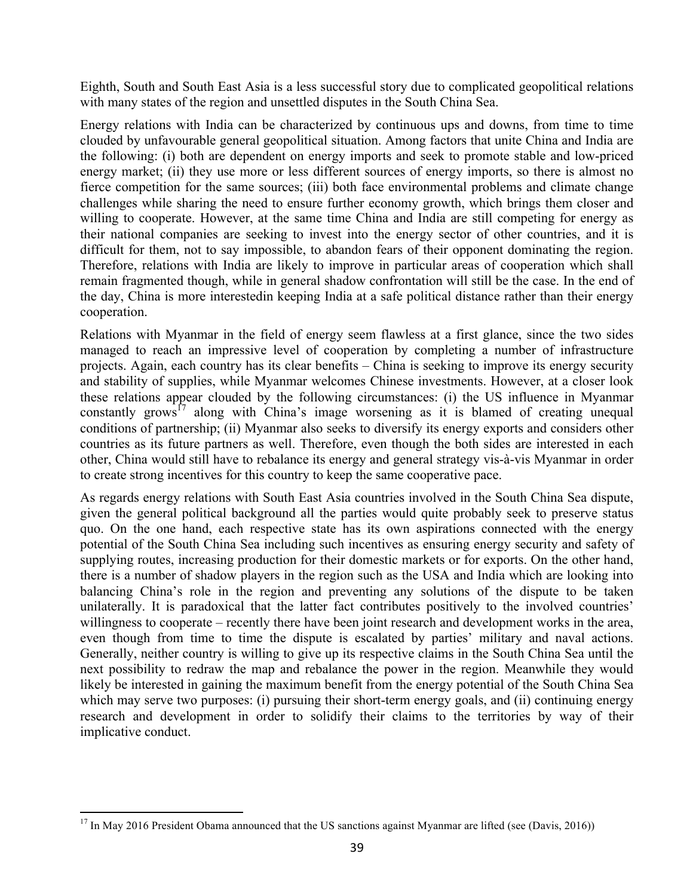Eighth, South and South East Asia is a less successful story due to complicated geopolitical relations with many states of the region and unsettled disputes in the South China Sea.

Energy relations with India can be characterized by continuous ups and downs, from time to time clouded by unfavourable general geopolitical situation. Among factors that unite China and India are the following: (i) both are dependent on energy imports and seek to promote stable and low-priced energy market; (ii) they use more or less different sources of energy imports, so there is almost no fierce competition for the same sources; (iii) both face environmental problems and climate change challenges while sharing the need to ensure further economy growth, which brings them closer and willing to cooperate. However, at the same time China and India are still competing for energy as their national companies are seeking to invest into the energy sector of other countries, and it is difficult for them, not to say impossible, to abandon fears of their opponent dominating the region. Therefore, relations with India are likely to improve in particular areas of cooperation which shall remain fragmented though, while in general shadow confrontation will still be the case. In the end of the day, China is more interestedin keeping India at a safe political distance rather than their energy cooperation.

Relations with Myanmar in the field of energy seem flawless at a first glance, since the two sides managed to reach an impressive level of cooperation by completing a number of infrastructure projects. Again, each country has its clear benefits – China is seeking to improve its energy security and stability of supplies, while Myanmar welcomes Chinese investments. However, at a closer look these relations appear clouded by the following circumstances: (i) the US influence in Myanmar constantly grows[17] along with China's image worsening as it is blamed of creating unequal conditions of partnership; (ii) Myanmar also seeks to diversify its energy exports and considers other countries as its future partners as well. Therefore, even though the both sides are interested in each other, China would still have to rebalance its energy and general strategy vis-à-vis Myanmar in order to create strong incentives for this country to keep the same cooperative pace.

As regards energy relations with South East Asia countries involved in the South China Sea dispute, given the general political background all the parties would quite probably seek to preserve status quo. On the one hand, each respective state has its own aspirations connected with the energy potential of the South China Sea including such incentives as ensuring energy security and safety of supplying routes, increasing production for their domestic markets or for exports. On the other hand, there is a number of shadow players in the region such as the USA and India which are looking into balancing China's role in the region and preventing any solutions of the dispute to be taken unilaterally. It is paradoxical that the latter fact contributes positively to the involved countries' willingness to cooperate – recently there have been joint research and development works in the area, even though from time to time the dispute is escalated by parties' military and naval actions. Generally, neither country is willing to give up its respective claims in the South China Sea until the next possibility to redraw the map and rebalance the power in the region. Meanwhile they would likely be interested in gaining the maximum benefit from the energy potential of the South China Sea which may serve two purposes: (i) pursuing their short-term energy goals, and (ii) continuing energy research and development in order to solidify their claims to the territories by way of their implicative conduct.

---

[17] In May 2016 President Obama announced that the US sanctions against Myanmar are lifted (see (Davis, 2016))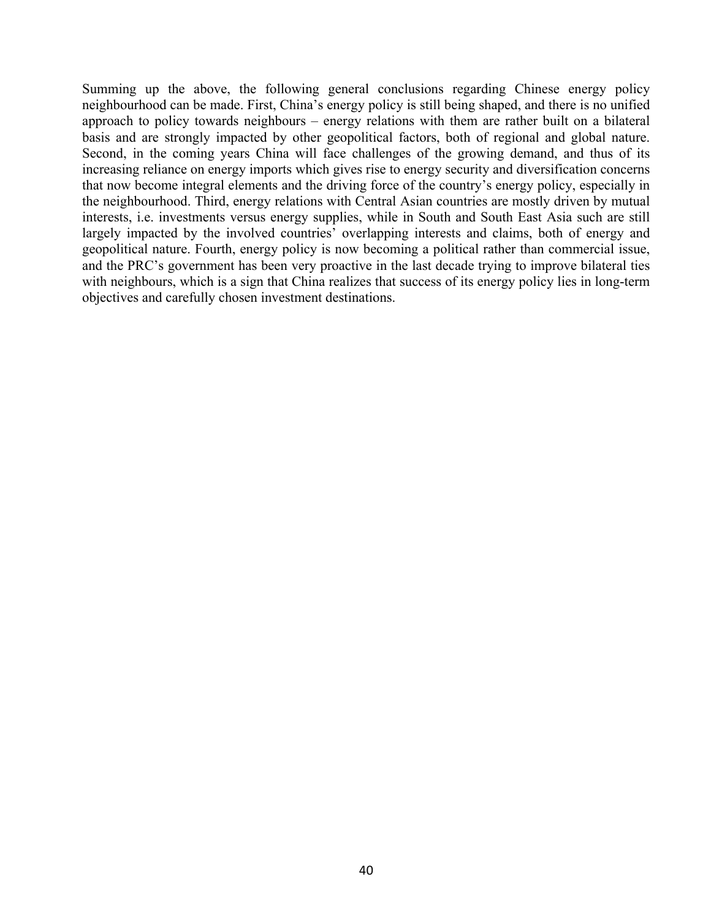Summing up the above, the following general conclusions regarding Chinese energy policy neighbourhood can be made. First, China's energy policy is still being shaped, and there is no unified approach to policy towards neighbours – energy relations with them are rather built on a bilateral basis and are strongly impacted by other geopolitical factors, both of regional and global nature. Second, in the coming years China will face challenges of the growing demand, and thus of its increasing reliance on energy imports which gives rise to energy security and diversification concerns that now become integral elements and the driving force of the country's energy policy, especially in the neighbourhood. Third, energy relations with Central Asian countries are mostly driven by mutual interests, i.e. investments versus energy supplies, while in South and South East Asia such are still largely impacted by the involved countries' overlapping interests and claims, both of energy and geopolitical nature. Fourth, energy policy is now becoming a political rather than commercial issue, and the PRC's government has been very proactive in the last decade trying to improve bilateral ties with neighbours, which is a sign that China realizes that success of its energy policy lies in long-term objectives and carefully chosen investment destinations.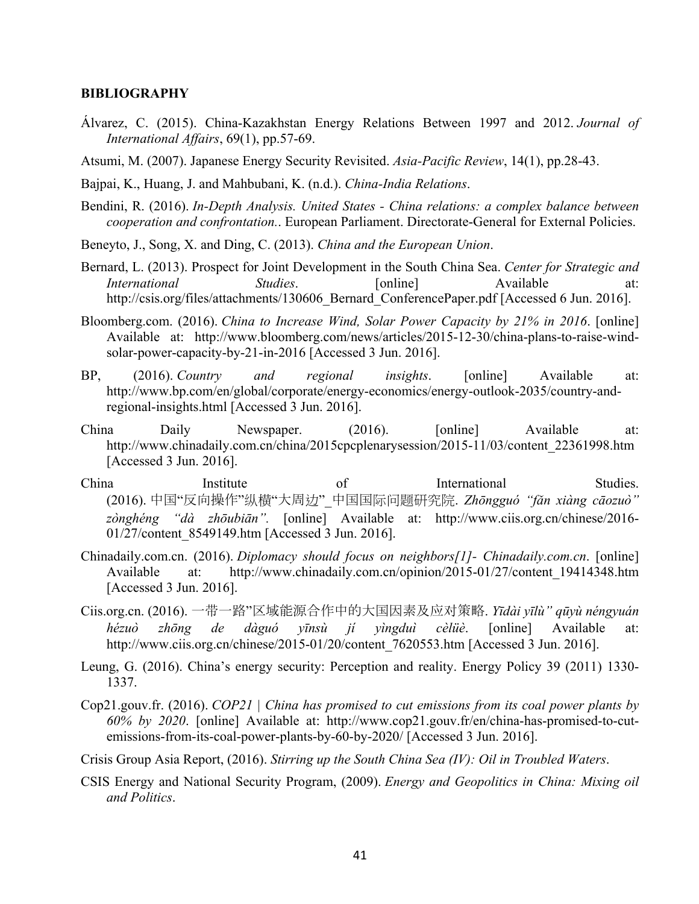**BIBLIOGRAPHY**

Álvarez, C. (2015). China-Kazakhstan Energy Relations Between 1997 and 2012. *Journal of International Affairs*, 69(1), pp.57-69.

Atsumi, M. (2007). Japanese Energy Security Revisited. *Asia-Pacific Review*, 14(1), pp.28-43.

Bajpai, K., Huang, J. and Mahbubani, K. (n.d.). *China-India Relations*.

Bendini, R. (2016). *In-Depth Analysis. United States - China relations: a complex balance between cooperation and confrontation.*. European Parliament. Directorate-General for External Policies.

Beneyto, J., Song, X. and Ding, C. (2013). *China and the European Union*.

Bernard, L. (2013). Prospect for Joint Development in the South China Sea. *Center for Strategic and International Studies*. [online] Available at: http://csis.org/files/attachments/130606_Bernard_ConferencePaper.pdf [Accessed 6 Jun. 2016].

Bloomberg.com. (2016). *China to Increase Wind, Solar Power Capacity by 21% in 2016*. [online] Available at: http://www.bloomberg.com/news/articles/2015-12-30/china-plans-to-raise-wind-solar-power-capacity-by-21-in-2016 [Accessed 3 Jun. 2016].

BP, (2016). *Country and regional insights*. [online] Available at: http://www.bp.com/en/global/corporate/energy-economics/energy-outlook-2035/country-and-regional-insights.html [Accessed 3 Jun. 2016].

China Daily Newspaper. (2016). [online] Available at: http://www.chinadaily.com.cn/china/2015cpcplenarysession/2015-11/03/content_22361998.htm [Accessed 3 Jun. 2016].

China Institute of International Studies. (2016). 中国“反向操作”纵横“大周边”_中国国际问题研究院. *Zhōngguó “fǎn xiàng cāozuò” zònghéng “dà zhōubiān”*. [online] Available at: http://www.ciis.org.cn/chinese/2016-01/27/content_8549149.htm [Accessed 3 Jun. 2016].

Chinadaily.com.cn. (2016). *Diplomacy should focus on neighbors[1]- Chinadaily.com.cn*. [online] Available at: http://www.chinadaily.com.cn/opinion/2015-01/27/content_19414348.htm [Accessed 3 Jun. 2016].

Ciis.org.cn. (2016). 一带一路”区域能源合作中的大国因素及应对策略. *Yīdài yīlù” qūyù néngyuán hézuò zhōng de dàguó yīnsù jí yìngduì cèlüè*. [online] Available at: http://www.ciis.org.cn/chinese/2015-01/20/content_7620553.htm [Accessed 3 Jun. 2016].

Leung, G. (2016). China’s energy security: Perception and reality. Energy Policy 39 (2011) 1330-1337.

Cop21.gouv.fr. (2016). *COP21 | China has promised to cut emissions from its coal power plants by 60% by 2020*. [online] Available at: http://www.cop21.gouv.fr/en/china-has-promised-to-cut-emissions-from-its-coal-power-plants-by-60-by-2020/ [Accessed 3 Jun. 2016].

Crisis Group Asia Report, (2016). *Stirring up the South China Sea (IV): Oil in Troubled Waters*.

CSIS Energy and National Security Program, (2009). *Energy and Geopolitics in China: Mixing oil and Politics*.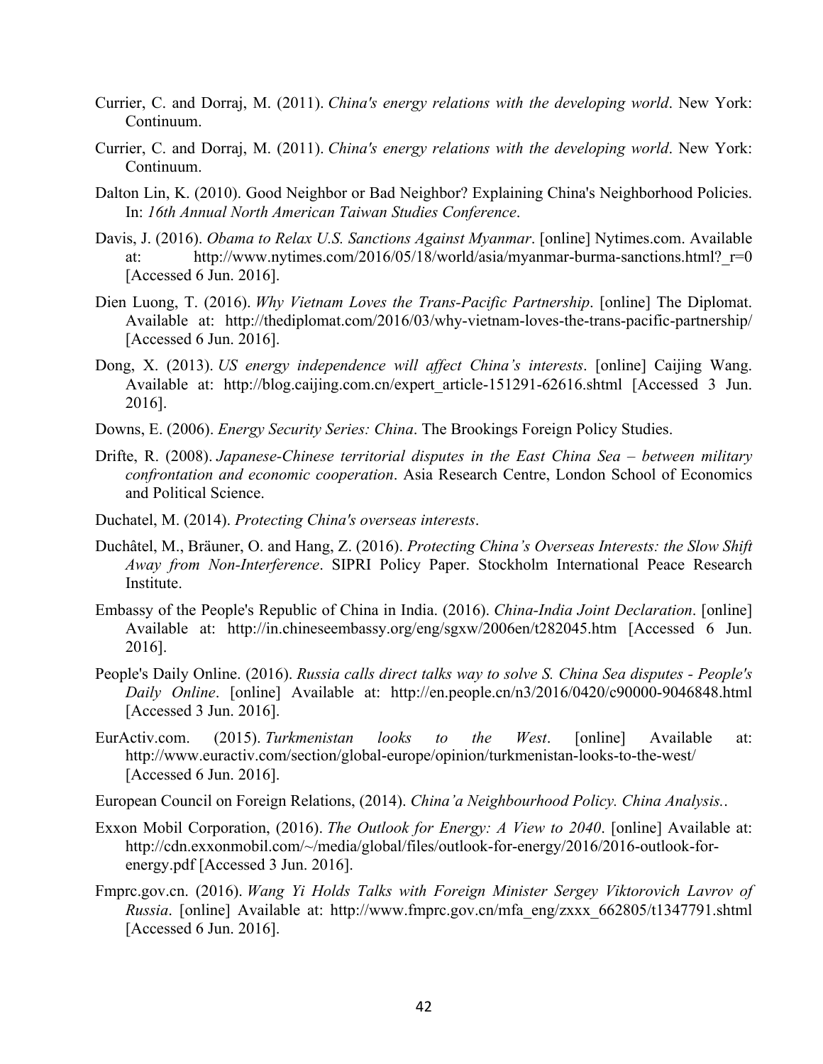Currier, C. and Dorraj, M. (2011). *China's energy relations with the developing world*. New York: Continuum.

Currier, C. and Dorraj, M. (2011). *China's energy relations with the developing world*. New York: Continuum.

Dalton Lin, K. (2010). Good Neighbor or Bad Neighbor? Explaining China's Neighborhood Policies. In: *16th Annual North American Taiwan Studies Conference*.

Davis, J. (2016). *Obama to Relax U.S. Sanctions Against Myanmar*. [online] Nytimes.com. Available at: http://www.nytimes.com/2016/05/18/world/asia/myanmar-burma-sanctions.html?_r=0 [Accessed 6 Jun. 2016].

Dien Luong, T. (2016). *Why Vietnam Loves the Trans-Pacific Partnership*. [online] The Diplomat. Available at: http://thediplomat.com/2016/03/why-vietnam-loves-the-trans-pacific-partnership/ [Accessed 6 Jun. 2016].

Dong, X. (2013). *US energy independence will affect China's interests*. [online] Caijing Wang. Available at: http://blog.caijing.com.cn/expert_article-151291-62616.shtml [Accessed 3 Jun. 2016].

Downs, E. (2006). *Energy Security Series: China*. The Brookings Foreign Policy Studies.

Drifte, R. (2008). *Japanese-Chinese territorial disputes in the East China Sea – between military confrontation and economic cooperation*. Asia Research Centre, London School of Economics and Political Science.

Duchatel, M. (2014). *Protecting China's overseas interests*.

Duchâtel, M., Bräuner, O. and Hang, Z. (2016). *Protecting China's Overseas Interests: the Slow Shift Away from Non-Interference*. SIPRI Policy Paper. Stockholm International Peace Research Institute.

Embassy of the People's Republic of China in India. (2016). *China-India Joint Declaration*. [online] Available at: http://in.chineseembassy.org/eng/sgxw/2006en/t282045.htm [Accessed 6 Jun. 2016].

People's Daily Online. (2016). *Russia calls direct talks way to solve S. China Sea disputes - People's Daily Online*. [online] Available at: http://en.people.cn/n3/2016/0420/c90000-9046848.html [Accessed 3 Jun. 2016].

EurActiv.com. (2015). *Turkmenistan looks to the West*. [online] Available at: http://www.euractiv.com/section/global-europe/opinion/turkmenistan-looks-to-the-west/ [Accessed 6 Jun. 2016].

European Council on Foreign Relations, (2014). *China'a Neighbourhood Policy. China Analysis.*.

Exxon Mobil Corporation, (2016). *The Outlook for Energy: A View to 2040*. [online] Available at: http://cdn.exxonmobil.com/~/media/global/files/outlook-for-energy/2016/2016-outlook-for-energy.pdf [Accessed 3 Jun. 2016].

Fmprc.gov.cn. (2016). *Wang Yi Holds Talks with Foreign Minister Sergey Viktorovich Lavrov of Russia*. [online] Available at: http://www.fmprc.gov.cn/mfa_eng/zxxx_662805/t1347791.shtml [Accessed 6 Jun. 2016].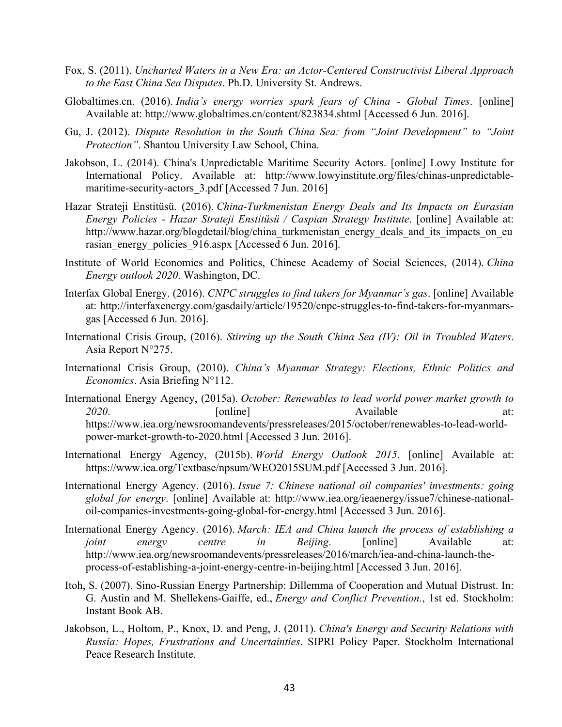Fox, S. (2011). *Uncharted Waters in a New Era: an Actor-Centered Constructivist Liberal Approach to the East China Sea Disputes*. Ph.D. University St. Andrews.

Globaltimes.cn. (2016). *India's energy worries spark fears of China - Global Times*. [online] Available at: http://www.globaltimes.cn/content/823834.shtml [Accessed 6 Jun. 2016].

Gu, J. (2012). *Dispute Resolution in the South China Sea: from "Joint Development" to "Joint Protection"*. Shantou University Law School, China.

Jakobson, L. (2014). China's Unpredictable Maritime Security Actors. [online] Lowy Institute for International Policy. Available at: http://www.lowyinstitute.org/files/chinas-unpredictable-maritime-security-actors_3.pdf [Accessed 7 Jun. 2016]

Hazar Strateji Enstitüsü. (2016). *China-Turkmenistan Energy Deals and Its Impacts on Eurasian Energy Policies - Hazar Strateji Enstitüsü / Caspian Strategy Institute*. [online] Available at: http://www.hazar.org/blogdetail/blog/china_turkmenistan_energy_deals_and_its_impacts_on_eurasian_energy_policies_916.aspx [Accessed 6 Jun. 2016].

Institute of World Economics and Politics, Chinese Academy of Social Sciences, (2014). *China Energy outlook 2020*. Washington, DC.

Interfax Global Energy. (2016). *CNPC struggles to find takers for Myanmar's gas*. [online] Available at: http://interfaxenergy.com/gasdaily/article/19520/cnpc-struggles-to-find-takers-for-myanmars-gas [Accessed 6 Jun. 2016].

International Crisis Group, (2016). *Stirring up the South China Sea (IV): Oil in Troubled Waters*. Asia Report N°275.

International Crisis Group, (2010). *China's Myanmar Strategy: Elections, Ethnic Politics and Economics*. Asia Briefing N°112.

International Energy Agency, (2015a). *October: Renewables to lead world power market growth to 2020*. [online] Available at: https://www.iea.org/newsroomandevents/pressreleases/2015/october/renewables-to-lead-world-power-market-growth-to-2020.html [Accessed 3 Jun. 2016].

International Energy Agency, (2015b). *World Energy Outlook 2015*. [online] Available at: https://www.iea.org/Textbase/npsum/WEO2015SUM.pdf [Accessed 3 Jun. 2016].

International Energy Agency. (2016). *Issue 7: Chinese national oil companies' investments: going global for energy*. [online] Available at: http://www.iea.org/ieaenergy/issue7/chinese-national-oil-companies-investments-going-global-for-energy.html [Accessed 3 Jun. 2016].

International Energy Agency. (2016). *March: IEA and China launch the process of establishing a joint energy centre in Beijing*. [online] Available at: http://www.iea.org/newsroomandevents/pressreleases/2016/march/iea-and-china-launch-the-process-of-establishing-a-joint-energy-centre-in-beijing.html [Accessed 3 Jun. 2016].

Itoh, S. (2007). Sino-Russian Energy Partnership: Dillemma of Cooperation and Mutual Distrust. In: G. Austin and M. Shellekens-Gaiffe, ed., *Energy and Conflict Prevention.*, 1st ed. Stockholm: Instant Book AB.

Jakobson, L., Holtom, P., Knox, D. and Peng, J. (2011). *China's Energy and Security Relations with Russia: Hopes, Frustrations and Uncertainties*. SIPRI Policy Paper. Stockholm International Peace Research Institute.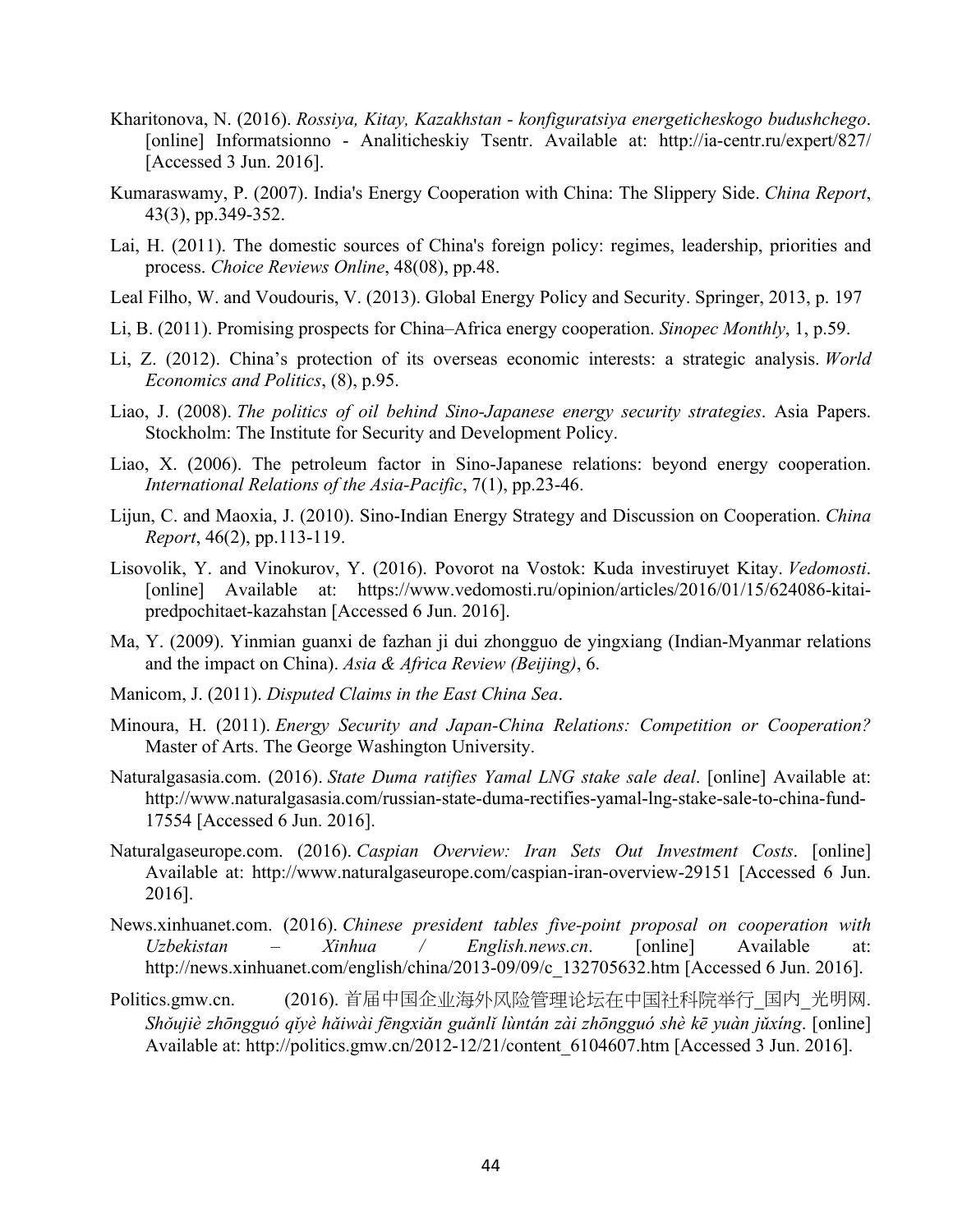Kharitonova, N. (2016). *Rossiya, Kitay, Kazakhstan - konfiguratsiya energeticheskogo budushchego*. [online] Informatsionno - Analiticheskiy Tsentr. Available at: http://ia-centr.ru/expert/827/ [Accessed 3 Jun. 2016].

Kumaraswamy, P. (2007). India's Energy Cooperation with China: The Slippery Side. *China Report*, 43(3), pp.349-352.

Lai, H. (2011). The domestic sources of China's foreign policy: regimes, leadership, priorities and process. *Choice Reviews Online*, 48(08), pp.48.

Leal Filho, W. and Voudouris, V. (2013). Global Energy Policy and Security. Springer, 2013, p. 197

Li, B. (2011). Promising prospects for China–Africa energy cooperation. *Sinopec Monthly*, 1, p.59.

Li, Z. (2012). China's protection of its overseas economic interests: a strategic analysis. *World Economics and Politics*, (8), p.95.

Liao, J. (2008). *The politics of oil behind Sino-Japanese energy security strategies*. Asia Papers. Stockholm: The Institute for Security and Development Policy.

Liao, X. (2006). The petroleum factor in Sino-Japanese relations: beyond energy cooperation. *International Relations of the Asia-Pacific*, 7(1), pp.23-46.

Lijun, C. and Maoxia, J. (2010). Sino-Indian Energy Strategy and Discussion on Cooperation. *China Report*, 46(2), pp.113-119.

Lisovolik, Y. and Vinokurov, Y. (2016). Povorot na Vostok: Kuda investiruyet Kitay. *Vedomosti*. [online] Available at: https://www.vedomosti.ru/opinion/articles/2016/01/15/624086-kitai-predpochitaet-kazahstan [Accessed 6 Jun. 2016].

Ma, Y. (2009). Yinmian guanxi de fazhan ji dui zhongguo de yingxiang (Indian-Myanmar relations and the impact on China). *Asia & Africa Review (Beijing)*, 6.

Manicom, J. (2011). *Disputed Claims in the East China Sea*.

Minoura, H. (2011). *Energy Security and Japan-China Relations: Competition or Cooperation?* Master of Arts. The George Washington University.

Naturalgasasia.com. (2016). *State Duma ratifies Yamal LNG stake sale deal*. [online] Available at: http://www.naturalgasasia.com/russian-state-duma-rectifies-yamal-lng-stake-sale-to-china-fund-17554 [Accessed 6 Jun. 2016].

Naturalgaseurope.com. (2016). *Caspian Overview: Iran Sets Out Investment Costs*. [online] Available at: http://www.naturalgaseurope.com/caspian-iran-overview-29151 [Accessed 6 Jun. 2016].

News.xinhuanet.com. (2016). *Chinese president tables five-point proposal on cooperation with Uzbekistan – Xinhua / English.news.cn*. [online] Available at: http://news.xinhuanet.com/english/china/2013-09/09/c_132705632.htm [Accessed 6 Jun. 2016].

Politics.gmw.cn. (2016). 首届中国企业海外风险管理论坛在中国社科院举行_国内_光明网. *Shǒujiè zhōngguó qǐyè hǎiwài fēngxiǎn guǎnlǐ lùntán zài zhōngguó shè kē yuàn jǔxíng*. [online] Available at: http://politics.gmw.cn/2012-12/21/content_6104607.htm [Accessed 3 Jun. 2016].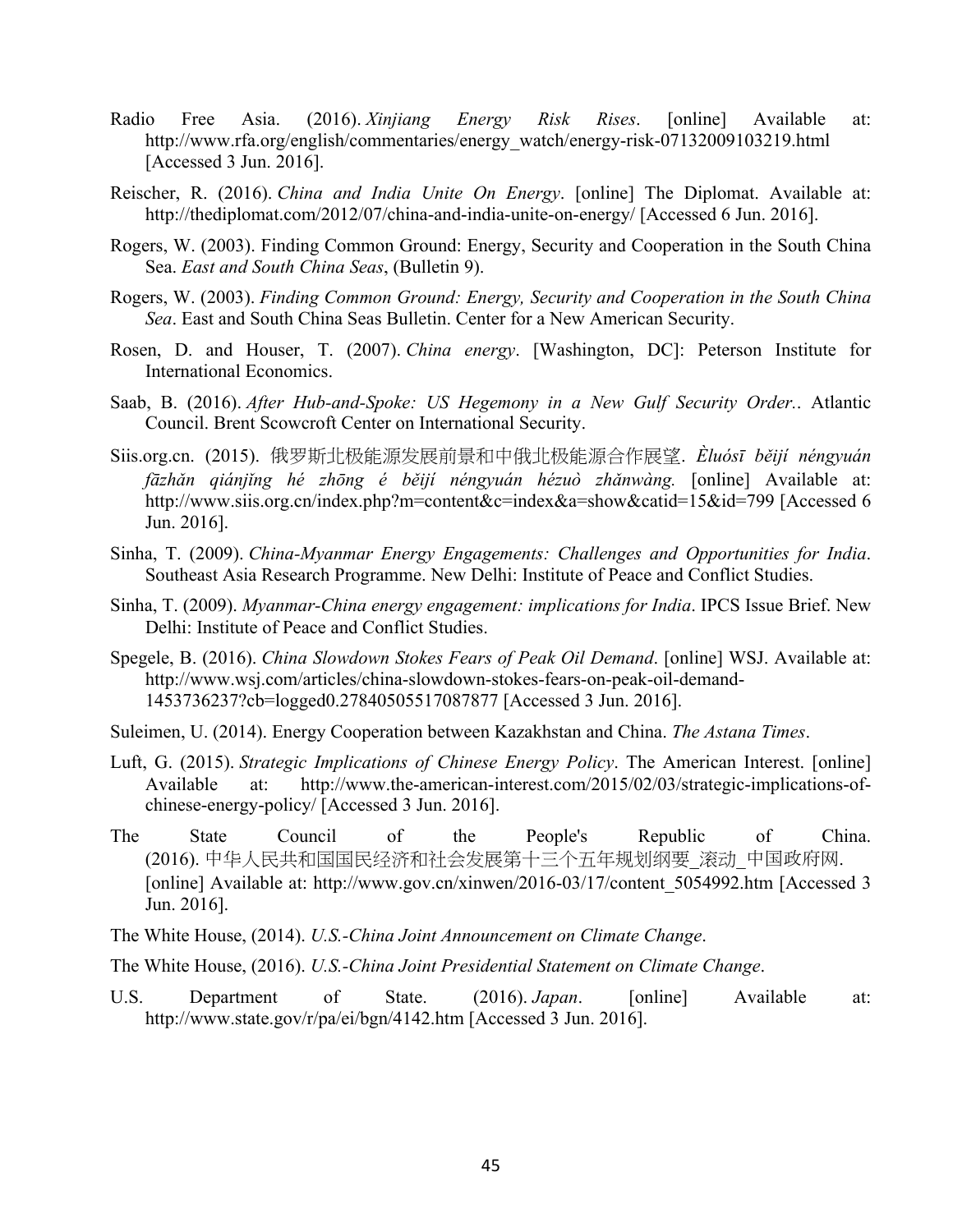Radio Free Asia. (2016). *Xinjiang Energy Risk Rises*. [online] Available at: http://www.rfa.org/english/commentaries/energy_watch/energy-risk-07132009103219.html [Accessed 3 Jun. 2016].

Reischer, R. (2016). *China and India Unite On Energy*. [online] The Diplomat. Available at: http://thediplomat.com/2012/07/china-and-india-unite-on-energy/ [Accessed 6 Jun. 2016].

Rogers, W. (2003). Finding Common Ground: Energy, Security and Cooperation in the South China Sea. *East and South China Seas*, (Bulletin 9).

Rogers, W. (2003). *Finding Common Ground: Energy, Security and Cooperation in the South China Sea*. East and South China Seas Bulletin. Center for a New American Security.

Rosen, D. and Houser, T. (2007). *China energy*. [Washington, DC]: Peterson Institute for International Economics.

Saab, B. (2016). *After Hub-and-Spoke: US Hegemony in a New Gulf Security Order.*. Atlantic Council. Brent Scowcroft Center on International Security.

Siis.org.cn. (2015). 俄罗斯北极能源发展前景和中俄北极能源合作展望. *Èluósī běijí néngyuán fāzhǎn qiánjǐng hé zhōng é běijí néngyuán hézuò zhǎnwàng.* [online] Available at: http://www.siis.org.cn/index.php?m=content&c=index&a=show&catid=15&id=799 [Accessed 6 Jun. 2016].

Sinha, T. (2009). *China-Myanmar Energy Engagements: Challenges and Opportunities for India*. Southeast Asia Research Programme. New Delhi: Institute of Peace and Conflict Studies.

Sinha, T. (2009). *Myanmar-China energy engagement: implications for India*. IPCS Issue Brief. New Delhi: Institute of Peace and Conflict Studies.

Spegele, B. (2016). *China Slowdown Stokes Fears of Peak Oil Demand*. [online] WSJ. Available at: http://www.wsj.com/articles/china-slowdown-stokes-fears-on-peak-oil-demand-1453736237?cb=logged0.27840505517087877 [Accessed 3 Jun. 2016].

Suleimen, U. (2014). Energy Cooperation between Kazakhstan and China. *The Astana Times*.

Luft, G. (2015). *Strategic Implications of Chinese Energy Policy*. The American Interest. [online] Available at: http://www.the-american-interest.com/2015/02/03/strategic-implications-of-chinese-energy-policy/ [Accessed 3 Jun. 2016].

The State Council of the People's Republic of China. (2016). 中华人民共和国国民经济和社会发展第十三个五年规划纲要_滚动_中国政府网. [online] Available at: http://www.gov.cn/xinwen/2016-03/17/content_5054992.htm [Accessed 3 Jun. 2016].

The White House, (2014). *U.S.-China Joint Announcement on Climate Change*.

The White House, (2016). *U.S.-China Joint Presidential Statement on Climate Change*.

U.S. Department of State. (2016). *Japan*. [online] Available at: http://www.state.gov/r/pa/ei/bgn/4142.htm [Accessed 3 Jun. 2016].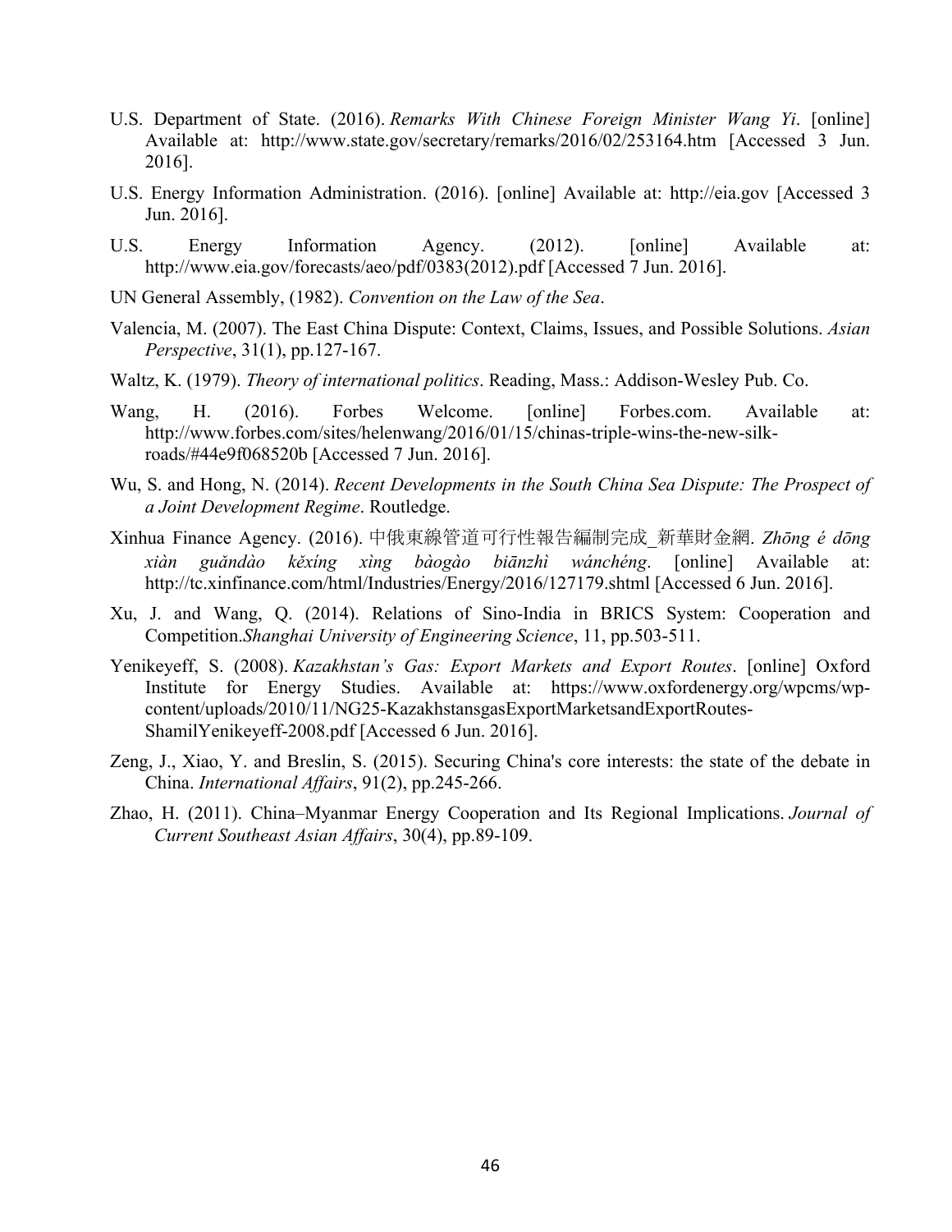U.S. Department of State. (2016). *Remarks With Chinese Foreign Minister Wang Yi*. [online] Available at: http://www.state.gov/secretary/remarks/2016/02/253164.htm [Accessed 3 Jun. 2016].

U.S. Energy Information Administration. (2016). [online] Available at: http://eia.gov [Accessed 3 Jun. 2016].

U.S. Energy Information Agency. (2012). [online] Available at: http://www.eia.gov/forecasts/aeo/pdf/0383(2012).pdf [Accessed 7 Jun. 2016].

UN General Assembly, (1982). *Convention on the Law of the Sea*.

Valencia, M. (2007). The East China Dispute: Context, Claims, Issues, and Possible Solutions. *Asian Perspective*, 31(1), pp.127-167.

Waltz, K. (1979). *Theory of international politics*. Reading, Mass.: Addison-Wesley Pub. Co.

Wang, H. (2016). Forbes Welcome. [online] Forbes.com. Available at: http://www.forbes.com/sites/helenwang/2016/01/15/chinas-triple-wins-the-new-silk-roads/#44e9f068520b [Accessed 7 Jun. 2016].

Wu, S. and Hong, N. (2014). *Recent Developments in the South China Sea Dispute: The Prospect of a Joint Development Regime*. Routledge.

Xinhua Finance Agency. (2016). 中俄東線管道可行性報告編制完成_新華財金網. *Zhōng é dōng xiàn guǎndào kěxíng xìng bàogào biānzhì wánchéng*. [online] Available at: http://tc.xinfinance.com/html/Industries/Energy/2016/127179.shtml [Accessed 6 Jun. 2016].

Xu, J. and Wang, Q. (2014). Relations of Sino-India in BRICS System: Cooperation and Competition.*Shanghai University of Engineering Science*, 11, pp.503-511.

Yenikeyeff, S. (2008). *Kazakhstan's Gas: Export Markets and Export Routes*. [online] Oxford Institute for Energy Studies. Available at: https://www.oxfordenergy.org/wpcms/wp-content/uploads/2010/11/NG25-KazakhstansgasExportMarketsandExportRoutes-ShamilYenikeyeff-2008.pdf [Accessed 6 Jun. 2016].

Zeng, J., Xiao, Y. and Breslin, S. (2015). Securing China's core interests: the state of the debate in China. *International Affairs*, 91(2), pp.245-266.

Zhao, H. (2011). China–Myanmar Energy Cooperation and Its Regional Implications. *Journal of Current Southeast Asian Affairs*, 30(4), pp.89-109.